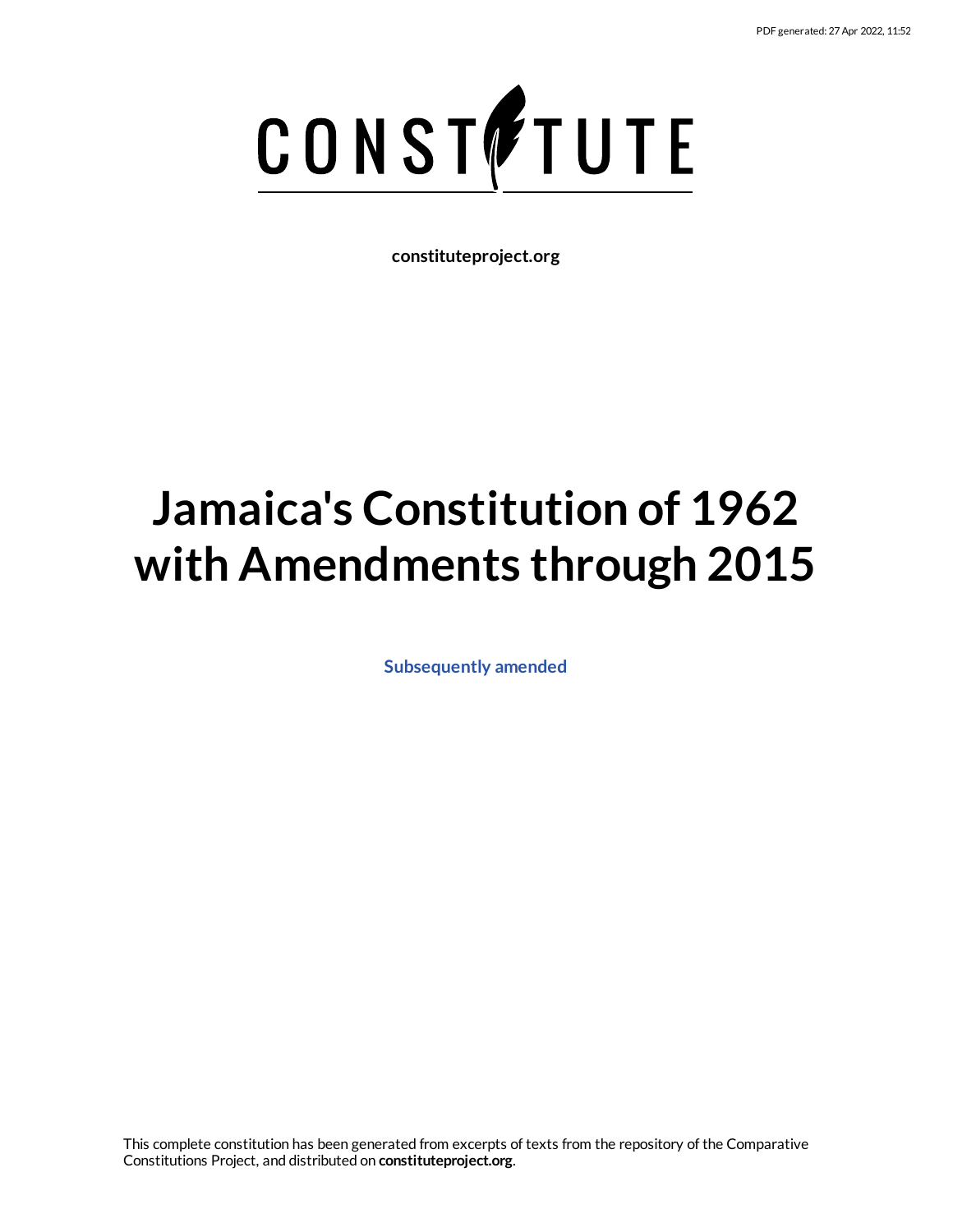# Jamaica's Constitution of 1962 with Amendments through 2015

constituteproject.org

Subsequently amended

This complete constitution has been generated from excerpts of texts from the repository of the Comparative Constitutions Project, and distributed on **constituteproject.org**.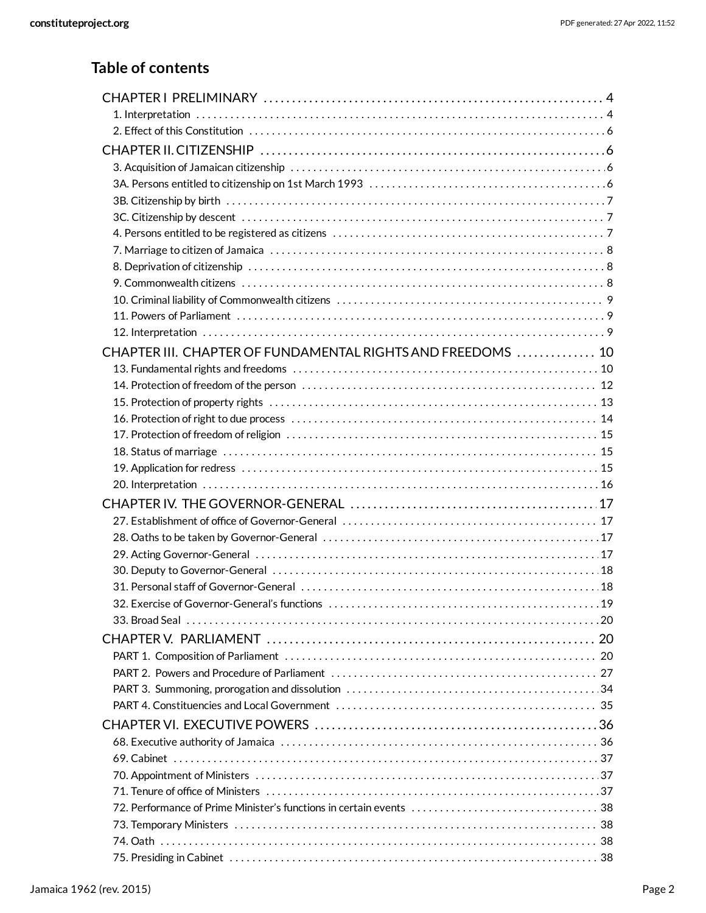## Table of contents

- CHAPTER I PRELIMINARY ..... 4
  - 1. Interpretation ..... 4
  - 2. Effect of this Constitution ..... 6
- CHAPTER II. CITIZENSHIP ..... 6
  - 3. Acquisition of Jamaican citizenship ..... 6
  - 3A. Persons entitled to citizenship on 1st March 1993 ..... 6
  - 3B. Citizenship by birth ..... 7
  - 3C. Citizenship by descent ..... 7
  - 4. Persons entitled to be registered as citizens ..... 7
  - 7. Marriage to citizen of Jamaica ..... 8
  - 8. Deprivation of citizenship ..... 8
  - 9. Commonwealth citizens ..... 8
  - 10. Criminal liability of Commonwealth citizens ..... 9
  - 11. Powers of Parliament ..... 9
  - 12. Interpretation ..... 9
- CHAPTER III. CHAPTER OF FUNDAMENTAL RIGHTS AND FREEDOMS ..... 10
  - 13. Fundamental rights and freedoms ..... 10
  - 14. Protection of freedom of the person ..... 12
  - 15. Protection of property rights ..... 13
  - 16. Protection of right to due process ..... 14
  - 17. Protection of freedom of religion ..... 15
  - 18. Status of marriage ..... 15
  - 19. Application for redress ..... 15
  - 20. Interpretation ..... 16
- CHAPTER IV. THE GOVERNOR-GENERAL ..... 17
  - 27. Establishment of office of Governor-General ..... 17
  - 28. Oaths to be taken by Governor-General ..... 17
  - 29. Acting Governor-General ..... 17
  - 30. Deputy to Governor-General ..... 18
  - 31. Personal staff of Governor-General ..... 18
  - 32. Exercise of Governor-General's functions ..... 19
  - 33. Broad Seal ..... 20
- CHAPTER V. PARLIAMENT ..... 20
  - PART 1. Composition of Parliament ..... 20
  - PART 2. Powers and Procedure of Parliament ..... 27
  - PART 3. Summoning, prorogation and dissolution ..... 34
  - PART 4. Constituencies and Local Government ..... 35
- CHAPTER VI. EXECUTIVE POWERS ..... 36
  - 68. Executive authority of Jamaica ..... 36
  - 69. Cabinet ..... 37
  - 70. Appointment of Ministers ..... 37
  - 71. Tenure of office of Ministers ..... 37
  - 72. Performance of Prime Minister's functions in certain events ..... 38
  - 73. Temporary Ministers ..... 38
  - 74. Oath ..... 38
  - 75. Presiding in Cabinet ..... 38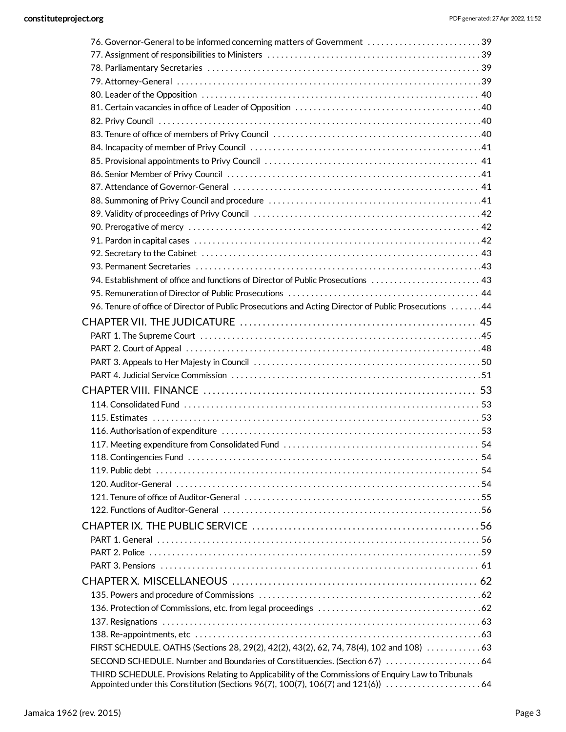- 76. Governor-General to be informed concerning matters of Government . . . . . 39
- 77. Assignment of responsibilities to Ministers . . . . . 39
- 78. Parliamentary Secretaries . . . . . 39
- 79. Attorney-General . . . . . 39
- 80. Leader of the Opposition . . . . . 40
- 81. Certain vacancies in office of Leader of Opposition . . . . . 40
- 82. Privy Council . . . . . 40
- 83. Tenure of office of members of Privy Council . . . . . 40
- 84. Incapacity of member of Privy Council . . . . . 41
- 85. Provisional appointments to Privy Council . . . . . 41
- 86. Senior Member of Privy Council . . . . . 41
- 87. Attendance of Governor-General . . . . . 41
- 88. Summoning of Privy Council and procedure . . . . . 41
- 89. Validity of proceedings of Privy Council . . . . . 42
- 90. Prerogative of mercy . . . . . 42
- 91. Pardon in capital cases . . . . . 42
- 92. Secretary to the Cabinet . . . . . 43
- 93. Permanent Secretaries . . . . . 43
- 94. Establishment of office and functions of Director of Public Prosecutions . . . . . 43
- 95. Remuneration of Director of Public Prosecutions . . . . . 44
- 96. Tenure of office of Director of Public Prosecutions and Acting Director of Public Prosecutions . . . . . 44

CHAPTER VII. THE JUDICATURE . . . . . 45
- PART 1. The Supreme Court . . . . . 45
- PART 2. Court of Appeal . . . . . 48
- PART 3. Appeals to Her Majesty in Council . . . . . 50
- PART 4. Judicial Service Commission . . . . . 51

CHAPTER VIII. FINANCE . . . . . 53
- 114. Consolidated Fund . . . . . 53
- 115. Estimates . . . . . 53
- 116. Authorisation of expenditure . . . . . 53
- 117. Meeting expenditure from Consolidated Fund . . . . . 54
- 118. Contingencies Fund . . . . . 54
- 119. Public debt . . . . . 54
- 120. Auditor-General . . . . . 54
- 121. Tenure of office of Auditor-General . . . . . 55
- 122. Functions of Auditor-General . . . . . 56

CHAPTER IX. THE PUBLIC SERVICE . . . . . 56
- PART 1. General . . . . . 56
- PART 2. Police . . . . . 59
- PART 3. Pensions . . . . . 61

CHAPTER X. MISCELLANEOUS . . . . . 62
- 135. Powers and procedure of Commissions . . . . . 62
- 136. Protection of Commissions, etc. from legal proceedings . . . . . 62
- 137. Resignations . . . . . 63
- 138. Re-appointments, etc . . . . . 63
- FIRST SCHEDULE. OATHS (Sections 28, 29(2), 42(2), 43(2), 62, 74, 78(4), 102 and 108) . . . . . 63
- SECOND SCHEDULE. Number and Boundaries of Constituencies. (Section 67) . . . . . 64
- THIRD SCHEDULE. Provisions Relating to Applicability of the Commissions of Enquiry Law to Tribunals Appointed under this Constitution (Sections 96(7), 100(7), 106(7) and 121(6)) . . . . . 64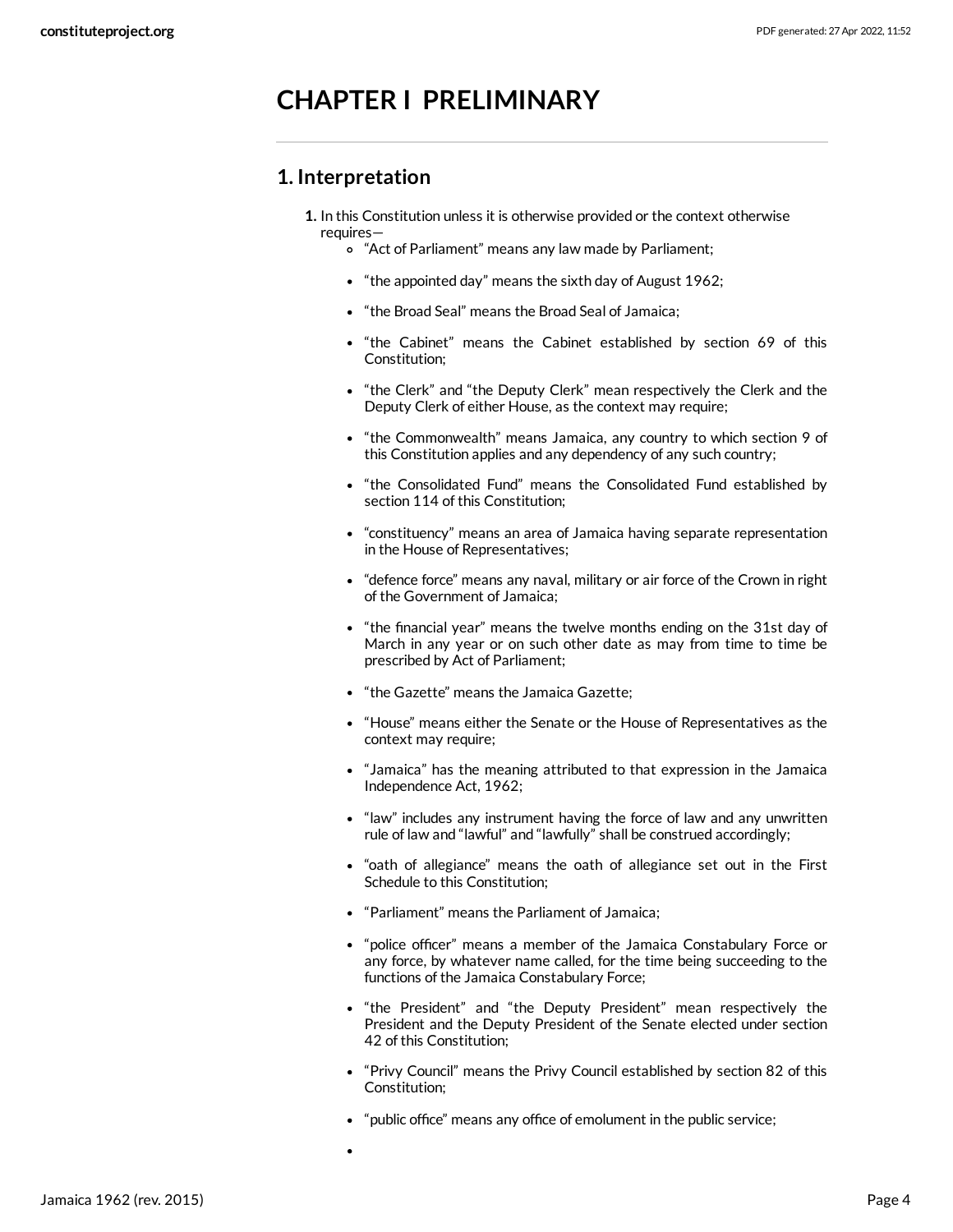# CHAPTER I PRELIMINARY

## 1. Interpretation

1. In this Constitution unless it is otherwise provided or the context otherwise requires—
   - "Act of Parliament" means any law made by Parliament;
   - "the appointed day" means the sixth day of August 1962;
   - "the Broad Seal" means the Broad Seal of Jamaica;
   - "the Cabinet" means the Cabinet established by section 69 of this Constitution;
   - "the Clerk" and "the Deputy Clerk" mean respectively the Clerk and the Deputy Clerk of either House, as the context may require;
   - "the Commonwealth" means Jamaica, any country to which section 9 of this Constitution applies and any dependency of any such country;
   - "the Consolidated Fund" means the Consolidated Fund established by section 114 of this Constitution;
   - "constituency" means an area of Jamaica having separate representation in the House of Representatives;
   - "defence force" means any naval, military or air force of the Crown in right of the Government of Jamaica;
   - "the financial year" means the twelve months ending on the 31st day of March in any year or on such other date as may from time to time be prescribed by Act of Parliament;
   - "the Gazette" means the Jamaica Gazette;
   - "House" means either the Senate or the House of Representatives as the context may require;
   - "Jamaica" has the meaning attributed to that expression in the Jamaica Independence Act, 1962;
   - "law" includes any instrument having the force of law and any unwritten rule of law and "lawful" and "lawfully" shall be construed accordingly;
   - "oath of allegiance" means the oath of allegiance set out in the First Schedule to this Constitution;
   - "Parliament" means the Parliament of Jamaica;
   - "police officer" means a member of the Jamaica Constabulary Force or any force, by whatever name called, for the time being succeeding to the functions of the Jamaica Constabulary Force;
   - "the President" and "the Deputy President" mean respectively the President and the Deputy President of the Senate elected under section 42 of this Constitution;
   - "Privy Council" means the Privy Council established by section 82 of this Constitution;
   - "public office" means any office of emolument in the public service;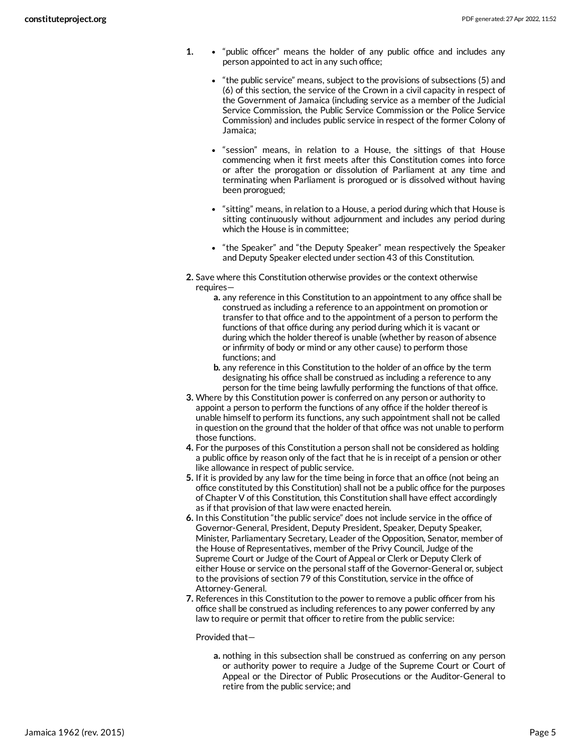1. 
    - "public officer" means the holder of any public office and includes any person appointed to act in any such office;
    - "the public service" means, subject to the provisions of subsections (5) and (6) of this section, the service of the Crown in a civil capacity in respect of the Government of Jamaica (including service as a member of the Judicial Service Commission, the Public Service Commission or the Police Service Commission) and includes public service in respect of the former Colony of Jamaica;
    - "session" means, in relation to a House, the sittings of that House commencing when it first meets after this Constitution comes into force or after the prorogation or dissolution of Parliament at any time and terminating when Parliament is prorogued or is dissolved without having been prorogued;
    - "sitting" means, in relation to a House, a period during which that House is sitting continuously without adjournment and includes any period during which the House is in committee;
    - "the Speaker" and "the Deputy Speaker" mean respectively the Speaker and Deputy Speaker elected under section 43 of this Constitution.
2. Save where this Constitution otherwise provides or the context otherwise requires—
    a. any reference in this Constitution to an appointment to any office shall be construed as including a reference to an appointment on promotion or transfer to that office and to the appointment of a person to perform the functions of that office during any period during which it is vacant or during which the holder thereof is unable (whether by reason of absence or infirmity of body or mind or any other cause) to perform those functions; and
    b. any reference in this Constitution to the holder of an office by the term designating his office shall be construed as including a reference to any person for the time being lawfully performing the functions of that office.
3. Where by this Constitution power is conferred on any person or authority to appoint a person to perform the functions of any office if the holder thereof is unable himself to perform its functions, any such appointment shall not be called in question on the ground that the holder of that office was not unable to perform those functions.
4. For the purposes of this Constitution a person shall not be considered as holding a public office by reason only of the fact that he is in receipt of a pension or other like allowance in respect of public service.
5. If it is provided by any law for the time being in force that an office (not being an office constituted by this Constitution) shall not be a public office for the purposes of Chapter V of this Constitution, this Constitution shall have effect accordingly as if that provision of that law were enacted herein.
6. In this Constitution "the public service" does not include service in the office of Governor-General, President, Deputy President, Speaker, Deputy Speaker, Minister, Parliamentary Secretary, Leader of the Opposition, Senator, member of the House of Representatives, member of the Privy Council, Judge of the Supreme Court or Judge of the Court of Appeal or Clerk or Deputy Clerk of either House or service on the personal staff of the Governor-General or, subject to the provisions of section 79 of this Constitution, service in the office of Attorney-General.
7. References in this Constitution to the power to remove a public officer from his office shall be construed as including references to any power conferred by any law to require or permit that officer to retire from the public service:

    Provided that—

    a. nothing in this subsection shall be construed as conferring on any person or authority power to require a Judge of the Supreme Court or Court of Appeal or the Director of Public Prosecutions or the Auditor-General to retire from the public service; and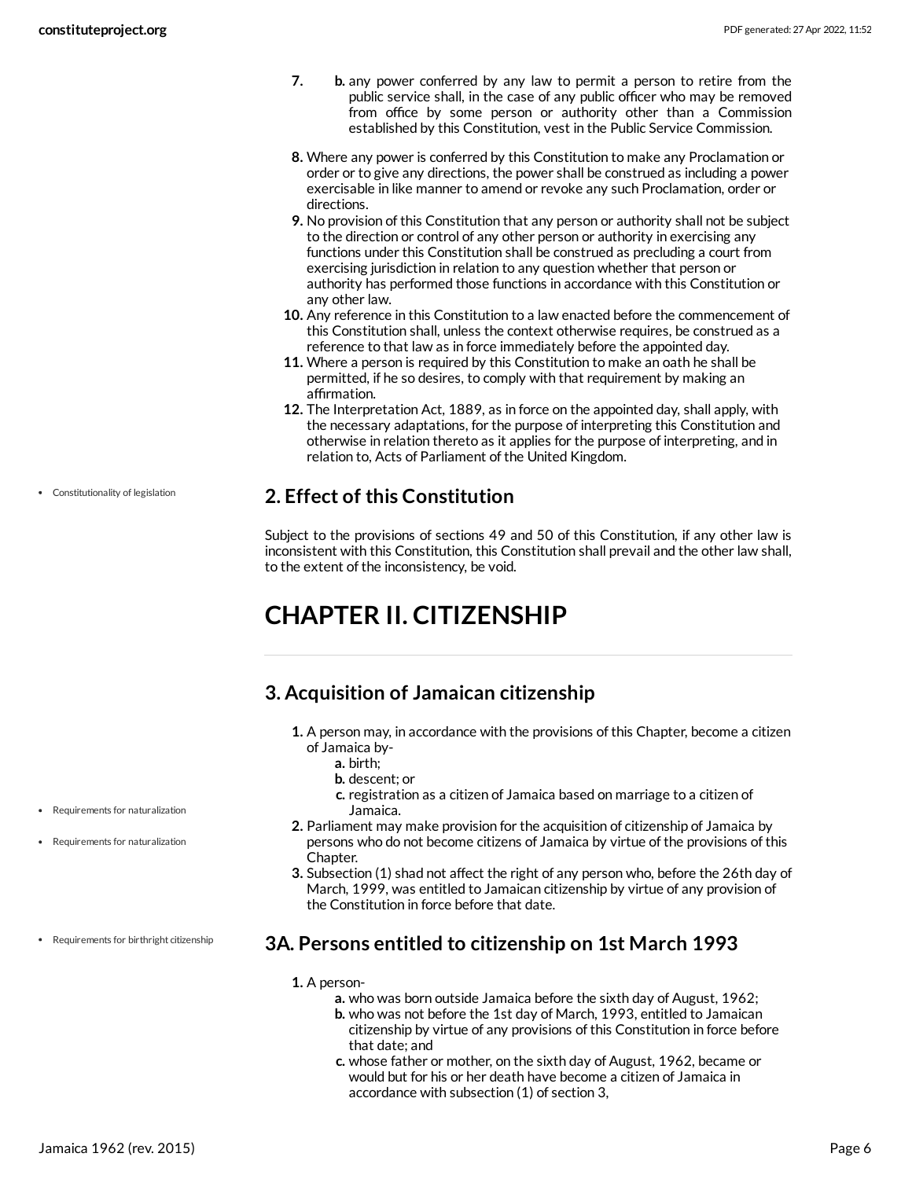7. b. any power conferred by any law to permit a person to retire from the public service shall, in the case of any public officer who may be removed from office by some person or authority other than a Commission established by this Constitution, vest in the Public Service Commission.

8. Where any power is conferred by this Constitution to make any Proclamation or order or to give any directions, the power shall be construed as including a power exercisable in like manner to amend or revoke any such Proclamation, order or directions.
9. No provision of this Constitution that any person or authority shall not be subject to the direction or control of any other person or authority in exercising any functions under this Constitution shall be construed as precluding a court from exercising jurisdiction in relation to any question whether that person or authority has performed those functions in accordance with this Constitution or any other law.
10. Any reference in this Constitution to a law enacted before the commencement of this Constitution shall, unless the context otherwise requires, be construed as a reference to that law as in force immediately before the appointed day.
11. Where a person is required by this Constitution to make an oath he shall be permitted, if he so desires, to comply with that requirement by making an affirmation.
12. The Interpretation Act, 1889, as in force on the appointed day, shall apply, with the necessary adaptations, for the purpose of interpreting this Constitution and otherwise in relation thereto as it applies for the purpose of interpreting, and in relation to, Acts of Parliament of the United Kingdom.

- Constitutionality of legislation

## 2. Effect of this Constitution

Subject to the provisions of sections 49 and 50 of this Constitution, if any other law is inconsistent with this Constitution, this Constitution shall prevail and the other law shall, to the extent of the inconsistency, be void.

# CHAPTER II. CITIZENSHIP

## 3. Acquisition of Jamaican citizenship

1. A person may, in accordance with the provisions of this Chapter, become a citizen of Jamaica by-
   a. birth;
   b. descent; or
   c. registration as a citizen of Jamaica based on marriage to a citizen of Jamaica.
2. Parliament may make provision for the acquisition of citizenship of Jamaica by persons who do not become citizens of Jamaica by virtue of the provisions of this Chapter.
3. Subsection (1) shad not affect the right of any person who, before the 26th day of March, 1999, was entitled to Jamaican citizenship by virtue of any provision of the Constitution in force before that date.

- Requirements for naturalization
- Requirements for naturalization
- Requirements for birthright citizenship

## 3A. Persons entitled to citizenship on 1st March 1993

1. A person-
   a. who was born outside Jamaica before the sixth day of August, 1962;
   b. who was not before the 1st day of March, 1993, entitled to Jamaican citizenship by virtue of any provisions of this Constitution in force before that date; and
   c. whose father or mother, on the sixth day of August, 1962, became or would but for his or her death have become a citizen of Jamaica in accordance with subsection (1) of section 3,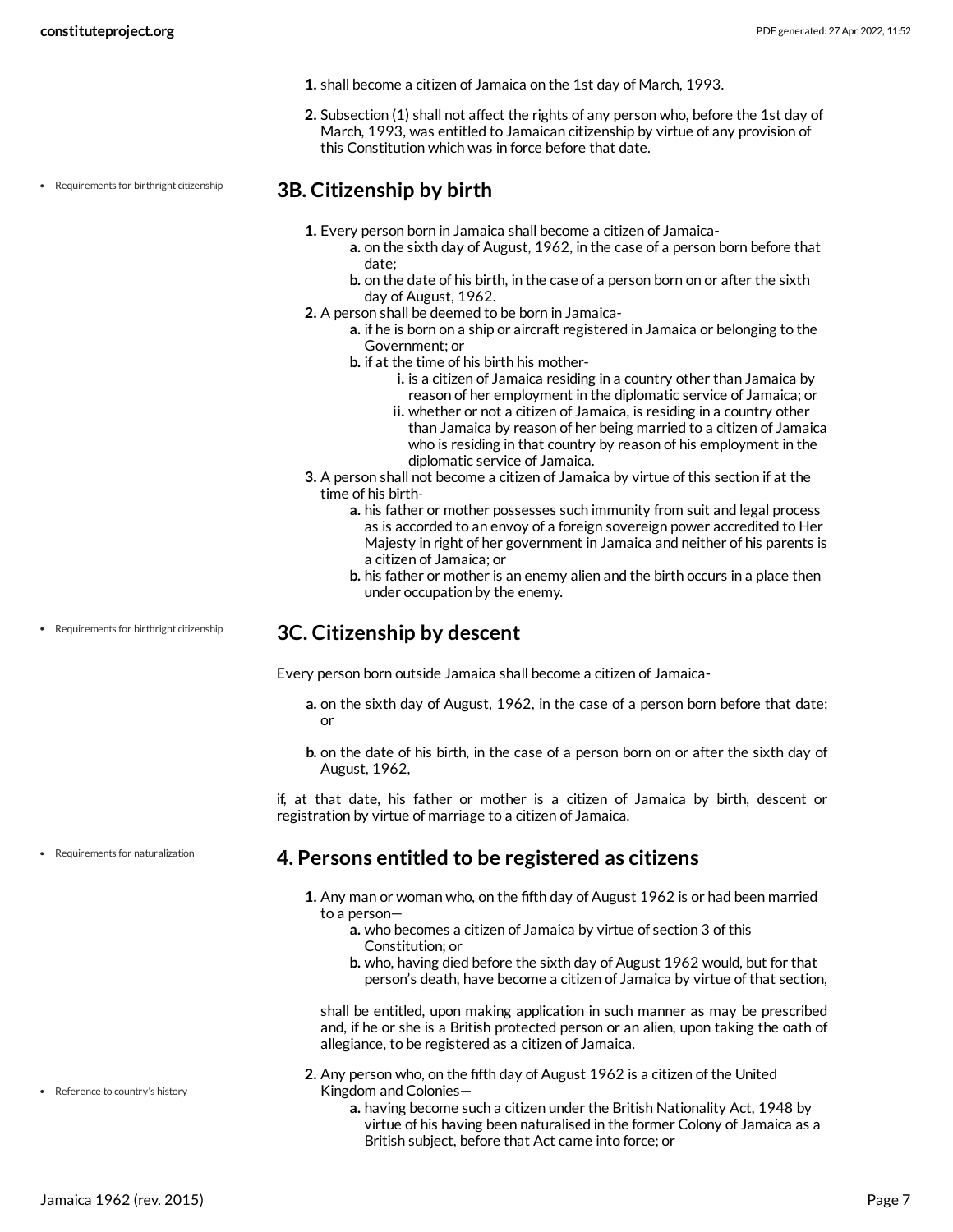1. shall become a citizen of Jamaica on the 1st day of March, 1993.
2. Subsection (1) shall not affect the rights of any person who, before the 1st day of March, 1993, was entitled to Jamaican citizenship by virtue of any provision of this Constitution which was in force before that date.

- Requirements for birthright citizenship

## 3B. Citizenship by birth

1. Every person born in Jamaica shall become a citizen of Jamaica-
   a. on the sixth day of August, 1962, in the case of a person born before that date;
   b. on the date of his birth, in the case of a person born on or after the sixth day of August, 1962.
2. A person shall be deemed to be born in Jamaica-
   a. if he is born on a ship or aircraft registered in Jamaica or belonging to the Government; or
   b. if at the time of his birth his mother-
      i. is a citizen of Jamaica residing in a country other than Jamaica by reason of her employment in the diplomatic service of Jamaica; or
      ii. whether or not a citizen of Jamaica, is residing in a country other than Jamaica by reason of her being married to a citizen of Jamaica who is residing in that country by reason of his employment in the diplomatic service of Jamaica.
3. A person shall not become a citizen of Jamaica by virtue of this section if at the time of his birth-
   a. his father or mother possesses such immunity from suit and legal process as is accorded to an envoy of a foreign sovereign power accredited to Her Majesty in right of her government in Jamaica and neither of his parents is a citizen of Jamaica; or
   b. his father or mother is an enemy alien and the birth occurs in a place then under occupation by the enemy.

- Requirements for birthright citizenship

## 3C. Citizenship by descent

Every person born outside Jamaica shall become a citizen of Jamaica-

a. on the sixth day of August, 1962, in the case of a person born before that date; or

b. on the date of his birth, in the case of a person born on or after the sixth day of August, 1962,

if, at that date, his father or mother is a citizen of Jamaica by birth, descent or registration by virtue of marriage to a citizen of Jamaica.

- Requirements for naturalization

## 4. Persons entitled to be registered as citizens

1. Any man or woman who, on the fifth day of August 1962 is or had been married to a person—
   a. who becomes a citizen of Jamaica by virtue of section 3 of this Constitution; or
   b. who, having died before the sixth day of August 1962 would, but for that person's death, have become a citizen of Jamaica by virtue of that section,

   shall be entitled, upon making application in such manner as may be prescribed and, if he or she is a British protected person or an alien, upon taking the oath of allegiance, to be registered as a citizen of Jamaica.

- Reference to country's history

2. Any person who, on the fifth day of August 1962 is a citizen of the United Kingdom and Colonies—
   a. having become such a citizen under the British Nationality Act, 1948 by virtue of his having been naturalised in the former Colony of Jamaica as a British subject, before that Act came into force; or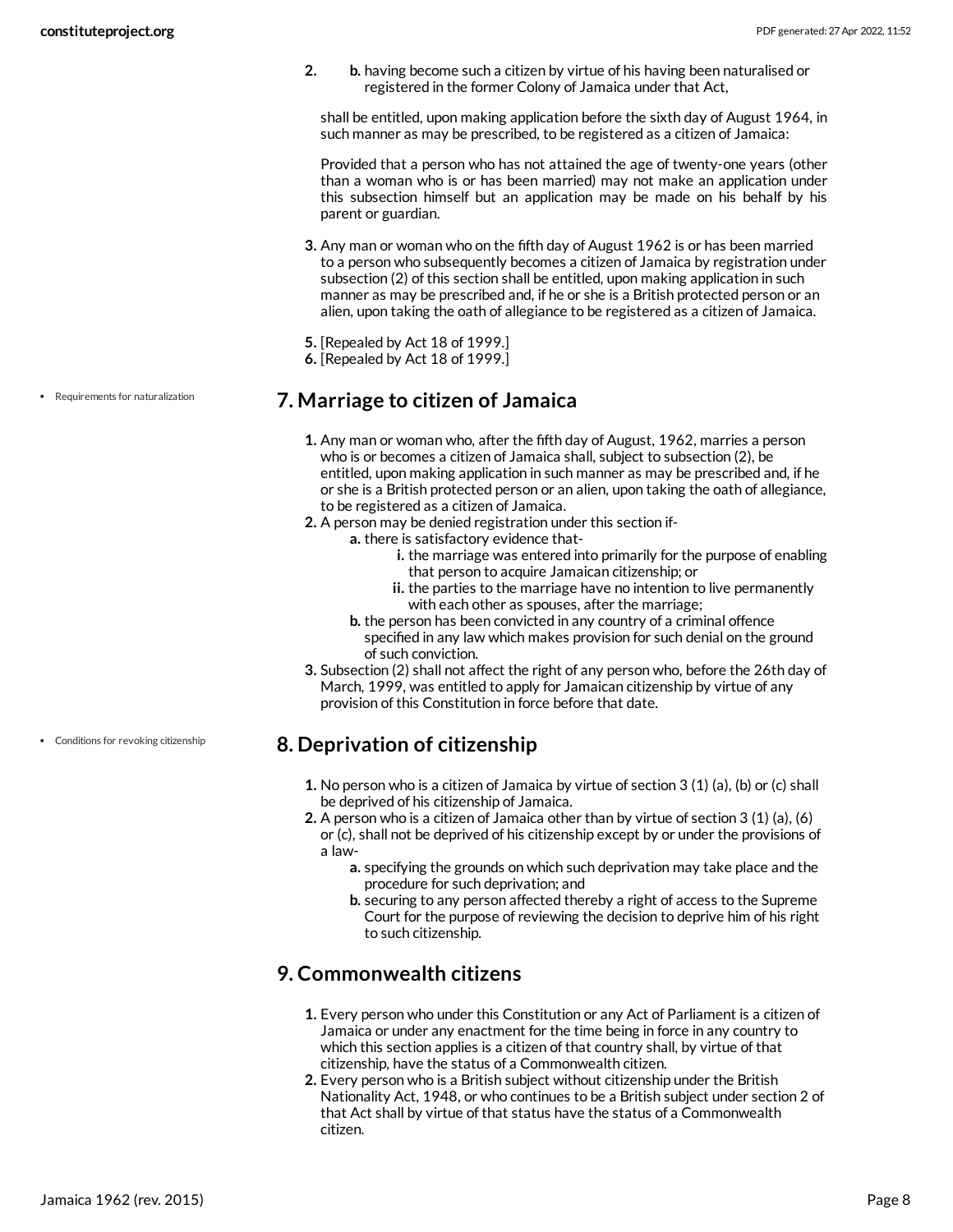2. **b.** having become such a citizen by virtue of his having been naturalised or registered in the former Colony of Jamaica under that Act,

shall be entitled, upon making application before the sixth day of August 1964, in such manner as may be prescribed, to be registered as a citizen of Jamaica:

Provided that a person who has not attained the age of twenty-one years (other than a woman who is or has been married) may not make an application under this subsection himself but an application may be made on his behalf by his parent or guardian.

3. Any man or woman who on the fifth day of August 1962 is or has been married to a person who subsequently becomes a citizen of Jamaica by registration under subsection (2) of this section shall be entitled, upon making application in such manner as may be prescribed and, if he or she is a British protected person or an alien, upon taking the oath of allegiance to be registered as a citizen of Jamaica.

5. [Repealed by Act 18 of 1999.]
6. [Repealed by Act 18 of 1999.]

- Requirements for naturalization

## 7. Marriage to citizen of Jamaica

1. Any man or woman who, after the fifth day of August, 1962, marries a person who is or becomes a citizen of Jamaica shall, subject to subsection (2), be entitled, upon making application in such manner as may be prescribed and, if he or she is a British protected person or an alien, upon taking the oath of allegiance, to be registered as a citizen of Jamaica.
2. A person may be denied registration under this section if-
   a. there is satisfactory evidence that-
      i. the marriage was entered into primarily for the purpose of enabling that person to acquire Jamaican citizenship; or
      ii. the parties to the marriage have no intention to live permanently with each other as spouses, after the marriage;
   b. the person has been convicted in any country of a criminal offence specified in any law which makes provision for such denial on the ground of such conviction.
3. Subsection (2) shall not affect the right of any person who, before the 26th day of March, 1999, was entitled to apply for Jamaican citizenship by virtue of any provision of this Constitution in force before that date.

- Conditions for revoking citizenship

## 8. Deprivation of citizenship

1. No person who is a citizen of Jamaica by virtue of section 3 (1) (a), (b) or (c) shall be deprived of his citizenship of Jamaica.
2. A person who is a citizen of Jamaica other than by virtue of section 3 (1) (a), (6) or (c), shall not be deprived of his citizenship except by or under the provisions of a law-
   a. specifying the grounds on which such deprivation may take place and the procedure for such deprivation; and
   b. securing to any person affected thereby a right of access to the Supreme Court for the purpose of reviewing the decision to deprive him of his right to such citizenship.

## 9. Commonwealth citizens

1. Every person who under this Constitution or any Act of Parliament is a citizen of Jamaica or under any enactment for the time being in force in any country to which this section applies is a citizen of that country shall, by virtue of that citizenship, have the status of a Commonwealth citizen.
2. Every person who is a British subject without citizenship under the British Nationality Act, 1948, or who continues to be a British subject under section 2 of that Act shall by virtue of that status have the status of a Commonwealth citizen.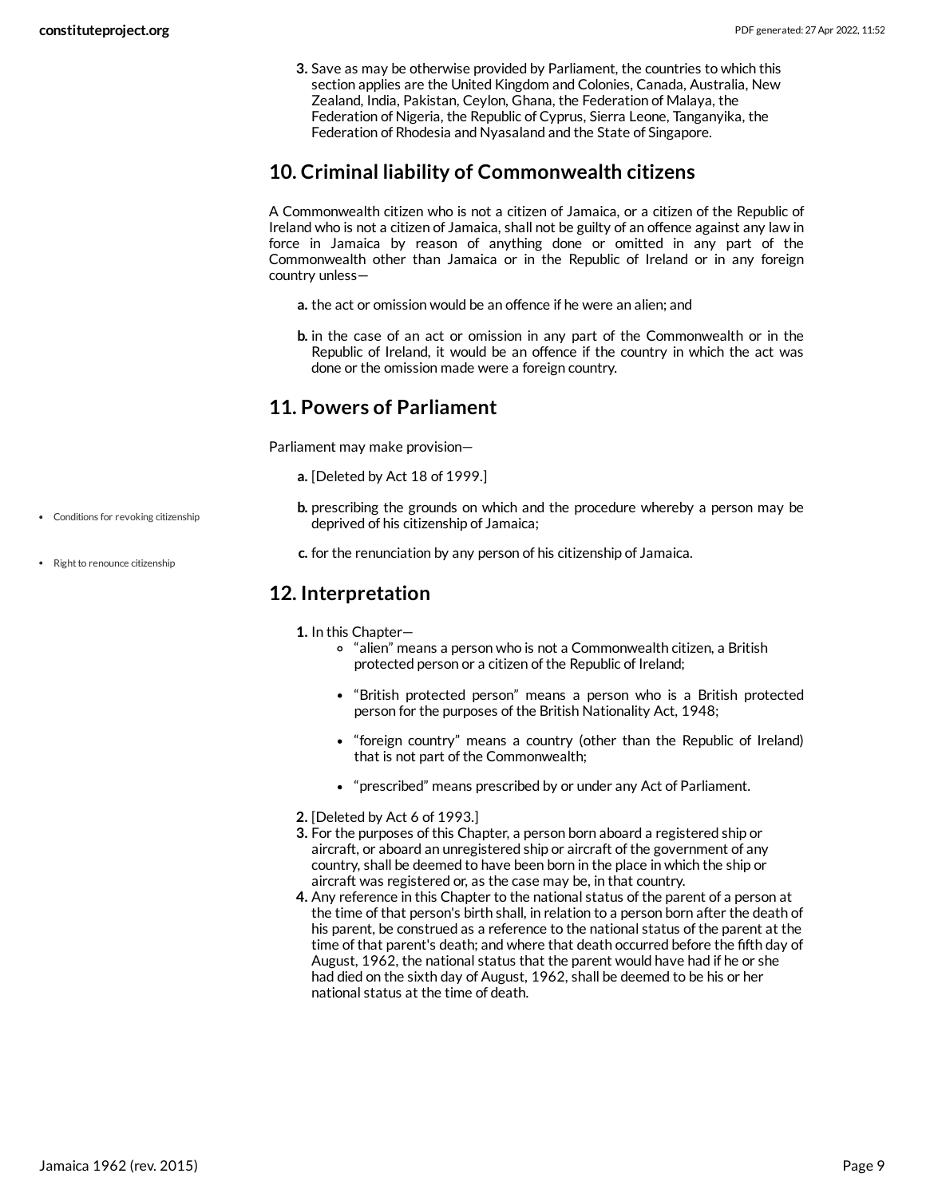3. Save as may be otherwise provided by Parliament, the countries to which this section applies are the United Kingdom and Colonies, Canada, Australia, New Zealand, India, Pakistan, Ceylon, Ghana, the Federation of Malaya, the Federation of Nigeria, the Republic of Cyprus, Sierra Leone, Tanganyika, the Federation of Rhodesia and Nyasaland and the State of Singapore.

## 10. Criminal liability of Commonwealth citizens

A Commonwealth citizen who is not a citizen of Jamaica, or a citizen of the Republic of Ireland who is not a citizen of Jamaica, shall not be guilty of an offence against any law in force in Jamaica by reason of anything done or omitted in any part of the Commonwealth other than Jamaica or in the Republic of Ireland or in any foreign country unless—

a. the act or omission would be an offence if he were an alien; and

b. in the case of an act or omission in any part of the Commonwealth or in the Republic of Ireland, it would be an offence if the country in which the act was done or the omission made were a foreign country.

## 11. Powers of Parliament

Parliament may make provision—

a. [Deleted by Act 18 of 1999.]

b. prescribing the grounds on which and the procedure whereby a person may be deprived of his citizenship of Jamaica;

c. for the renunciation by any person of his citizenship of Jamaica.

- Conditions for revoking citizenship
- Right to renounce citizenship

## 12. Interpretation

1. In this Chapter—
   - "alien" means a person who is not a Commonwealth citizen, a British protected person or a citizen of the Republic of Ireland;
   - "British protected person" means a person who is a British protected person for the purposes of the British Nationality Act, 1948;
   - "foreign country" means a country (other than the Republic of Ireland) that is not part of the Commonwealth;
   - "prescribed" means prescribed by or under any Act of Parliament.
2. [Deleted by Act 6 of 1993.]
3. For the purposes of this Chapter, a person born aboard a registered ship or aircraft, or aboard an unregistered ship or aircraft of the government of any country, shall be deemed to have been born in the place in which the ship or aircraft was registered or, as the case may be, in that country.
4. Any reference in this Chapter to the national status of the parent of a person at the time of that person's birth shall, in relation to a person born after the death of his parent, be construed as a reference to the national status of the parent at the time of that parent's death; and where that death occurred before the fifth day of August, 1962, the national status that the parent would have had if he or she had died on the sixth day of August, 1962, shall be deemed to be his or her national status at the time of death.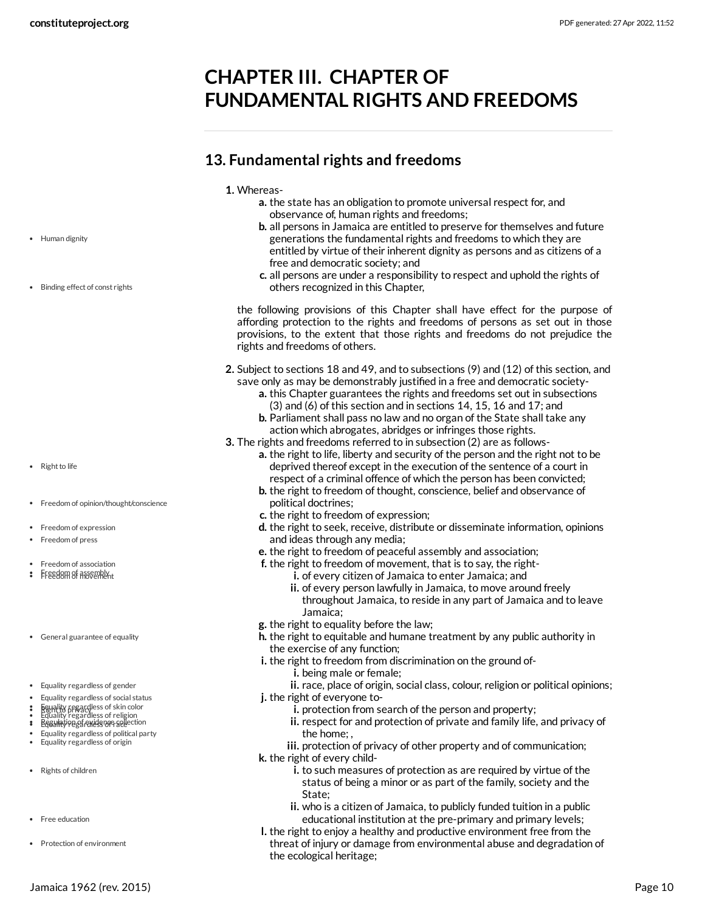# CHAPTER III. CHAPTER OF FUNDAMENTAL RIGHTS AND FREEDOMS

## 13. Fundamental rights and freedoms

1. Whereas-
   a. the state has an obligation to promote universal respect for, and observance of, human rights and freedoms;
   b. all persons in Jamaica are entitled to preserve for themselves and future generations the fundamental rights and freedoms to which they are entitled by virtue of their inherent dignity as persons and as citizens of a free and democratic society; and
   c. all persons are under a responsibility to respect and uphold the rights of others recognized in this Chapter,

   the following provisions of this Chapter shall have effect for the purpose of affording protection to the rights and freedoms of persons as set out in those provisions, to the extent that those rights and freedoms do not prejudice the rights and freedoms of others.

2. Subject to sections 18 and 49, and to subsections (9) and (12) of this section, and save only as may be demonstrably justified in a free and democratic society-
   a. this Chapter guarantees the rights and freedoms set out in subsections (3) and (6) of this section and in sections 14, 15, 16 and 17; and
   b. Parliament shall pass no law and no organ of the State shall take any action which abrogates, abridges or infringes those rights.

3. The rights and freedoms referred to in subsection (2) are as follows-
   a. the right to life, liberty and security of the person and the right not to be deprived thereof except in the execution of the sentence of a court in respect of a criminal offence of which the person has been convicted;
   b. the right to freedom of thought, conscience, belief and observance of political doctrines;
   c. the right to freedom of expression;
   d. the right to seek, receive, distribute or disseminate information, opinions and ideas through any media;
   e. the right to freedom of peaceful assembly and association;
   f. the right to freedom of movement, that is to say, the right-
      i. of every citizen of Jamaica to enter Jamaica; and
      ii. of every person lawfully in Jamaica, to move around freely throughout Jamaica, to reside in any part of Jamaica and to leave Jamaica;
   g. the right to equality before the law;
   h. the right to equitable and humane treatment by any public authority in the exercise of any function;
   i. the right to freedom from discrimination on the ground of-
      i. being male or female;
      ii. race, place of origin, social class, colour, religion or political opinions;
   j. the right of everyone to-
      i. protection from search of the person and property;
      ii. respect for and protection of private and family life, and privacy of the home; ,
      iii. protection of privacy of other property and of communication;
   k. the right of every child-
      i. to such measures of protection as are required by virtue of the status of being a minor or as part of the family, society and the State;
      ii. who is a citizen of Jamaica, to publicly funded tuition in a public educational institution at the pre-primary and primary levels;
   l. the right to enjoy a healthy and productive environment free from the threat of injury or damage from environmental abuse and degradation of the ecological heritage;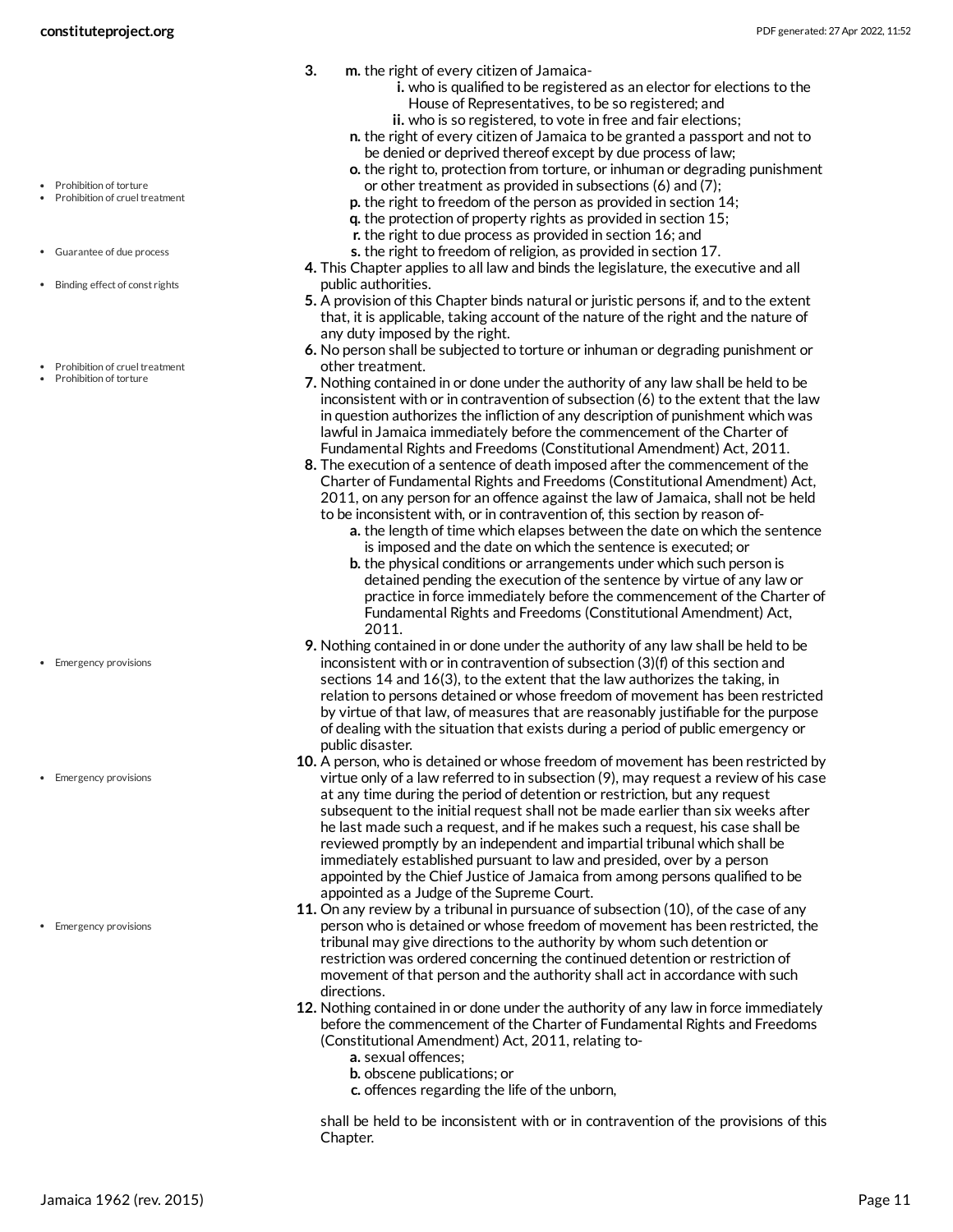3. 
   m. the right of every citizen of Jamaica-
      i. who is qualified to be registered as an elector for elections to the House of Representatives, to be so registered; and
      ii. who is so registered, to vote in free and fair elections;
   n. the right of every citizen of Jamaica to be granted a passport and not to be denied or deprived thereof except by due process of law;
   o. the right to, protection from torture, or inhuman or degrading punishment or other treatment as provided in subsections (6) and (7);
   p. the right to freedom of the person as provided in section 14;
   q. the protection of property rights as provided in section 15;
   r. the right to due process as provided in section 16; and
   s. the right to freedom of religion, as provided in section 17.
4. This Chapter applies to all law and binds the legislature, the executive and all public authorities.
5. A provision of this Chapter binds natural or juristic persons if, and to the extent that, it is applicable, taking account of the nature of the right and the nature of any duty imposed by the right.
6. No person shall be subjected to torture or inhuman or degrading punishment or other treatment.
7. Nothing contained in or done under the authority of any law shall be held to be inconsistent with or in contravention of subsection (6) to the extent that the law in question authorizes the infliction of any description of punishment which was lawful in Jamaica immediately before the commencement of the Charter of Fundamental Rights and Freedoms (Constitutional Amendment) Act, 2011.
8. The execution of a sentence of death imposed after the commencement of the Charter of Fundamental Rights and Freedoms (Constitutional Amendment) Act, 2011, on any person for an offence against the law of Jamaica, shall not be held to be inconsistent with, or in contravention of, this section by reason of-
   a. the length of time which elapses between the date on which the sentence is imposed and the date on which the sentence is executed; or
   b. the physical conditions or arrangements under which such person is detained pending the execution of the sentence by virtue of any law or practice in force immediately before the commencement of the Charter of Fundamental Rights and Freedoms (Constitutional Amendment) Act, 2011.
9. Nothing contained in or done under the authority of any law shall be held to be inconsistent with or in contravention of subsection (3)(f) of this section and sections 14 and 16(3), to the extent that the law authorizes the taking, in relation to persons detained or whose freedom of movement has been restricted by virtue of that law, of measures that are reasonably justifiable for the purpose of dealing with the situation that exists during a period of public emergency or public disaster.
10. A person, who is detained or whose freedom of movement has been restricted by virtue only of a law referred to in subsection (9), may request a review of his case at any time during the period of detention or restriction, but any request subsequent to the initial request shall not be made earlier than six weeks after he last made such a request, and if he makes such a request, his case shall be reviewed promptly by an independent and impartial tribunal which shall be immediately established pursuant to law and presided, over by a person appointed by the Chief Justice of Jamaica from among persons qualified to be appointed as a Judge of the Supreme Court.
11. On any review by a tribunal in pursuance of subsection (10), of the case of any person who is detained or whose freedom of movement has been restricted, the tribunal may give directions to the authority by whom such detention or restriction was ordered concerning the continued detention or restriction of movement of that person and the authority shall act in accordance with such directions.
12. Nothing contained in or done under the authority of any law in force immediately before the commencement of the Charter of Fundamental Rights and Freedoms (Constitutional Amendment) Act, 2011, relating to-
    a. sexual offences;
    b. obscene publications; or
    c. offences regarding the life of the unborn,

    shall be held to be inconsistent with or in contravention of the provisions of this Chapter.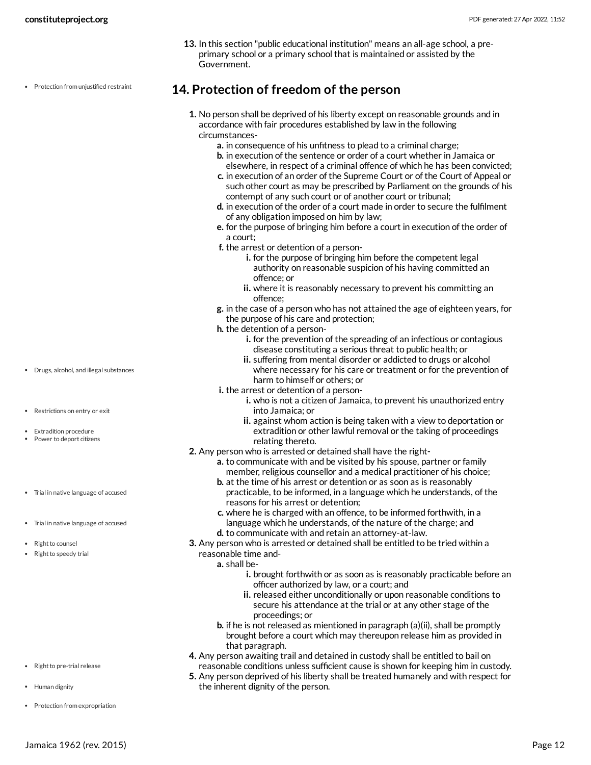13. In this section "public educational institution" means an all-age school, a pre-primary school or a primary school that is maintained or assisted by the Government.

- Protection from unjustified restraint

## 14. Protection of freedom of the person

1. No person shall be deprived of his liberty except on reasonable grounds and in accordance with fair procedures established by law in the following circumstances-
    a. in consequence of his unfitness to plead to a criminal charge;
    b. in execution of the sentence or order of a court whether in Jamaica or elsewhere, in respect of a criminal offence of which he has been convicted;
    c. in execution of an order of the Supreme Court or of the Court of Appeal or such other court as may be prescribed by Parliament on the grounds of his contempt of any such court or of another court or tribunal;
    d. in execution of the order of a court made in order to secure the fulfilment of any obligation imposed on him by law;
    e. for the purpose of bringing him before a court in execution of the order of a court;
    f. the arrest or detention of a person-
        i. for the purpose of bringing him before the competent legal authority on reasonable suspicion of his having committed an offence; or
        ii. where it is reasonably necessary to prevent his committing an offence;
    g. in the case of a person who has not attained the age of eighteen years, for the purpose of his care and protection;
    h. the detention of a person-
        i. for the prevention of the spreading of an infectious or contagious disease constituting a serious threat to public health; or
        ii. suffering from mental disorder or addicted to drugs or alcohol where necessary for his care or treatment or for the prevention of harm to himself or others; or
    i. the arrest or detention of a person-
        i. who is not a citizen of Jamaica, to prevent his unauthorized entry into Jamaica; or
        ii. against whom action is being taken with a view to deportation or extradition or other lawful removal or the taking of proceedings relating thereto.
2. Any person who is arrested or detained shall have the right-
    a. to communicate with and be visited by his spouse, partner or family member, religious counsellor and a medical practitioner of his choice;
    b. at the time of his arrest or detention or as soon as is reasonably practicable, to be informed, in a language which he understands, of the reasons for his arrest or detention;
    c. where he is charged with an offence, to be informed forthwith, in a language which he understands, of the nature of the charge; and
    d. to communicate with and retain an attorney-at-law.
3. Any person who is arrested or detained shall be entitled to be tried within a reasonable time and-
    a. shall be-
        i. brought forthwith or as soon as is reasonably practicable before an officer authorized by law, or a court; and
        ii. released either unconditionally or upon reasonable conditions to secure his attendance at the trial or at any other stage of the proceedings; or
    b. if he is not released as mientioned in paragraph (a)(ii), shall be promptly brought before a court which may thereupon release him as provided in that paragraph.
4. Any person awaiting trail and detained in custody shall be entitled to bail on reasonable conditions unless sufficient cause is shown for keeping him in custody.
5. Any person deprived of his liberty shall be treated humanely and with respect for the inherent dignity of the person.

- Drugs, alcohol, and illegal substances
- Restrictions on entry or exit
- Extradition procedure
- Power to deport citizens
- Trial in native language of accused
- Trial in native language of accused
- Right to counsel
- Right to speedy trial
- Right to pre-trial release
- Human dignity
- Protection from expropriation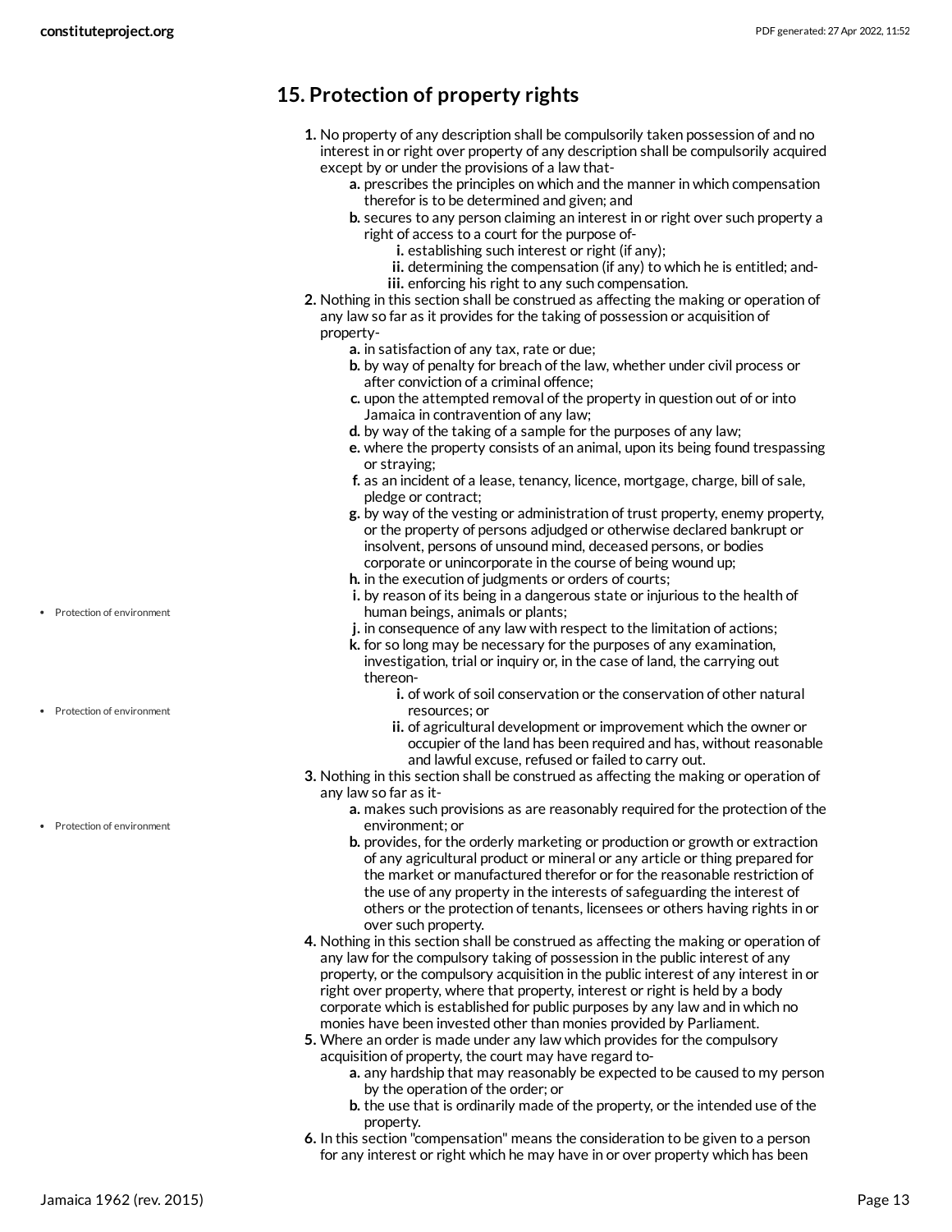## 15. Protection of property rights

1. No property of any description shall be compulsorily taken possession of and no interest in or right over property of any description shall be compulsorily acquired except by or under the provisions of a law that-
   a. prescribes the principles on which and the manner in which compensation therefor is to be determined and given; and
   b. secures to any person claiming an interest in or right over such property a right of access to a court for the purpose of-
      i. establishing such interest or right (if any);
      ii. determining the compensation (if any) to which he is entitled; and-
      iii. enforcing his right to any such compensation.
2. Nothing in this section shall be construed as affecting the making or operation of any law so far as it provides for the taking of possession or acquisition of property-
   a. in satisfaction of any tax, rate or due;
   b. by way of penalty for breach of the law, whether under civil process or after conviction of a criminal offence;
   c. upon the attempted removal of the property in question out of or into Jamaica in contravention of any law;
   d. by way of the taking of a sample for the purposes of any law;
   e. where the property consists of an animal, upon its being found trespassing or straying;
   f. as an incident of a lease, tenancy, licence, mortgage, charge, bill of sale, pledge or contract;
   g. by way of the vesting or administration of trust property, enemy property, or the property of persons adjudged or otherwise declared bankrupt or insolvent, persons of unsound mind, deceased persons, or bodies corporate or unincorporate in the course of being wound up;
   h. in the execution of judgments or orders of courts;
   i. by reason of its being in a dangerous state or injurious to the health of human beings, animals or plants;
   j. in consequence of any law with respect to the limitation of actions;
   k. for so long may be necessary for the purposes of any examination, investigation, trial or inquiry or, in the case of land, the carrying out thereon-
      i. of work of soil conservation or the conservation of other natural resources; or
      ii. of agricultural development or improvement which the owner or occupier of the land has been required and has, without reasonable and lawful excuse, refused or failed to carry out.
3. Nothing in this section shall be construed as affecting the making or operation of any law so far as it-
   a. makes such provisions as are reasonably required for the protection of the environment; or
   b. provides, for the orderly marketing or production or growth or extraction of any agricultural product or mineral or any article or thing prepared for the market or manufactured therefor or for the reasonable restriction of the use of any property in the interests of safeguarding the interest of others or the protection of tenants, licensees or others having rights in or over such property.
4. Nothing in this section shall be construed as affecting the making or operation of any law for the compulsory taking of possession in the public interest of any property, or the compulsory acquisition in the public interest of any interest in or right over property, where that property, interest or right is held by a body corporate which is established for public purposes by any law and in which no monies have been invested other than monies provided by Parliament.
5. Where an order is made under any law which provides for the compulsory acquisition of property, the court may have regard to-
   a. any hardship that may reasonably be expected to be caused to my person by the operation of the order; or
   b. the use that is ordinarily made of the property, or the intended use of the property.
6. In this section "compensation" means the consideration to be given to a person for any interest or right which he may have in or over property which has been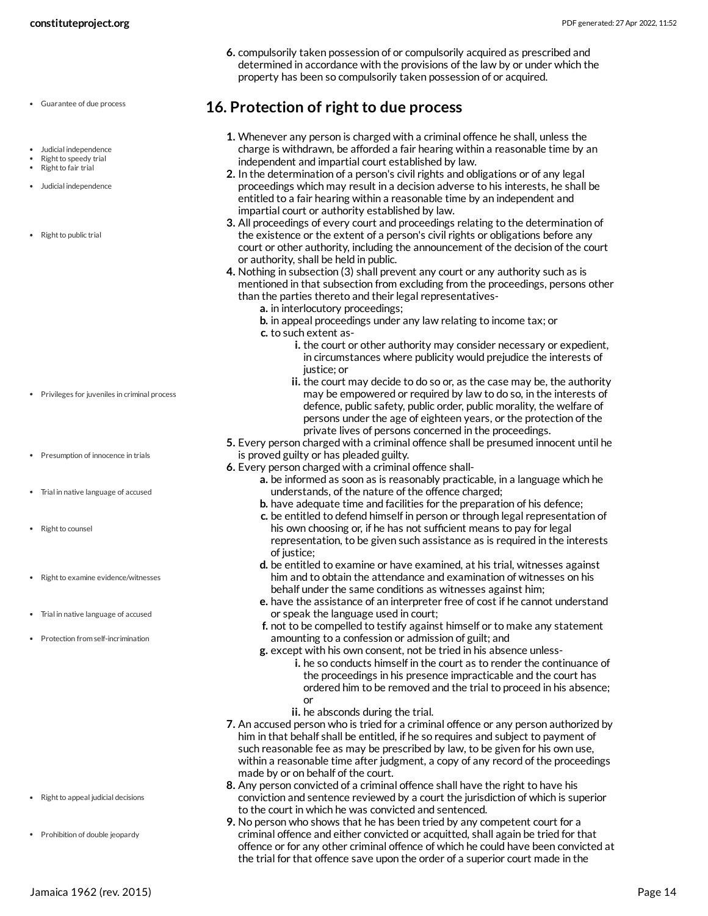6. compulsorily taken possession of or compulsorily acquired as prescribed and determined in accordance with the provisions of the law by or under which the property has been so compulsorily taken possession of or acquired.

- Guarantee of due process

## 16. Protection of right to due process

- Judicial independence
- Right to speedy trial
- Right to fair trial
- Judicial independence
- Right to public trial

1. Whenever any person is charged with a criminal offence he shall, unless the charge is withdrawn, be afforded a fair hearing within a reasonable time by an independent and impartial court established by law.
2. In the determination of a person's civil rights and obligations or of any legal proceedings which may result in a decision adverse to his interests, he shall be entitled to a fair hearing within a reasonable time by an independent and impartial court or authority established by law.
3. All proceedings of every court and proceedings relating to the determination of the existence or the extent of a person's civil rights or obligations before any court or other authority, including the announcement of the decision of the court or authority, shall be held in public.
4. Nothing in subsection (3) shall prevent any court or any authority such as is mentioned in that subsection from excluding from the proceedings, persons other than the parties thereto and their legal representatives-
   a. in interlocutory proceedings;
   b. in appeal proceedings under any law relating to income tax; or
   c. to such extent as-
      i. the court or other authority may consider necessary or expedient, in circumstances where publicity would prejudice the interests of justice; or
      ii. the court may decide to do so or, as the case may be, the authority may be empowered or required by law to do so, in the interests of defence, public safety, public order, public morality, the welfare of persons under the age of eighteen years, or the protection of the private lives of persons concerned in the proceedings.

- Privileges for juveniles in criminal process
- Presumption of innocence in trials

5. Every person charged with a criminal offence shall be presumed innocent until he is proved guilty or has pleaded guilty.
6. Every person charged with a criminal offence shall-
   a. be informed as soon as is reasonably practicable, in a language which he understands, of the nature of the offence charged;
   b. have adequate time and facilities for the preparation of his defence;
   c. be entitled to defend himself in person or through legal representation of his own choosing or, if he has not sufficient means to pay for legal representation, to be given such assistance as is required in the interests of justice;
   d. be entitled to examine or have examined, at his trial, witnesses against him and to obtain the attendance and examination of witnesses on his behalf under the same conditions as witnesses against him;
   e. have the assistance of an interpreter free of cost if he cannot understand or speak the language used in court;
   f. not to be compelled to testify against himself or to make any statement amounting to a confession or admission of guilt; and
   g. except with his own consent, not be tried in his absence unless-
      i. he so conducts himself in the court as to render the continuance of the proceedings in his presence impracticable and the court has ordered him to be removed and the trial to proceed in his absence; or
      ii. he absconds during the trial.

- Trial in native language of accused
- Right to counsel
- Right to examine evidence/witnesses
- Trial in native language of accused
- Protection from self-incrimination

7. An accused person who is tried for a criminal offence or any person authorized by him in that behalf shall be entitled, if he so requires and subject to payment of such reasonable fee as may be prescribed by law, to be given for his own use, within a reasonable time after judgment, a copy of any record of the proceedings made by or on behalf of the court.
8. Any person convicted of a criminal offence shall have the right to have his conviction and sentence reviewed by a court the jurisdiction of which is superior to the court in which he was convicted and sentenced.
9. No person who shows that he has been tried by any competent court for a criminal offence and either convicted or acquitted, shall again be tried for that offence or for any other criminal offence of which he could have been convicted at the trial for that offence save upon the order of a superior court made in the

- Right to appeal judicial decisions
- Prohibition of double jeopardy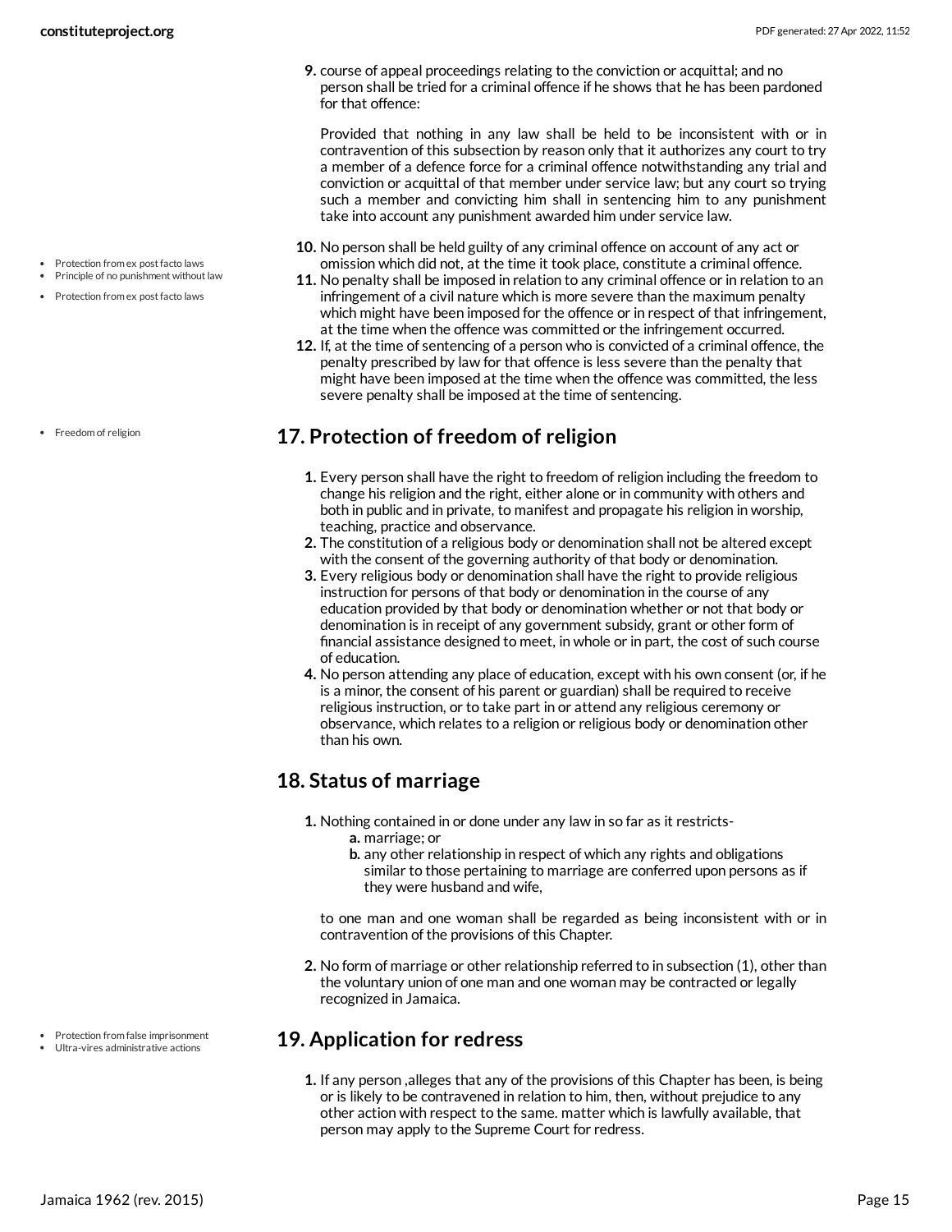9. course of appeal proceedings relating to the conviction or acquittal; and no person shall be tried for a criminal offence if he shows that he has been pardoned for that offence:

   Provided that nothing in any law shall be held to be inconsistent with or in contravention of this subsection by reason only that it authorizes any court to try a member of a defence force for a criminal offence notwithstanding any trial and conviction or acquittal of that member under service law; but any court so trying such a member and convicting him shall in sentencing him to any punishment take into account any punishment awarded him under service law.

10. No person shall be held guilty of any criminal offence on account of any act or omission which did not, at the time it took place, constitute a criminal offence.
11. No penalty shall be imposed in relation to any criminal offence or in relation to an infringement of a civil nature which is more severe than the maximum penalty which might have been imposed for the offence or in respect of that infringement, at the time when the offence was committed or the infringement occurred.
12. If, at the time of sentencing of a person who is convicted of a criminal offence, the penalty prescribed by law for that offence is less severe than the penalty that might have been imposed at the time when the offence was committed, the less severe penalty shall be imposed at the time of sentencing.

## 17. Protection of freedom of religion

1. Every person shall have the right to freedom of religion including the freedom to change his religion and the right, either alone or in community with others and both in public and in private, to manifest and propagate his religion in worship, teaching, practice and observance.
2. The constitution of a religious body or denomination shall not be altered except with the consent of the governing authority of that body or denomination.
3. Every religious body or denomination shall have the right to provide religious instruction for persons of that body or denomination in the course of any education provided by that body or denomination whether or not that body or denomination is in receipt of any government subsidy, grant or other form of financial assistance designed to meet, in whole or in part, the cost of such course of education.
4. No person attending any place of education, except with his own consent (or, if he is a minor, the consent of his parent or guardian) shall be required to receive religious instruction, or to take part in or attend any religious ceremony or observance, which relates to a religion or religious body or denomination other than his own.

## 18. Status of marriage

1. Nothing contained in or done under any law in so far as it restricts-
   a. marriage; or
   b. any other relationship in respect of which any rights and obligations similar to those pertaining to marriage are conferred upon persons as if they were husband and wife,

   to one man and one woman shall be regarded as being inconsistent with or in contravention of the provisions of this Chapter.

2. No form of marriage or other relationship referred to in subsection (1), other than the voluntary union of one man and one woman may be contracted or legally recognized in Jamaica.

## 19. Application for redress

1. If any person ,alleges that any of the provisions of this Chapter has been, is being or is likely to be contravened in relation to him, then, without prejudice to any other action with respect to the same. matter which is lawfully available, that person may apply to the Supreme Court for redress.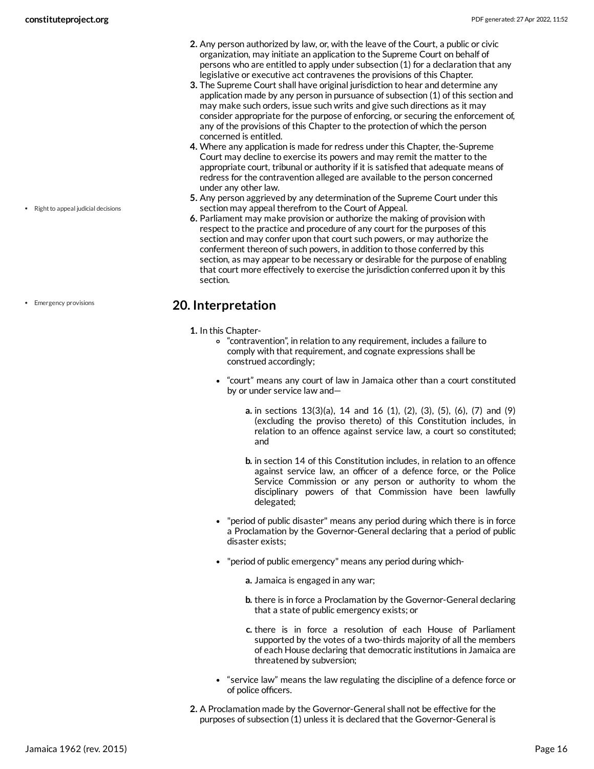2. Any person authorized by law, or, with the leave of the Court, a public or civic organization, may initiate an application to the Supreme Court on behalf of persons who are entitled to apply under subsection (1) for a declaration that any legislative or executive act contravenes the provisions of this Chapter.
3. The Supreme Court shall have original jurisdiction to hear and determine any application made by any person in pursuance of subsection (1) of this section and may make such orders, issue such writs and give such directions as it may consider appropriate for the purpose of enforcing, or securing the enforcement of, any of the provisions of this Chapter to the protection of which the person concerned is entitled.
4. Where any application is made for redress under this Chapter, the-Supreme Court may decline to exercise its powers and may remit the matter to the appropriate court, tribunal or authority if it is satisfied that adequate means of redress for the contravention alleged are available to the person concerned under any other law.
5. Any person aggrieved by any determination of the Supreme Court under this section may appeal therefrom to the Court of Appeal.
6. Parliament may make provision or authorize the making of provision with respect to the practice and procedure of any court for the purposes of this section and may confer upon that court such powers, or may authorize the conferment thereon of such powers, in addition to those conferred by this section, as may appear to be necessary or desirable for the purpose of enabling that court more effectively to exercise the jurisdiction conferred upon it by this section.

- Right to appeal judicial decisions

## 20. Interpretation

- Emergency provisions

1. In this Chapter-
   - "contravention", in relation to any requirement, includes a failure to comply with that requirement, and cognate expressions shall be construed accordingly;
   - "court" means any court of law in Jamaica other than a court constituted by or under service law and—
     a. in sections 13(3)(a), 14 and 16 (1), (2), (3), (5), (6), (7) and (9) (excluding the proviso thereto) of this Constitution includes, in relation to an offence against service law, a court so constituted; and
     b. in section 14 of this Constitution includes, in relation to an offence against service law, an officer of a defence force, or the Police Service Commission or any person or authority to whom the disciplinary powers of that Commission have been lawfully delegated;
   - "period of public disaster" means any period during which there is in force a Proclamation by the Governor-General declaring that a period of public disaster exists;
   - "period of public emergency" means any period during which-
     a. Jamaica is engaged in any war;
     b. there is in force a Proclamation by the Governor-General declaring that a state of public emergency exists; or
     c. there is in force a resolution of each House of Parliament supported by the votes of a two-thirds majority of all the members of each House declaring that democratic institutions in Jamaica are threatened by subversion;
   - "service law" means the law regulating the discipline of a defence force or of police officers.
2. A Proclamation made by the Governor-General shall not be effective for the purposes of subsection (1) unless it is declared that the Governor-General is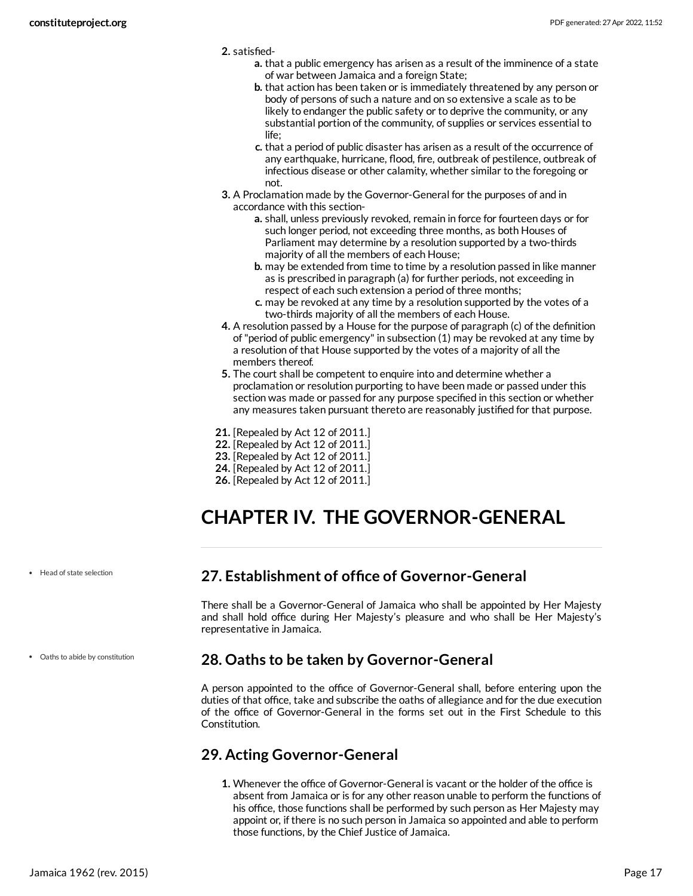2. satisfied-
    a. that a public emergency has arisen as a result of the imminence of a state of war between Jamaica and a foreign State;
    b. that action has been taken or is immediately threatened by any person or body of persons of such a nature and on so extensive a scale as to be likely to endanger the public safety or to deprive the community, or any substantial portion of the community, of supplies or services essential to life;
    c. that a period of public disaster has arisen as a result of the occurrence of any earthquake, hurricane, flood, fire, outbreak of pestilence, outbreak of infectious disease or other calamity, whether similar to the foregoing or not.
3. A Proclamation made by the Governor-General for the purposes of and in accordance with this section-
    a. shall, unless previously revoked, remain in force for fourteen days or for such longer period, not exceeding three months, as both Houses of Parliament may determine by a resolution supported by a two-thirds majority of all the members of each House;
    b. may be extended from time to time by a resolution passed in like manner as is prescribed in paragraph (a) for further periods, not exceeding in respect of each such extension a period of three months;
    c. may be revoked at any time by a resolution supported by the votes of a two-thirds majority of all the members of each House.
4. A resolution passed by a House for the purpose of paragraph (c) of the definition of "period of public emergency" in subsection (1) may be revoked at any time by a resolution of that House supported by the votes of a majority of all the members thereof.
5. The court shall be competent to enquire into and determine whether a proclamation or resolution purporting to have been made or passed under this section was made or passed for any purpose specified in this section or whether any measures taken pursuant thereto are reasonably justified for that purpose.

21. [Repealed by Act 12 of 2011.]
22. [Repealed by Act 12 of 2011.]
23. [Repealed by Act 12 of 2011.]
24. [Repealed by Act 12 of 2011.]
26. [Repealed by Act 12 of 2011.]

# CHAPTER IV. THE GOVERNOR-GENERAL

- Head of state selection

## 27. Establishment of office of Governor-General

There shall be a Governor-General of Jamaica who shall be appointed by Her Majesty and shall hold office during Her Majesty's pleasure and who shall be Her Majesty's representative in Jamaica.

- Oaths to abide by constitution

## 28. Oaths to be taken by Governor-General

A person appointed to the office of Governor-General shall, before entering upon the duties of that office, take and subscribe the oaths of allegiance and for the due execution of the office of Governor-General in the forms set out in the First Schedule to this Constitution.

## 29. Acting Governor-General

1. Whenever the office of Governor-General is vacant or the holder of the office is absent from Jamaica or is for any other reason unable to perform the functions of his office, those functions shall be performed by such person as Her Majesty may appoint or, if there is no such person in Jamaica so appointed and able to perform those functions, by the Chief Justice of Jamaica.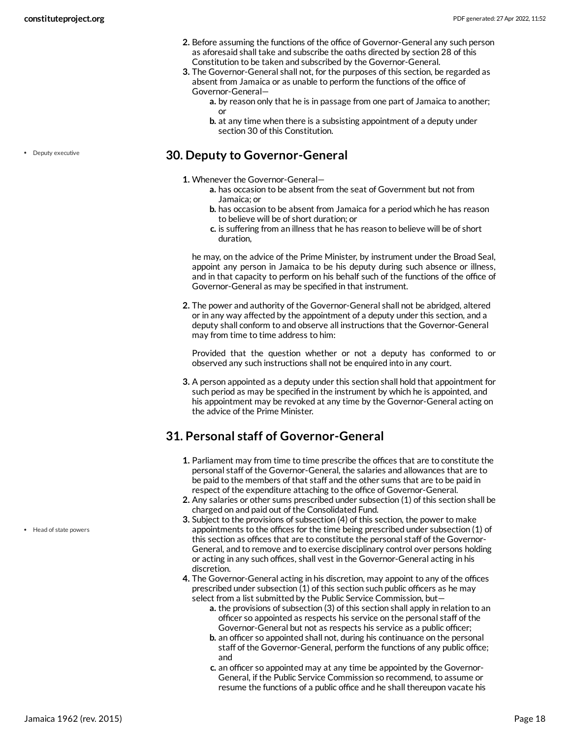2. Before assuming the functions of the office of Governor-General any such person as aforesaid shall take and subscribe the oaths directed by section 28 of this Constitution to be taken and subscribed by the Governor-General.
3. The Governor-General shall not, for the purposes of this section, be regarded as absent from Jamaica or as unable to perform the functions of the office of Governor-General—
    a. by reason only that he is in passage from one part of Jamaica to another; or
    b. at any time when there is a subsisting appointment of a deputy under section 30 of this Constitution.

• Deputy executive

## 30. Deputy to Governor-General

1. Whenever the Governor-General—
    a. has occasion to be absent from the seat of Government but not from Jamaica; or
    b. has occasion to be absent from Jamaica for a period which he has reason to believe will be of short duration; or
    c. is suffering from an illness that he has reason to believe will be of short duration,

    he may, on the advice of the Prime Minister, by instrument under the Broad Seal, appoint any person in Jamaica to be his deputy during such absence or illness, and in that capacity to perform on his behalf such of the functions of the office of Governor-General as may be specified in that instrument.

2. The power and authority of the Governor-General shall not be abridged, altered or in any way affected by the appointment of a deputy under this section, and a deputy shall conform to and observe all instructions that the Governor-General may from time to time address to him:

    Provided that the question whether or not a deputy has conformed to or observed any such instructions shall not be enquired into in any court.

3. A person appointed as a deputy under this section shall hold that appointment for such period as may be specified in the instrument by which he is appointed, and his appointment may be revoked at any time by the Governor-General acting on the advice of the Prime Minister.

## 31. Personal staff of Governor-General

1. Parliament may from time to time prescribe the offices that are to constitute the personal staff of the Governor-General, the salaries and allowances that are to be paid to the members of that staff and the other sums that are to be paid in respect of the expenditure attaching to the office of Governor-General.
2. Any salaries or other sums prescribed under subsection (1) of this section shall be charged on and paid out of the Consolidated Fund.
3. Subject to the provisions of subsection (4) of this section, the power to make appointments to the offices for the time being prescribed under subsection (1) of this section as offices that are to constitute the personal staff of the Governor-General, and to remove and to exercise disciplinary control over persons holding or acting in any such offices, shall vest in the Governor-General acting in his discretion.
4. The Governor-General acting in his discretion, may appoint to any of the offices prescribed under subsection (1) of this section such public officers as he may select from a list submitted by the Public Service Commission, but—
    a. the provisions of subsection (3) of this section shall apply in relation to an officer so appointed as respects his service on the personal staff of the Governor-General but not as respects his service as a public officer;
    b. an officer so appointed shall not, during his continuance on the personal staff of the Governor-General, perform the functions of any public office; and
    c. an officer so appointed may at any time be appointed by the Governor-General, if the Public Service Commission so recommend, to assume or resume the functions of a public office and he shall thereupon vacate his

• Head of state powers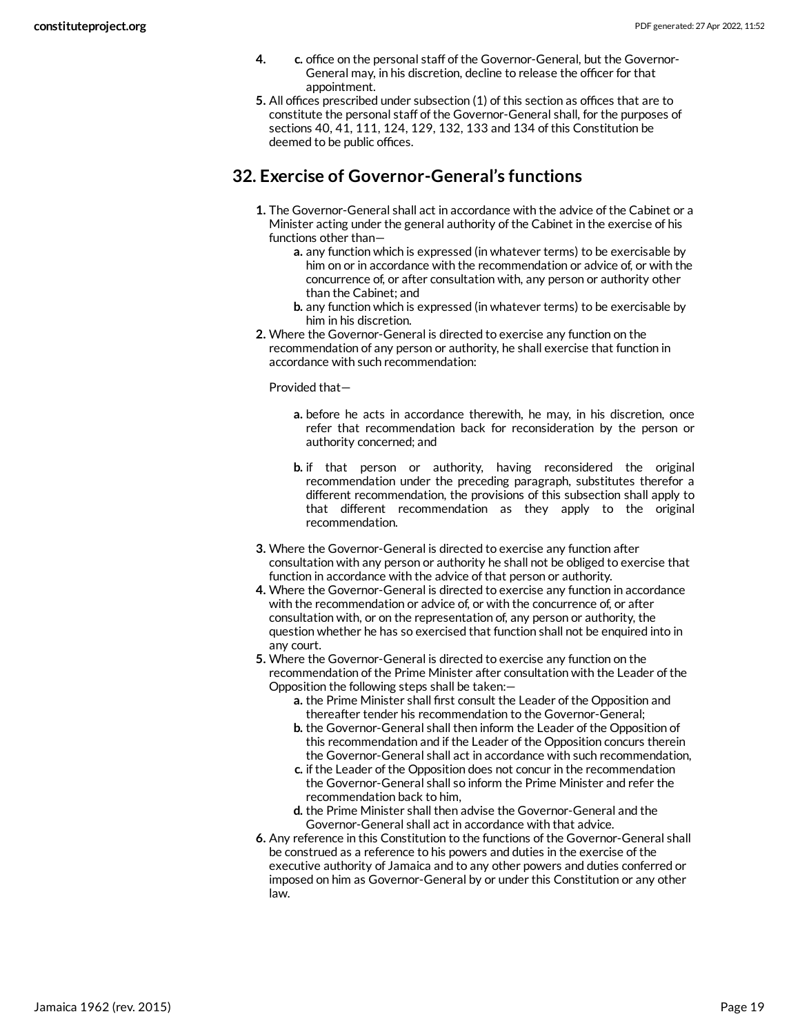4. 
   c. office on the personal staff of the Governor-General, but the Governor-General may, in his discretion, decline to release the officer for that appointment.
5. All offices prescribed under subsection (1) of this section as offices that are to constitute the personal staff of the Governor-General shall, for the purposes of sections 40, 41, 111, 124, 129, 132, 133 and 134 of this Constitution be deemed to be public offices.

## 32. Exercise of Governor-General's functions

1. The Governor-General shall act in accordance with the advice of the Cabinet or a Minister acting under the general authority of the Cabinet in the exercise of his functions other than—
   a. any function which is expressed (in whatever terms) to be exercisable by him on or in accordance with the recommendation or advice of, or with the concurrence of, or after consultation with, any person or authority other than the Cabinet; and
   b. any function which is expressed (in whatever terms) to be exercisable by him in his discretion.
2. Where the Governor-General is directed to exercise any function on the recommendation of any person or authority, he shall exercise that function in accordance with such recommendation:

   Provided that—

   a. before he acts in accordance therewith, he may, in his discretion, once refer that recommendation back for reconsideration by the person or authority concerned; and
   b. if that person or authority, having reconsidered the original recommendation under the preceding paragraph, substitutes therefor a different recommendation, the provisions of this subsection shall apply to that different recommendation as they apply to the original recommendation.
3. Where the Governor-General is directed to exercise any function after consultation with any person or authority he shall not be obliged to exercise that function in accordance with the advice of that person or authority.
4. Where the Governor-General is directed to exercise any function in accordance with the recommendation or advice of, or with the concurrence of, or after consultation with, or on the representation of, any person or authority, the question whether he has so exercised that function shall not be enquired into in any court.
5. Where the Governor-General is directed to exercise any function on the recommendation of the Prime Minister after consultation with the Leader of the Opposition the following steps shall be taken:—
   a. the Prime Minister shall first consult the Leader of the Opposition and thereafter tender his recommendation to the Governor-General;
   b. the Governor-General shall then inform the Leader of the Opposition of this recommendation and if the Leader of the Opposition concurs therein the Governor-General shall act in accordance with such recommendation,
   c. if the Leader of the Opposition does not concur in the recommendation the Governor-General shall so inform the Prime Minister and refer the recommendation back to him,
   d. the Prime Minister shall then advise the Governor-General and the Governor-General shall act in accordance with that advice.
6. Any reference in this Constitution to the functions of the Governor-General shall be construed as a reference to his powers and duties in the exercise of the executive authority of Jamaica and to any other powers and duties conferred or imposed on him as Governor-General by or under this Constitution or any other law.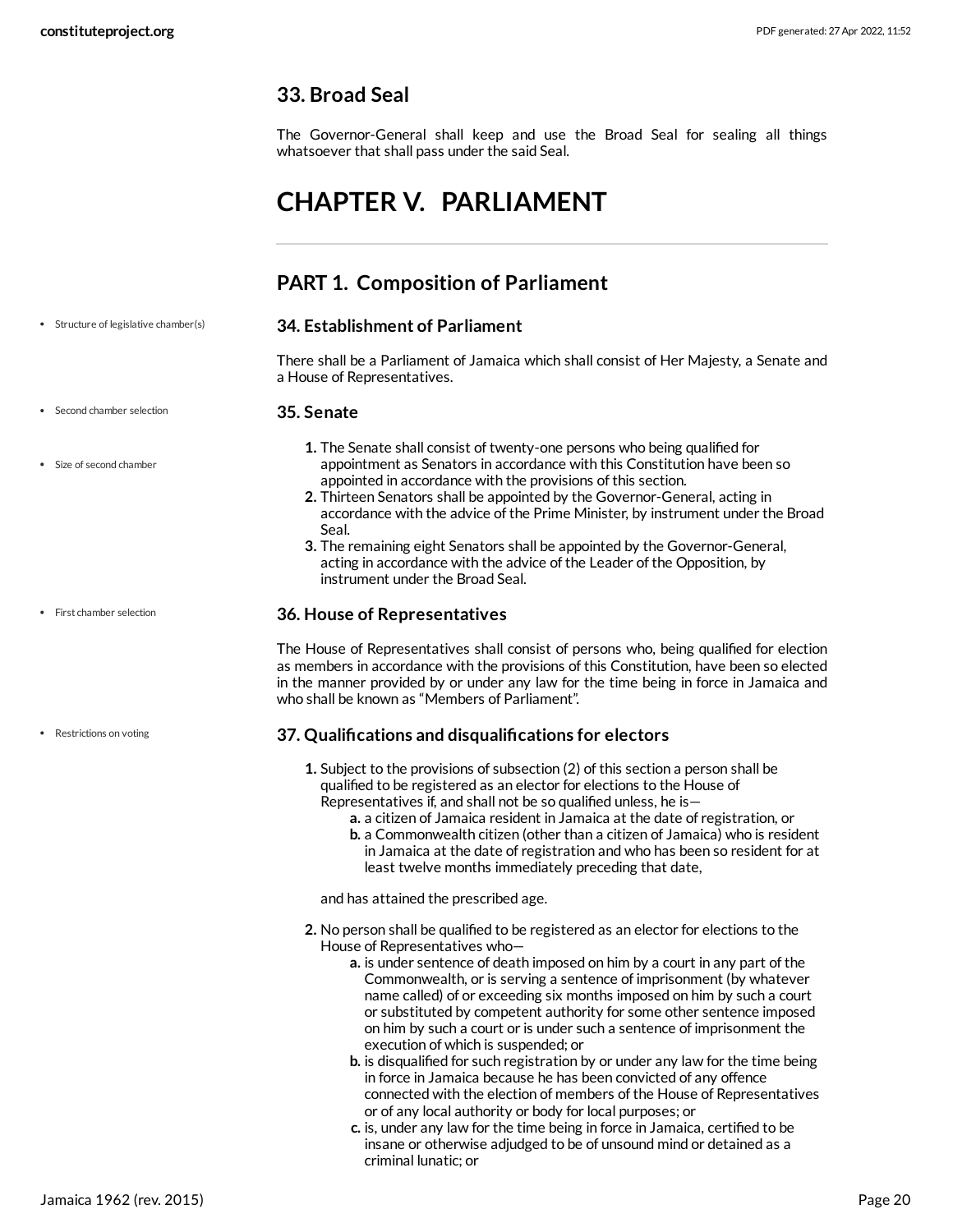## 33. Broad Seal

The Governor-General shall keep and use the Broad Seal for sealing all things whatsoever that shall pass under the said Seal.

# CHAPTER V. PARLIAMENT

## PART 1. Composition of Parliament

### 34. Establishment of Parliament

There shall be a Parliament of Jamaica which shall consist of Her Majesty, a Senate and a House of Representatives.

### 35. Senate

1. The Senate shall consist of twenty-one persons who being qualified for appointment as Senators in accordance with this Constitution have been so appointed in accordance with the provisions of this section.
2. Thirteen Senators shall be appointed by the Governor-General, acting in accordance with the advice of the Prime Minister, by instrument under the Broad Seal.
3. The remaining eight Senators shall be appointed by the Governor-General, acting in accordance with the advice of the Leader of the Opposition, by instrument under the Broad Seal.

### 36. House of Representatives

The House of Representatives shall consist of persons who, being qualified for election as members in accordance with the provisions of this Constitution, have been so elected in the manner provided by or under any law for the time being in force in Jamaica and who shall be known as "Members of Parliament".

### 37. Qualifications and disqualifications for electors

1. Subject to the provisions of subsection (2) of this section a person shall be qualified to be registered as an elector for elections to the House of Representatives if, and shall not be so qualified unless, he is—
   a. a citizen of Jamaica resident in Jamaica at the date of registration, or
   b. a Commonwealth citizen (other than a citizen of Jamaica) who is resident in Jamaica at the date of registration and who has been so resident for at least twelve months immediately preceding that date,

   and has attained the prescribed age.
2. No person shall be qualified to be registered as an elector for elections to the House of Representatives who—
   a. is under sentence of death imposed on him by a court in any part of the Commonwealth, or is serving a sentence of imprisonment (by whatever name called) of or exceeding six months imposed on him by such a court or substituted by competent authority for some other sentence imposed on him by such a court or is under such a sentence of imprisonment the execution of which is suspended; or
   b. is disqualified for such registration by or under any law for the time being in force in Jamaica because he has been convicted of any offence connected with the election of members of the House of Representatives or of any local authority or body for local purposes; or
   c. is, under any law for the time being in force in Jamaica, certified to be insane or otherwise adjudged to be of unsound mind or detained as a criminal lunatic; or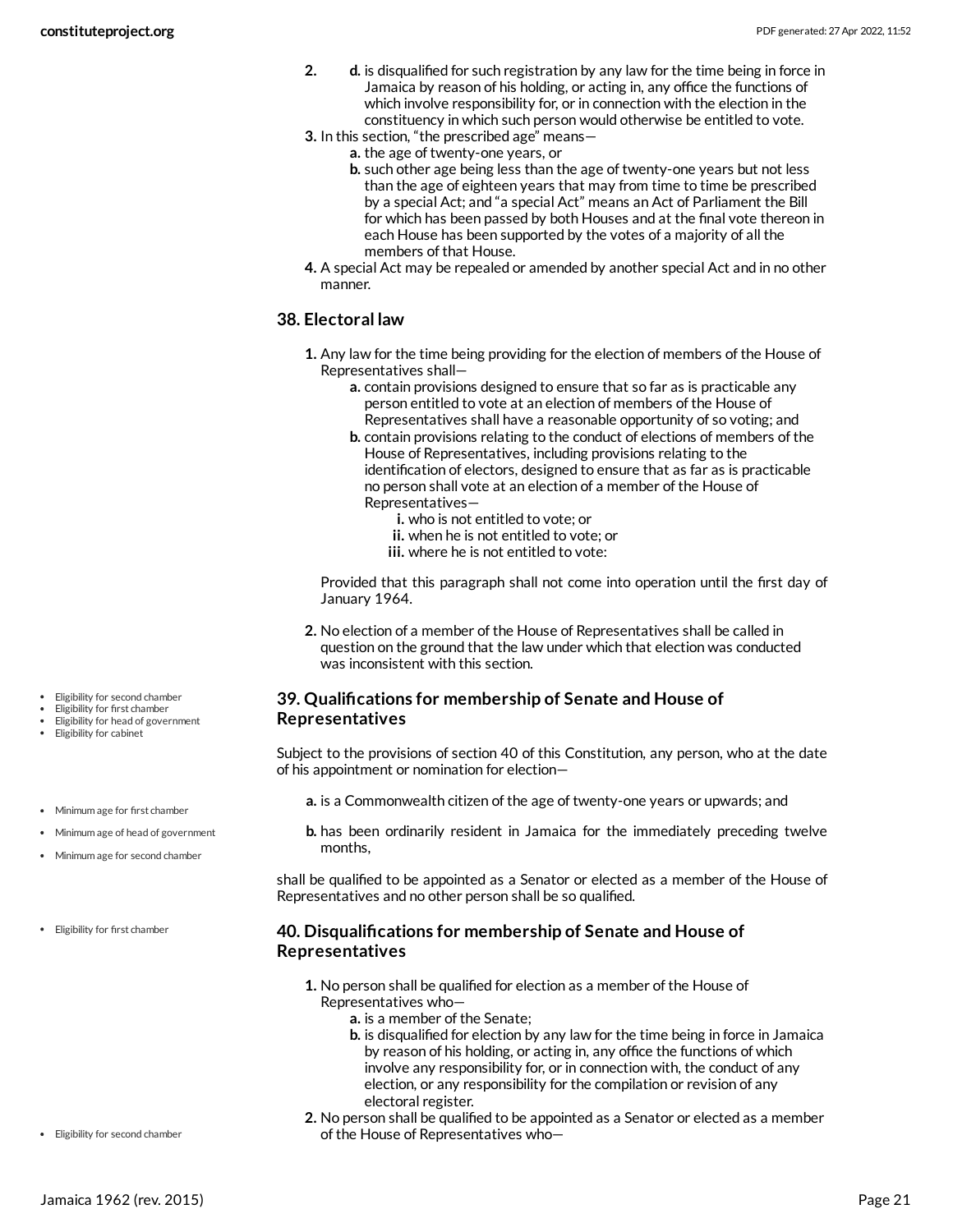2. d. is disqualified for such registration by any law for the time being in force in Jamaica by reason of his holding, or acting in, any office the functions of which involve responsibility for, or in connection with the election in the constituency in which such person would otherwise be entitled to vote.

3. In this section, "the prescribed age" means—
   - a. the age of twenty-one years, or
   - b. such other age being less than the age of twenty-one years but not less than the age of eighteen years that may from time to time be prescribed by a special Act; and "a special Act" means an Act of Parliament the Bill for which has been passed by both Houses and at the final vote thereon in each House has been supported by the votes of a majority of all the members of that House.

4. A special Act may be repealed or amended by another special Act and in no other manner.

## 38. Electoral law

1. Any law for the time being providing for the election of members of the House of Representatives shall—
   - a. contain provisions designed to ensure that so far as is practicable any person entitled to vote at an election of members of the House of Representatives shall have a reasonable opportunity of so voting; and
   - b. contain provisions relating to the conduct of elections of members of the House of Representatives, including provisions relating to the identification of electors, designed to ensure that as far as is practicable no person shall vote at an election of a member of the House of Representatives—
     - i. who is not entitled to vote; or
     - ii. when he is not entitled to vote; or
     - iii. where he is not entitled to vote:

   Provided that this paragraph shall not come into operation until the first day of January 1964.

2. No election of a member of the House of Representatives shall be called in question on the ground that the law under which that election was conducted was inconsistent with this section.

- Eligibility for second chamber
- Eligibility for first chamber
- Eligibility for head of government
- Eligibility for cabinet

## 39. Qualifications for membership of Senate and House of Representatives

Subject to the provisions of section 40 of this Constitution, any person, who at the date of his appointment or nomination for election—

- Minimum age for first chamber
- Minimum age of head of government
- Minimum age for second chamber

- a. is a Commonwealth citizen of the age of twenty-one years or upwards; and
- b. has been ordinarily resident in Jamaica for the immediately preceding twelve months,

shall be qualified to be appointed as a Senator or elected as a member of the House of Representatives and no other person shall be so qualified.

- Eligibility for first chamber

## 40. Disqualifications for membership of Senate and House of Representatives

1. No person shall be qualified for election as a member of the House of Representatives who—
   - a. is a member of the Senate;
   - b. is disqualified for election by any law for the time being in force in Jamaica by reason of his holding, or acting in, any office the functions of which involve any responsibility for, or in connection with, the conduct of any election, or any responsibility for the compilation or revision of any electoral register.

- Eligibility for second chamber

2. No person shall be qualified to be appointed as a Senator or elected as a member of the House of Representatives who—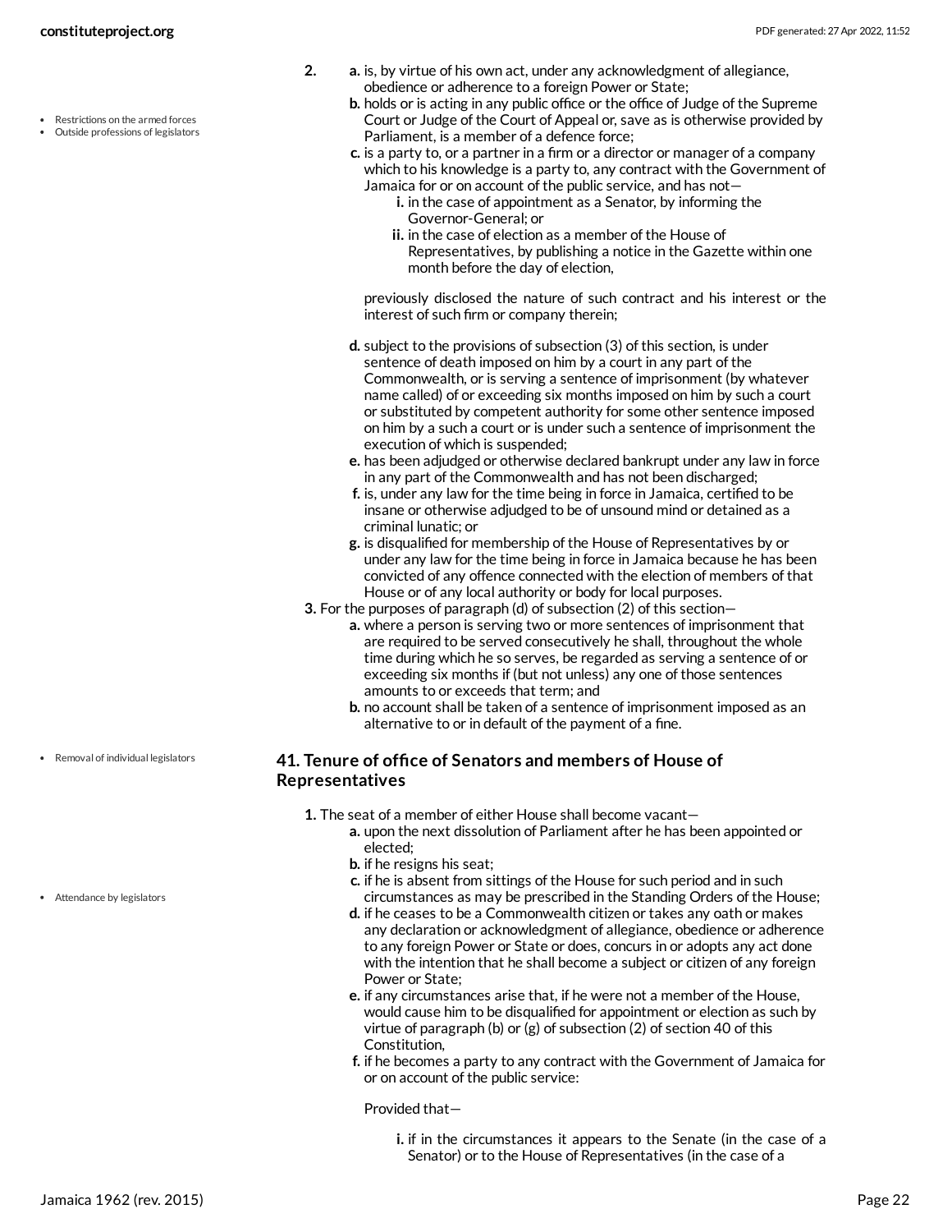2.
   a. is, by virtue of his own act, under any acknowledgment of allegiance, obedience or adherence to a foreign Power or State;
   b. holds or is acting in any public office or the office of Judge of the Supreme Court or Judge of the Court of Appeal or, save as is otherwise provided by Parliament, is a member of a defence force;
   c. is a party to, or a partner in a firm or a director or manager of a company which to his knowledge is a party to, any contract with the Government of Jamaica for or on account of the public service, and has not—
      i. in the case of appointment as a Senator, by informing the Governor-General; or
      ii. in the case of election as a member of the House of Representatives, by publishing a notice in the Gazette within one month before the day of election,

      previously disclosed the nature of such contract and his interest or the interest of such firm or company therein;

   d. subject to the provisions of subsection (3) of this section, is under sentence of death imposed on him by a court in any part of the Commonwealth, or is serving a sentence of imprisonment (by whatever name called) of or exceeding six months imposed on him by such a court or substituted by competent authority for some other sentence imposed on him by a such a court or is under such a sentence of imprisonment the execution of which is suspended;
   e. has been adjudged or otherwise declared bankrupt under any law in force in any part of the Commonwealth and has not been discharged;
   f. is, under any law for the time being in force in Jamaica, certified to be insane or otherwise adjudged to be of unsound mind or detained as a criminal lunatic; or
   g. is disqualified for membership of the House of Representatives by or under any law for the time being in force in Jamaica because he has been convicted of any offence connected with the election of members of that House or of any local authority or body for local purposes.
3. For the purposes of paragraph (d) of subsection (2) of this section—
   a. where a person is serving two or more sentences of imprisonment that are required to be served consecutively he shall, throughout the whole time during which he so serves, be regarded as serving a sentence of or exceeding six months if (but not unless) any one of those sentences amounts to or exceeds that term; and
   b. no account shall be taken of a sentence of imprisonment imposed as an alternative to or in default of the payment of a fine.

### 41. Tenure of office of Senators and members of House of Representatives

1. The seat of a member of either House shall become vacant—
   a. upon the next dissolution of Parliament after he has been appointed or elected;
   b. if he resigns his seat;
   c. if he is absent from sittings of the House for such period and in such circumstances as may be prescribed in the Standing Orders of the House;
   d. if he ceases to be a Commonwealth citizen or takes any oath or makes any declaration or acknowledgment of allegiance, obedience or adherence to any foreign Power or State or does, concurs in or adopts any act done with the intention that he shall become a subject or citizen of any foreign Power or State;
   e. if any circumstances arise that, if he were not a member of the House, would cause him to be disqualified for appointment or election as such by virtue of paragraph (b) or (g) of subsection (2) of section 40 of this Constitution,
   f. if he becomes a party to any contract with the Government of Jamaica for or on account of the public service:

      Provided that—

      i. if in the circumstances it appears to the Senate (in the case of a Senator) or to the House of Representatives (in the case of a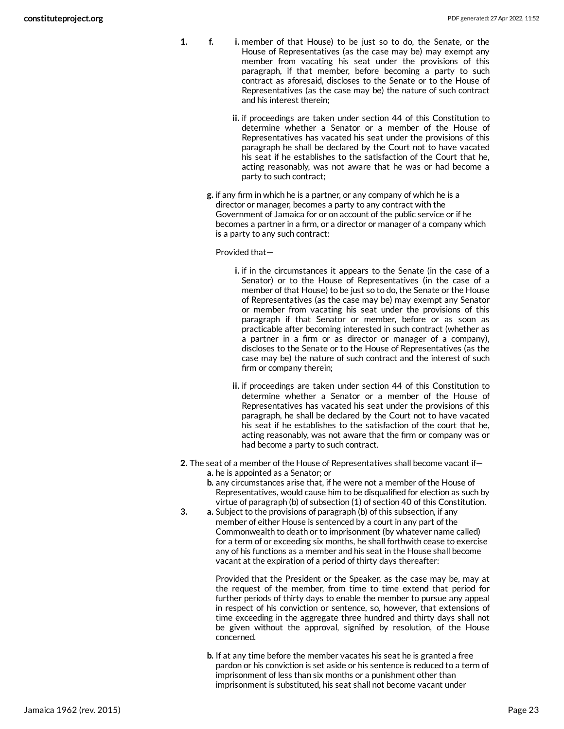1. f. i. member of that House) to be just so to do, the Senate, or the House of Representatives (as the case may be) may exempt any member from vacating his seat under the provisions of this paragraph, if that member, before becoming a party to such contract as aforesaid, discloses to the Senate or to the House of Representatives (as the case may be) the nature of such contract and his interest therein;

ii. if proceedings are taken under section 44 of this Constitution to determine whether a Senator or a member of the House of Representatives has vacated his seat under the provisions of this paragraph he shall be declared by the Court not to have vacated his seat if he establishes to the satisfaction of the Court that he, acting reasonably, was not aware that he was or had become a party to such contract;

g. if any firm in which he is a partner, or any company of which he is a director or manager, becomes a party to any contract with the Government of Jamaica for or on account of the public service or if he becomes a partner in a firm, or a director or manager of a company which is a party to any such contract:

Provided that—

i. if in the circumstances it appears to the Senate (in the case of a Senator) or to the House of Representatives (in the case of a member of that House) to be just so to do, the Senate or the House of Representatives (as the case may be) may exempt any Senator or member from vacating his seat under the provisions of this paragraph if that Senator or member, before or as soon as practicable after becoming interested in such contract (whether as a partner in a firm or as director or manager of a company), discloses to the Senate or to the House of Representatives (as the case may be) the nature of such contract and the interest of such firm or company therein;

ii. if proceedings are taken under section 44 of this Constitution to determine whether a Senator or a member of the House of Representatives has vacated his seat under the provisions of this paragraph, he shall be declared by the Court not to have vacated his seat if he establishes to the satisfaction of the court that he, acting reasonably, was not aware that the firm or company was or had become a party to such contract.

2. The seat of a member of the House of Representatives shall become vacant if—
   a. he is appointed as a Senator; or
   b. any circumstances arise that, if he were not a member of the House of Representatives, would cause him to be disqualified for election as such by virtue of paragraph (b) of subsection (1) of section 40 of this Constitution.

3. a. Subject to the provisions of paragraph (b) of this subsection, if any member of either House is sentenced by a court in any part of the Commonwealth to death or to imprisonment (by whatever name called) for a term of or exceeding six months, he shall forthwith cease to exercise any of his functions as a member and his seat in the House shall become vacant at the expiration of a period of thirty days thereafter:

   Provided that the President or the Speaker, as the case may be, may at the request of the member, from time to time extend that period for further periods of thirty days to enable the member to pursue any appeal in respect of his conviction or sentence, so, however, that extensions of time exceeding in the aggregate three hundred and thirty days shall not be given without the approval, signified by resolution, of the House concerned.

   b. If at any time before the member vacates his seat he is granted a free pardon or his conviction is set aside or his sentence is reduced to a term of imprisonment of less than six months or a punishment other than imprisonment is substituted, his seat shall not become vacant under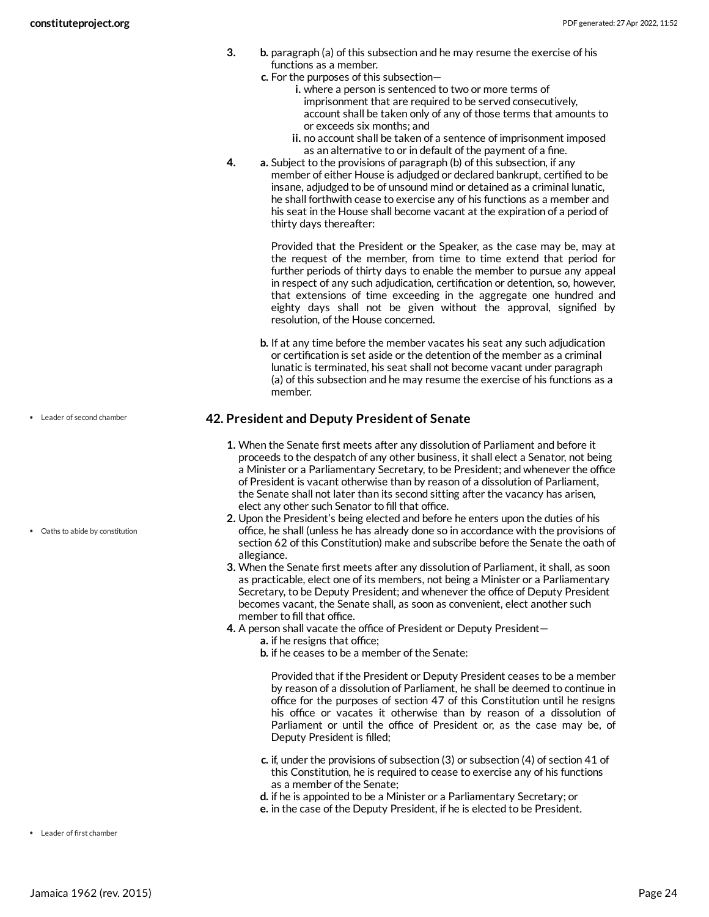3.
   b. paragraph (a) of this subsection and he may resume the exercise of his functions as a member.
   c. For the purposes of this subsection—
      i. where a person is sentenced to two or more terms of imprisonment that are required to be served consecutively, account shall be taken only of any of those terms that amounts to or exceeds six months; and
      ii. no account shall be taken of a sentence of imprisonment imposed as an alternative to or in default of the payment of a fine.

4.
   a. Subject to the provisions of paragraph (b) of this subsection, if any member of either House is adjudged or declared bankrupt, certified to be insane, adjudged to be of unsound mind or detained as a criminal lunatic, he shall forthwith cease to exercise any of his functions as a member and his seat in the House shall become vacant at the expiration of a period of thirty days thereafter:

      Provided that the President or the Speaker, as the case may be, may at the request of the member, from time to time extend that period for further periods of thirty days to enable the member to pursue any appeal in respect of any such adjudication, certification or detention, so, however, that extensions of time exceeding in the aggregate one hundred and eighty days shall not be given without the approval, signified by resolution, of the House concerned.

   b. If at any time before the member vacates his seat any such adjudication or certification is set aside or the detention of the member as a criminal lunatic is terminated, his seat shall not become vacant under paragraph (a) of this subsection and he may resume the exercise of his functions as a member.

- Leader of second chamber

## 42. President and Deputy President of Senate

1. When the Senate first meets after any dissolution of Parliament and before it proceeds to the despatch of any other business, it shall elect a Senator, not being a Minister or a Parliamentary Secretary, to be President; and whenever the office of President is vacant otherwise than by reason of a dissolution of Parliament, the Senate shall not later than its second sitting after the vacancy has arisen, elect any other such Senator to fill that office.

- Oaths to abide by constitution

2. Upon the President's being elected and before he enters upon the duties of his office, he shall (unless he has already done so in accordance with the provisions of section 62 of this Constitution) make and subscribe before the Senate the oath of allegiance.
3. When the Senate first meets after any dissolution of Parliament, it shall, as soon as practicable, elect one of its members, not being a Minister or a Parliamentary Secretary, to be Deputy President; and whenever the office of Deputy President becomes vacant, the Senate shall, as soon as convenient, elect another such member to fill that office.
4. A person shall vacate the office of President or Deputy President—
   a. if he resigns that office;
   b. if he ceases to be a member of the Senate:

      Provided that if the President or Deputy President ceases to be a member by reason of a dissolution of Parliament, he shall be deemed to continue in office for the purposes of section 47 of this Constitution until he resigns his office or vacates it otherwise than by reason of a dissolution of Parliament or until the office of President or, as the case may be, of Deputy President is filled;

   c. if, under the provisions of subsection (3) or subsection (4) of section 41 of this Constitution, he is required to cease to exercise any of his functions as a member of the Senate;
   d. if he is appointed to be a Minister or a Parliamentary Secretary; or
   e. in the case of the Deputy President, if he is elected to be President.

- Leader of first chamber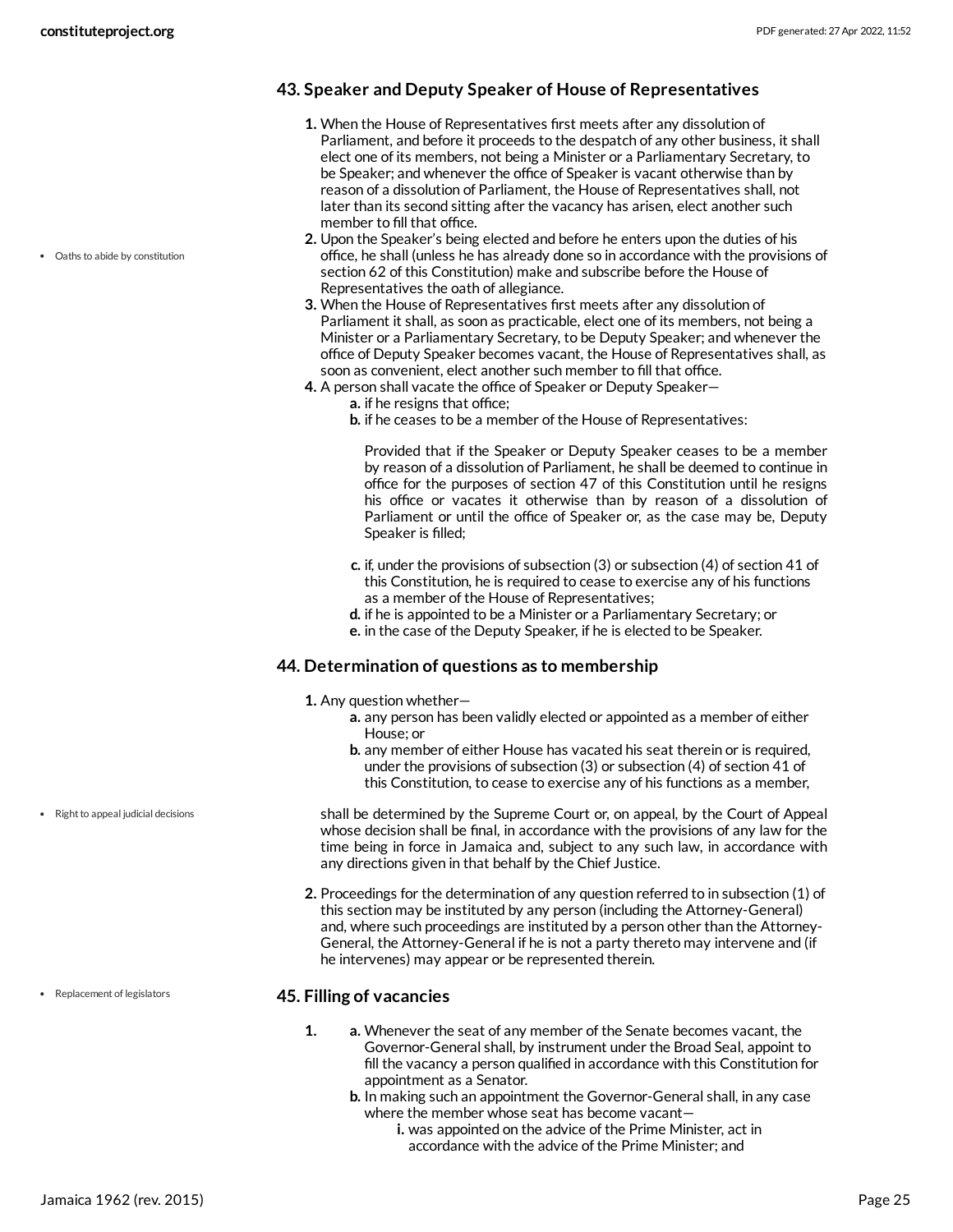### 43. Speaker and Deputy Speaker of House of Representatives

1. When the House of Representatives first meets after any dissolution of Parliament, and before it proceeds to the despatch of any other business, it shall elect one of its members, not being a Minister or a Parliamentary Secretary, to be Speaker; and whenever the office of Speaker is vacant otherwise than by reason of a dissolution of Parliament, the House of Representatives shall, not later than its second sitting after the vacancy has arisen, elect another such member to fill that office.
2. Upon the Speaker's being elected and before he enters upon the duties of his office, he shall (unless he has already done so in accordance with the provisions of section 62 of this Constitution) make and subscribe before the House of Representatives the oath of allegiance.
3. When the House of Representatives first meets after any dissolution of Parliament it shall, as soon as practicable, elect one of its members, not being a Minister or a Parliamentary Secretary, to be Deputy Speaker; and whenever the office of Deputy Speaker becomes vacant, the House of Representatives shall, as soon as convenient, elect another such member to fill that office.
4. A person shall vacate the office of Speaker or Deputy Speaker—
   a. if he resigns that office;
   b. if he ceases to be a member of the House of Representatives:

      Provided that if the Speaker or Deputy Speaker ceases to be a member by reason of a dissolution of Parliament, he shall be deemed to continue in office for the purposes of section 47 of this Constitution until he resigns his office or vacates it otherwise than by reason of a dissolution of Parliament or until the office of Speaker or, as the case may be, Deputy Speaker is filled;

   c. if, under the provisions of subsection (3) or subsection (4) of section 41 of this Constitution, he is required to cease to exercise any of his functions as a member of the House of Representatives;
   d. if he is appointed to be a Minister or a Parliamentary Secretary; or
   e. in the case of the Deputy Speaker, if he is elected to be Speaker.

### 44. Determination of questions as to membership

1. Any question whether—
   a. any person has been validly elected or appointed as a member of either House; or
   b. any member of either House has vacated his seat therein or is required, under the provisions of subsection (3) or subsection (4) of section 41 of this Constitution, to cease to exercise any of his functions as a member,

   shall be determined by the Supreme Court or, on appeal, by the Court of Appeal whose decision shall be final, in accordance with the provisions of any law for the time being in force in Jamaica and, subject to any such law, in accordance with any directions given in that behalf by the Chief Justice.
2. Proceedings for the determination of any question referred to in subsection (1) of this section may be instituted by any person (including the Attorney-General) and, where such proceedings are instituted by a person other than the Attorney-General, the Attorney-General if he is not a party thereto may intervene and (if he intervenes) may appear or be represented therein.

### 45. Filling of vacancies

1. a. Whenever the seat of any member of the Senate becomes vacant, the Governor-General shall, by instrument under the Broad Seal, appoint to fill the vacancy a person qualified in accordance with this Constitution for appointment as a Senator.
   b. In making such an appointment the Governor-General shall, in any case where the member whose seat has become vacant—
      i. was appointed on the advice of the Prime Minister, act in accordance with the advice of the Prime Minister; and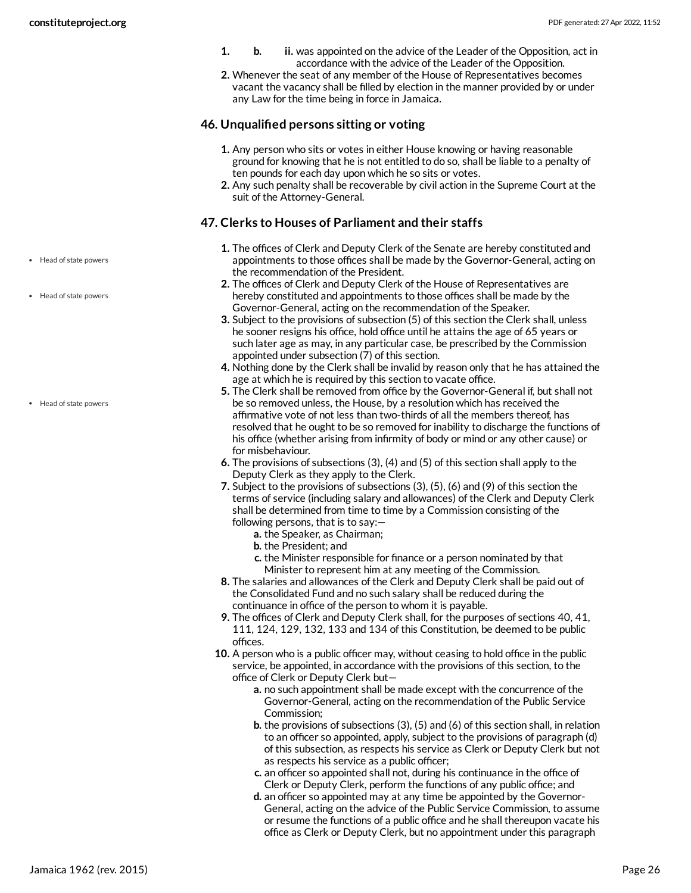1. b. ii. was appointed on the advice of the Leader of the Opposition, act in accordance with the advice of the Leader of the Opposition.
2. Whenever the seat of any member of the House of Representatives becomes vacant the vacancy shall be filled by election in the manner provided by or under any Law for the time being in force in Jamaica.

### 46. Unqualified persons sitting or voting

1. Any person who sits or votes in either House knowing or having reasonable ground for knowing that he is not entitled to do so, shall be liable to a penalty of ten pounds for each day upon which he so sits or votes.
2. Any such penalty shall be recoverable by civil action in the Supreme Court at the suit of the Attorney-General.

### 47. Clerks to Houses of Parliament and their staffs

- Head of state powers
- Head of state powers
- Head of state powers

1. The offices of Clerk and Deputy Clerk of the Senate are hereby constituted and appointments to those offices shall be made by the Governor-General, acting on the recommendation of the President.
2. The offices of Clerk and Deputy Clerk of the House of Representatives are hereby constituted and appointments to those offices shall be made by the Governor-General, acting on the recommendation of the Speaker.
3. Subject to the provisions of subsection (5) of this section the Clerk shall, unless he sooner resigns his office, hold office until he attains the age of 65 years or such later age as may, in any particular case, be prescribed by the Commission appointed under subsection (7) of this section.
4. Nothing done by the Clerk shall be invalid by reason only that he has attained the age at which he is required by this section to vacate office.
5. The Clerk shall be removed from office by the Governor-General if, but shall not be so removed unless, the House, by a resolution which has received the affirmative vote of not less than two-thirds of all the members thereof, has resolved that he ought to be so removed for inability to discharge the functions of his office (whether arising from infirmity of body or mind or any other cause) or for misbehaviour.
6. The provisions of subsections (3), (4) and (5) of this section shall apply to the Deputy Clerk as they apply to the Clerk.
7. Subject to the provisions of subsections (3), (5), (6) and (9) of this section the terms of service (including salary and allowances) of the Clerk and Deputy Clerk shall be determined from time to time by a Commission consisting of the following persons, that is to say:—
    a. the Speaker, as Chairman;
    b. the President; and
    c. the Minister responsible for finance or a person nominated by that Minister to represent him at any meeting of the Commission.
8. The salaries and allowances of the Clerk and Deputy Clerk shall be paid out of the Consolidated Fund and no such salary shall be reduced during the continuance in office of the person to whom it is payable.
9. The offices of Clerk and Deputy Clerk shall, for the purposes of sections 40, 41, 111, 124, 129, 132, 133 and 134 of this Constitution, be deemed to be public offices.
10. A person who is a public officer may, without ceasing to hold office in the public service, be appointed, in accordance with the provisions of this section, to the office of Clerk or Deputy Clerk but—
    a. no such appointment shall be made except with the concurrence of the Governor-General, acting on the recommendation of the Public Service Commission;
    b. the provisions of subsections (3), (5) and (6) of this section shall, in relation to an officer so appointed, apply, subject to the provisions of paragraph (d) of this subsection, as respects his service as Clerk or Deputy Clerk but not as respects his service as a public officer;
    c. an officer so appointed shall not, during his continuance in the office of Clerk or Deputy Clerk, perform the functions of any public office; and
    d. an officer so appointed may at any time be appointed by the Governor-General, acting on the advice of the Public Service Commission, to assume or resume the functions of a public office and he shall thereupon vacate his office as Clerk or Deputy Clerk, but no appointment under this paragraph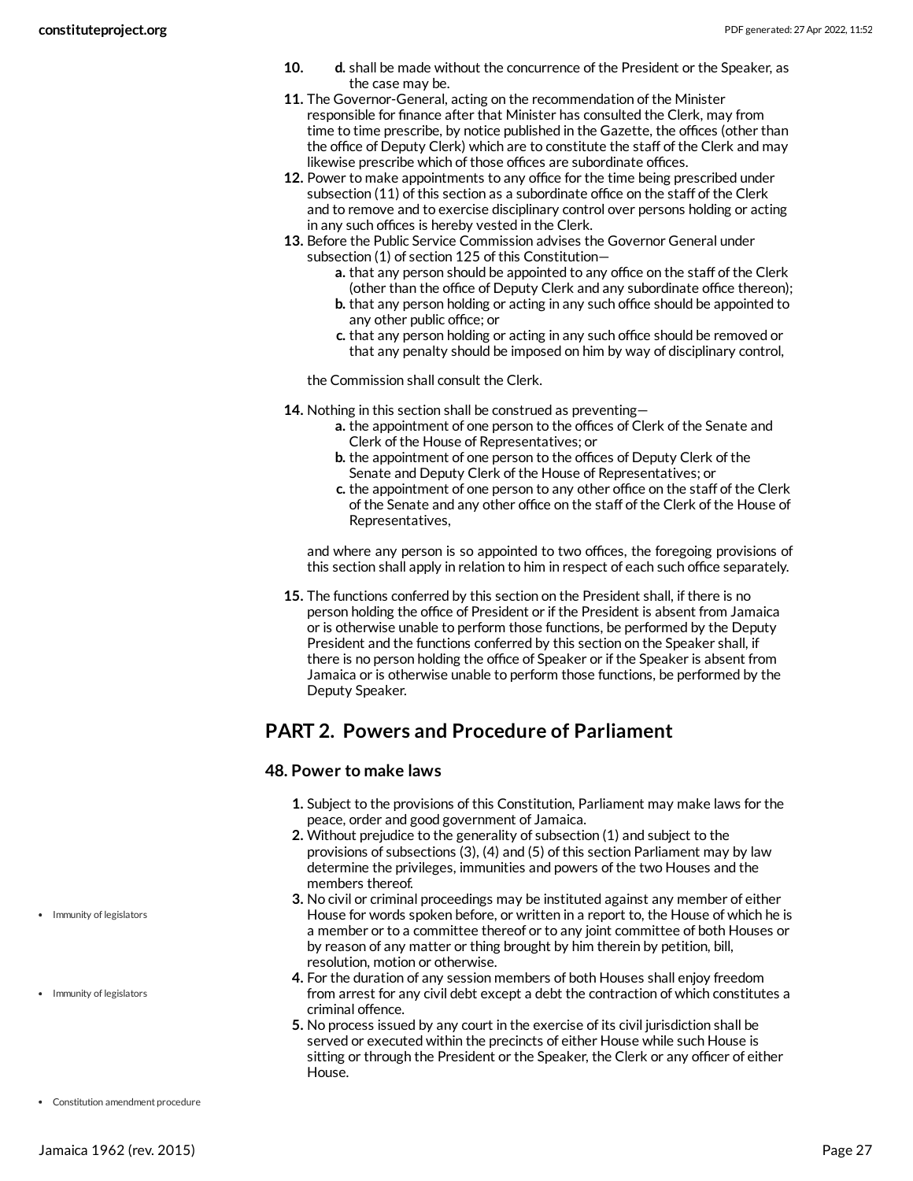10. 
    d. shall be made without the concurrence of the President or the Speaker, as the case may be.
11. The Governor-General, acting on the recommendation of the Minister responsible for finance after that Minister has consulted the Clerk, may from time to time prescribe, by notice published in the Gazette, the offices (other than the office of Deputy Clerk) which are to constitute the staff of the Clerk and may likewise prescribe which of those offices are subordinate offices.
12. Power to make appointments to any office for the time being prescribed under subsection (11) of this section as a subordinate office on the staff of the Clerk and to remove and to exercise disciplinary control over persons holding or acting in any such offices is hereby vested in the Clerk.
13. Before the Public Service Commission advises the Governor General under subsection (1) of section 125 of this Constitution—
    a. that any person should be appointed to any office on the staff of the Clerk (other than the office of Deputy Clerk and any subordinate office thereon);
    b. that any person holding or acting in any such office should be appointed to any other public office; or
    c. that any person holding or acting in any such office should be removed or that any penalty should be imposed on him by way of disciplinary control,

    the Commission shall consult the Clerk.
14. Nothing in this section shall be construed as preventing—
    a. the appointment of one person to the offices of Clerk of the Senate and Clerk of the House of Representatives; or
    b. the appointment of one person to the offices of Deputy Clerk of the Senate and Deputy Clerk of the House of Representatives; or
    c. the appointment of one person to any other office on the staff of the Clerk of the Senate and any other office on the staff of the Clerk of the House of Representatives,

    and where any person is so appointed to two offices, the foregoing provisions of this section shall apply in relation to him in respect of each such office separately.
15. The functions conferred by this section on the President shall, if there is no person holding the office of President or if the President is absent from Jamaica or is otherwise unable to perform those functions, be performed by the Deputy President and the functions conferred by this section on the Speaker shall, if there is no person holding the office of Speaker or if the Speaker is absent from Jamaica or is otherwise unable to perform those functions, be performed by the Deputy Speaker.

## PART 2. Powers and Procedure of Parliament

### 48. Power to make laws

1. Subject to the provisions of this Constitution, Parliament may make laws for the peace, order and good government of Jamaica.
2. Without prejudice to the generality of subsection (1) and subject to the provisions of subsections (3), (4) and (5) of this section Parliament may by law determine the privileges, immunities and powers of the two Houses and the members thereof.
3. No civil or criminal proceedings may be instituted against any member of either House for words spoken before, or written in a report to, the House of which he is a member or to a committee thereof or to any joint committee of both Houses or by reason of any matter or thing brought by him therein by petition, bill, resolution, motion or otherwise.
4. For the duration of any session members of both Houses shall enjoy freedom from arrest for any civil debt except a debt the contraction of which constitutes a criminal offence.
5. No process issued by any court in the exercise of its civil jurisdiction shall be served or executed within the precincts of either House while such House is sitting or through the President or the Speaker, the Clerk or any officer of either House.

- Immunity of legislators
- Immunity of legislators
- Constitution amendment procedure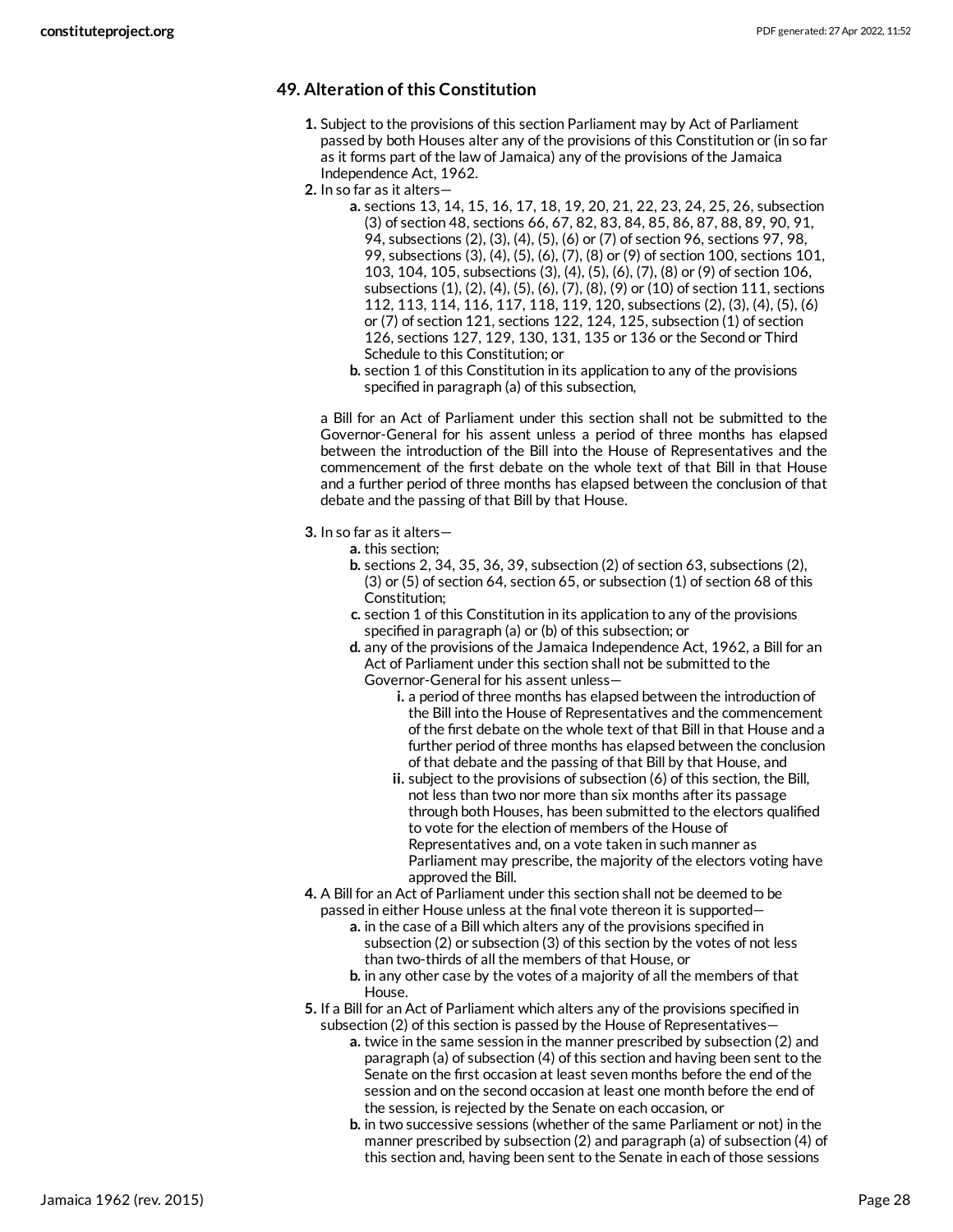## 49. Alteration of this Constitution

1. Subject to the provisions of this section Parliament may by Act of Parliament passed by both Houses alter any of the provisions of this Constitution or (in so far as it forms part of the law of Jamaica) any of the provisions of the Jamaica Independence Act, 1962.
2. In so far as it alters—
   a. sections 13, 14, 15, 16, 17, 18, 19, 20, 21, 22, 23, 24, 25, 26, subsection (3) of section 48, sections 66, 67, 82, 83, 84, 85, 86, 87, 88, 89, 90, 91, 94, subsections (2), (3), (4), (5), (6) or (7) of section 96, sections 97, 98, 99, subsections (3), (4), (5), (6), (7), (8) or (9) of section 100, sections 101, 103, 104, 105, subsections (3), (4), (5), (6), (7), (8) or (9) of section 106, subsections (1), (2), (4), (5), (6), (7), (8), (9) or (10) of section 111, sections 112, 113, 114, 116, 117, 118, 119, 120, subsections (2), (3), (4), (5), (6) or (7) of section 121, sections 122, 124, 125, subsection (1) of section 126, sections 127, 129, 130, 131, 135 or 136 or the Second or Third Schedule to this Constitution; or
   b. section 1 of this Constitution in its application to any of the provisions specified in paragraph (a) of this subsection,

   a Bill for an Act of Parliament under this section shall not be submitted to the Governor-General for his assent unless a period of three months has elapsed between the introduction of the Bill into the House of Representatives and the commencement of the first debate on the whole text of that Bill in that House and a further period of three months has elapsed between the conclusion of that debate and the passing of that Bill by that House.

3. In so far as it alters—
   a. this section;
   b. sections 2, 34, 35, 36, 39, subsection (2) of section 63, subsections (2), (3) or (5) of section 64, section 65, or subsection (1) of section 68 of this Constitution;
   c. section 1 of this Constitution in its application to any of the provisions specified in paragraph (a) or (b) of this subsection; or
   d. any of the provisions of the Jamaica Independence Act, 1962, a Bill for an Act of Parliament under this section shall not be submitted to the Governor-General for his assent unless—
      i. a period of three months has elapsed between the introduction of the Bill into the House of Representatives and the commencement of the first debate on the whole text of that Bill in that House and a further period of three months has elapsed between the conclusion of that debate and the passing of that Bill by that House, and
      ii. subject to the provisions of subsection (6) of this section, the Bill, not less than two nor more than six months after its passage through both Houses, has been submitted to the electors qualified to vote for the election of members of the House of Representatives and, on a vote taken in such manner as Parliament may prescribe, the majority of the electors voting have approved the Bill.
4. A Bill for an Act of Parliament under this section shall not be deemed to be passed in either House unless at the final vote thereon it is supported—
   a. in the case of a Bill which alters any of the provisions specified in subsection (2) or subsection (3) of this section by the votes of not less than two-thirds of all the members of that House, or
   b. in any other case by the votes of a majority of all the members of that House.
5. If a Bill for an Act of Parliament which alters any of the provisions specified in subsection (2) of this section is passed by the House of Representatives—
   a. twice in the same session in the manner prescribed by subsection (2) and paragraph (a) of subsection (4) of this section and having been sent to the Senate on the first occasion at least seven months before the end of the session and on the second occasion at least one month before the end of the session, is rejected by the Senate on each occasion, or
   b. in two successive sessions (whether of the same Parliament or not) in the manner prescribed by subsection (2) and paragraph (a) of subsection (4) of this section and, having been sent to the Senate in each of those sessions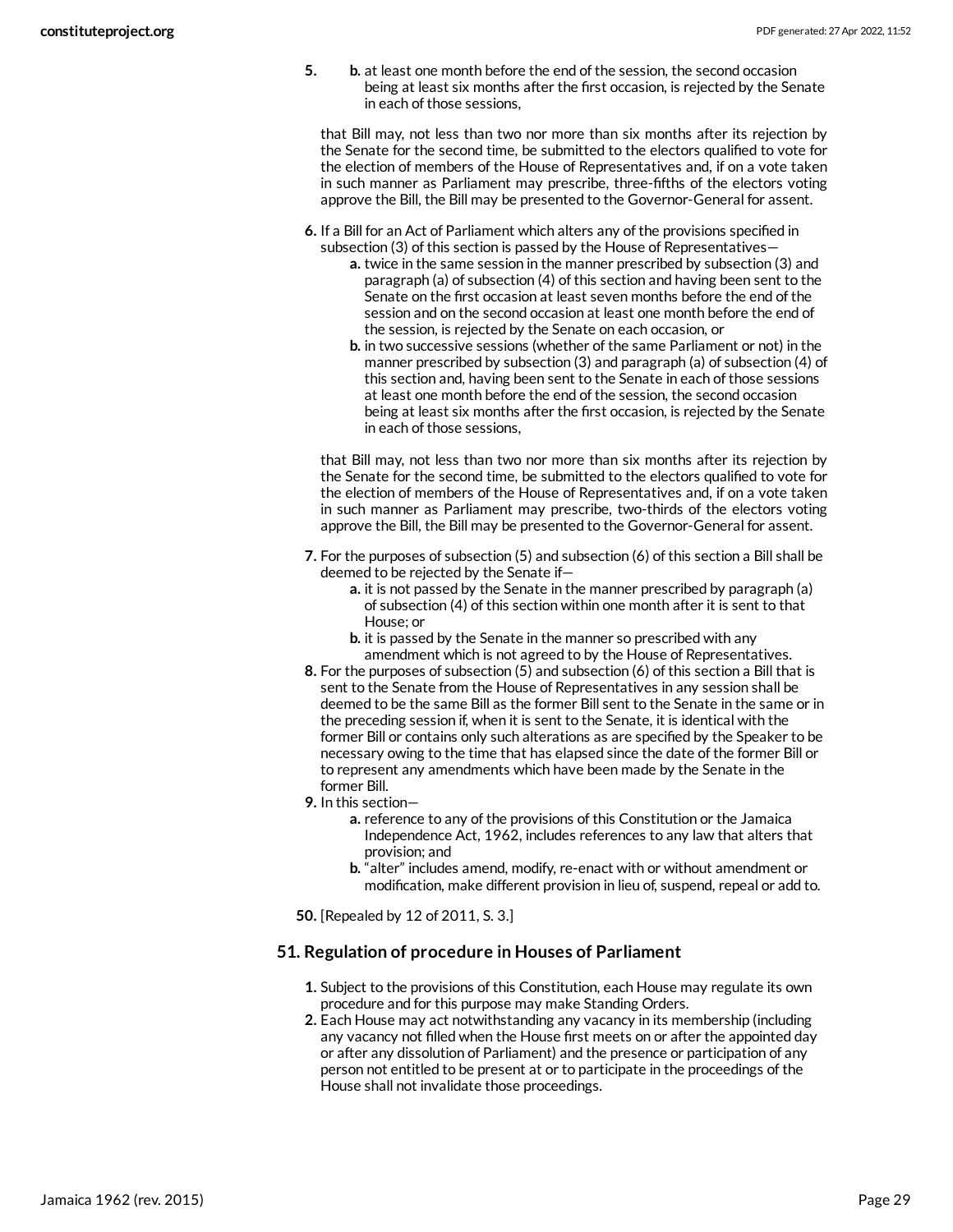5. b. at least one month before the end of the session, the second occasion being at least six months after the first occasion, is rejected by the Senate in each of those sessions,

   that Bill may, not less than two nor more than six months after its rejection by the Senate for the second time, be submitted to the electors qualified to vote for the election of members of the House of Representatives and, if on a vote taken in such manner as Parliament may prescribe, three-fifths of the electors voting approve the Bill, the Bill may be presented to the Governor-General for assent.

6. If a Bill for an Act of Parliament which alters any of the provisions specified in subsection (3) of this section is passed by the House of Representatives—
   a. twice in the same session in the manner prescribed by subsection (3) and paragraph (a) of subsection (4) of this section and having been sent to the Senate on the first occasion at least seven months before the end of the session and on the second occasion at least one month before the end of the session, is rejected by the Senate on each occasion, or
   b. in two successive sessions (whether of the same Parliament or not) in the manner prescribed by subsection (3) and paragraph (a) of subsection (4) of this section and, having been sent to the Senate in each of those sessions at least one month before the end of the session, the second occasion being at least six months after the first occasion, is rejected by the Senate in each of those sessions,

   that Bill may, not less than two nor more than six months after its rejection by the Senate for the second time, be submitted to the electors qualified to vote for the election of members of the House of Representatives and, if on a vote taken in such manner as Parliament may prescribe, two-thirds of the electors voting approve the Bill, the Bill may be presented to the Governor-General for assent.

7. For the purposes of subsection (5) and subsection (6) of this section a Bill shall be deemed to be rejected by the Senate if—
   a. it is not passed by the Senate in the manner prescribed by paragraph (a) of subsection (4) of this section within one month after it is sent to that House; or
   b. it is passed by the Senate in the manner so prescribed with any amendment which is not agreed to by the House of Representatives.
8. For the purposes of subsection (5) and subsection (6) of this section a Bill that is sent to the Senate from the House of Representatives in any session shall be deemed to be the same Bill as the former Bill sent to the Senate in the same or in the preceding session if, when it is sent to the Senate, it is identical with the former Bill or contains only such alterations as are specified by the Speaker to be necessary owing to the time that has elapsed since the date of the former Bill or to represent any amendments which have been made by the Senate in the former Bill.
9. In this section—
   a. reference to any of the provisions of this Constitution or the Jamaica Independence Act, 1962, includes references to any law that alters that provision; and
   b. "alter" includes amend, modify, re-enact with or without amendment or modification, make different provision in lieu of, suspend, repeal or add to.

50. [Repealed by 12 of 2011, S. 3.]

## 51. Regulation of procedure in Houses of Parliament

1. Subject to the provisions of this Constitution, each House may regulate its own procedure and for this purpose may make Standing Orders.
2. Each House may act notwithstanding any vacancy in its membership (including any vacancy not filled when the House first meets on or after the appointed day or after any dissolution of Parliament) and the presence or participation of any person not entitled to be present at or to participate in the proceedings of the House shall not invalidate those proceedings.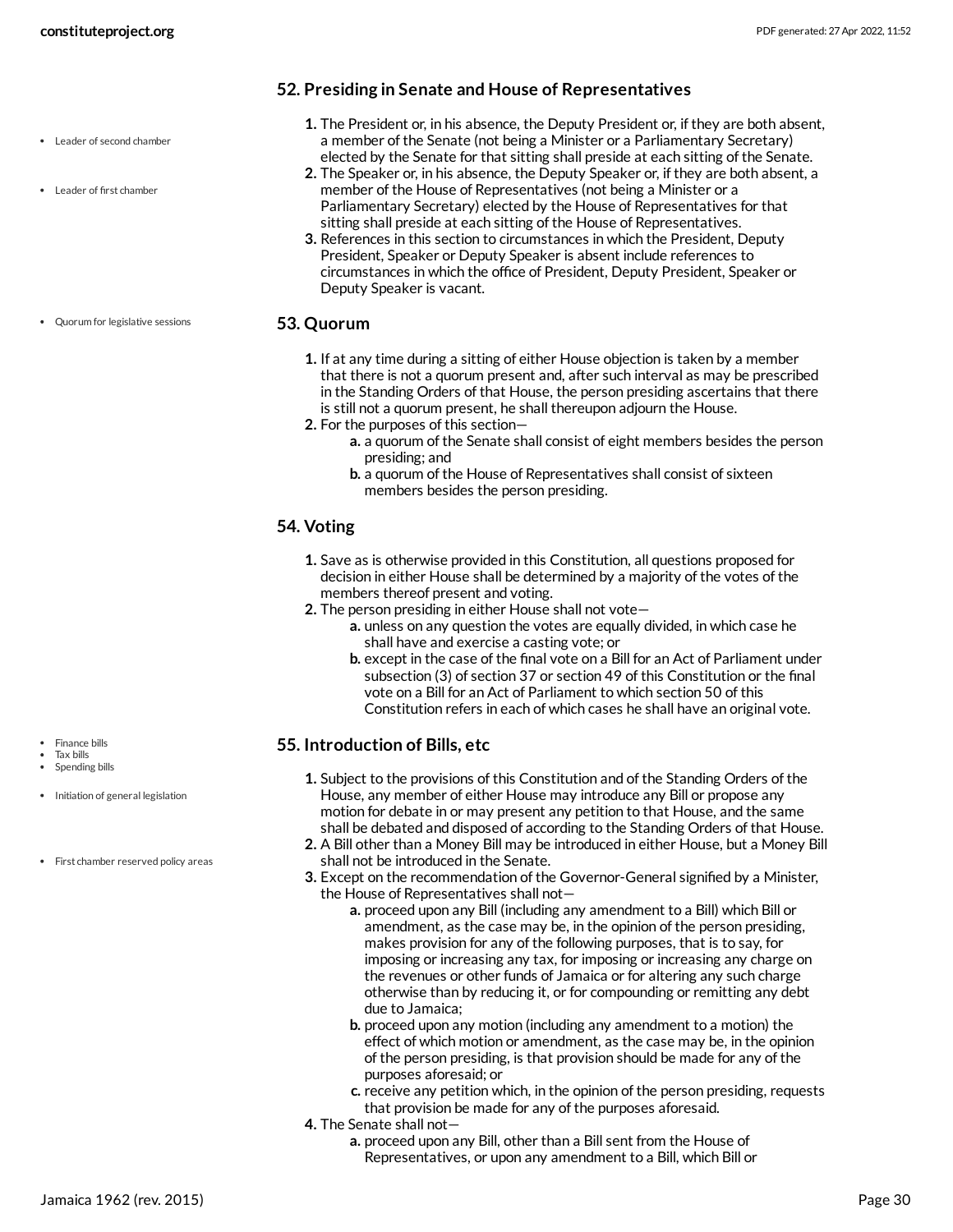## 52. Presiding in Senate and House of Representatives

- Leader of second chamber
- Leader of first chamber

1. The President or, in his absence, the Deputy President or, if they are both absent, a member of the Senate (not being a Minister or a Parliamentary Secretary) elected by the Senate for that sitting shall preside at each sitting of the Senate.
2. The Speaker or, in his absence, the Deputy Speaker or, if they are both absent, a member of the House of Representatives (not being a Minister or a Parliamentary Secretary) elected by the House of Representatives for that sitting shall preside at each sitting of the House of Representatives.
3. References in this section to circumstances in which the President, Deputy President, Speaker or Deputy Speaker is absent include references to circumstances in which the office of President, Deputy President, Speaker or Deputy Speaker is vacant.

## 53. Quorum

- Quorum for legislative sessions

1. If at any time during a sitting of either House objection is taken by a member that there is not a quorum present and, after such interval as may be prescribed in the Standing Orders of that House, the person presiding ascertains that there is still not a quorum present, he shall thereupon adjourn the House.
2. For the purposes of this section—
   a. a quorum of the Senate shall consist of eight members besides the person presiding; and
   b. a quorum of the House of Representatives shall consist of sixteen members besides the person presiding.

## 54. Voting

1. Save as is otherwise provided in this Constitution, all questions proposed for decision in either House shall be determined by a majority of the votes of the members thereof present and voting.
2. The person presiding in either House shall not vote—
   a. unless on any question the votes are equally divided, in which case he shall have and exercise a casting vote; or
   b. except in the case of the final vote on a Bill for an Act of Parliament under subsection (3) of section 37 or section 49 of this Constitution or the final vote on a Bill for an Act of Parliament to which section 50 of this Constitution refers in each of which cases he shall have an original vote.

## 55. Introduction of Bills, etc

- Finance bills
- Tax bills
- Spending bills
- Initiation of general legislation
- First chamber reserved policy areas

1. Subject to the provisions of this Constitution and of the Standing Orders of the House, any member of either House may introduce any Bill or propose any motion for debate in or may present any petition to that House, and the same shall be debated and disposed of according to the Standing Orders of that House.
2. A Bill other than a Money Bill may be introduced in either House, but a Money Bill shall not be introduced in the Senate.
3. Except on the recommendation of the Governor-General signified by a Minister, the House of Representatives shall not—
   a. proceed upon any Bill (including any amendment to a Bill) which Bill or amendment, as the case may be, in the opinion of the person presiding, makes provision for any of the following purposes, that is to say, for imposing or increasing any tax, for imposing or increasing any charge on the revenues or other funds of Jamaica or for altering any such charge otherwise than by reducing it, or for compounding or remitting any debt due to Jamaica;
   b. proceed upon any motion (including any amendment to a motion) the effect of which motion or amendment, as the case may be, in the opinion of the person presiding, is that provision should be made for any of the purposes aforesaid; or
   c. receive any petition which, in the opinion of the person presiding, requests that provision be made for any of the purposes aforesaid.
4. The Senate shall not—
   a. proceed upon any Bill, other than a Bill sent from the House of Representatives, or upon any amendment to a Bill, which Bill or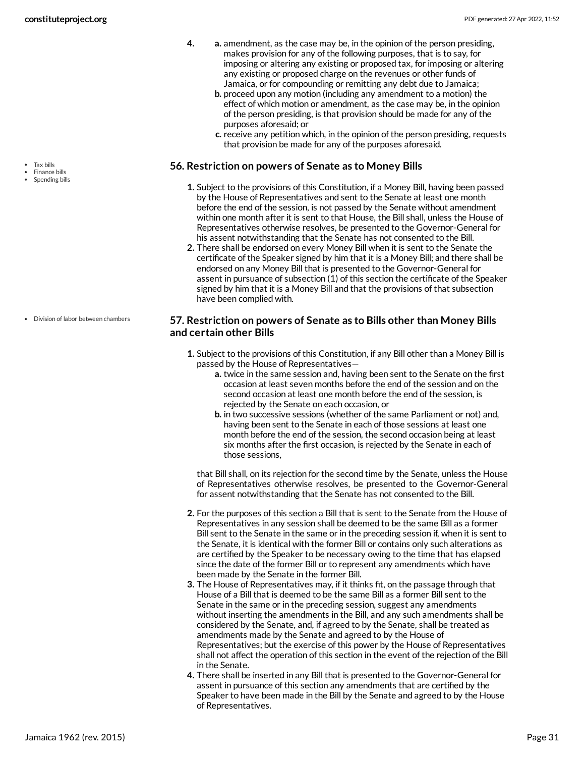4.
  a. amendment, as the case may be, in the opinion of the person presiding, makes provision for any of the following purposes, that is to say, for imposing or altering any existing or proposed tax, for imposing or altering any existing or proposed charge on the revenues or other funds of Jamaica, or for compounding or remitting any debt due to Jamaica;
  b. proceed upon any motion (including any amendment to a motion) the effect of which motion or amendment, as the case may be, in the opinion of the person presiding, is that provision should be made for any of the purposes aforesaid; or
  c. receive any petition which, in the opinion of the person presiding, requests that provision be made for any of the purposes aforesaid.

- Tax bills
- Finance bills
- Spending bills

### 56. Restriction on powers of Senate as to Money Bills

1. Subject to the provisions of this Constitution, if a Money Bill, having been passed by the House of Representatives and sent to the Senate at least one month before the end of the session, is not passed by the Senate without amendment within one month after it is sent to that House, the Bill shall, unless the House of Representatives otherwise resolves, be presented to the Governor-General for his assent notwithstanding that the Senate has not consented to the Bill.
2. There shall be endorsed on every Money Bill when it is sent to the Senate the certificate of the Speaker signed by him that it is a Money Bill; and there shall be endorsed on any Money Bill that is presented to the Governor-General for assent in pursuance of subsection (1) of this section the certificate of the Speaker signed by him that it is a Money Bill and that the provisions of that subsection have been complied with.

- Division of labor between chambers

### 57. Restriction on powers of Senate as to Bills other than Money Bills and certain other Bills

1. Subject to the provisions of this Constitution, if any Bill other than a Money Bill is passed by the House of Representatives—
   a. twice in the same session and, having been sent to the Senate on the first occasion at least seven months before the end of the session and on the second occasion at least one month before the end of the session, is rejected by the Senate on each occasion, or
   b. in two successive sessions (whether of the same Parliament or not) and, having been sent to the Senate in each of those sessions at least one month before the end of the session, the second occasion being at least six months after the first occasion, is rejected by the Senate in each of those sessions,

   that Bill shall, on its rejection for the second time by the Senate, unless the House of Representatives otherwise resolves, be presented to the Governor-General for assent notwithstanding that the Senate has not consented to the Bill.
2. For the purposes of this section a Bill that is sent to the Senate from the House of Representatives in any session shall be deemed to be the same Bill as a former Bill sent to the Senate in the same or in the preceding session if, when it is sent to the Senate, it is identical with the former Bill or contains only such alterations as are certified by the Speaker to be necessary owing to the time that has elapsed since the date of the former Bill or to represent any amendments which have been made by the Senate in the former Bill.
3. The House of Representatives may, if it thinks fit, on the passage through that House of a Bill that is deemed to be the same Bill as a former Bill sent to the Senate in the same or in the preceding session, suggest any amendments without inserting the amendments in the Bill, and any such amendments shall be considered by the Senate, and, if agreed to by the Senate, shall be treated as amendments made by the Senate and agreed to by the House of Representatives; but the exercise of this power by the House of Representatives shall not affect the operation of this section in the event of the rejection of the Bill in the Senate.
4. There shall be inserted in any Bill that is presented to the Governor-General for assent in pursuance of this section any amendments that are certified by the Speaker to have been made in the Bill by the Senate and agreed to by the House of Representatives.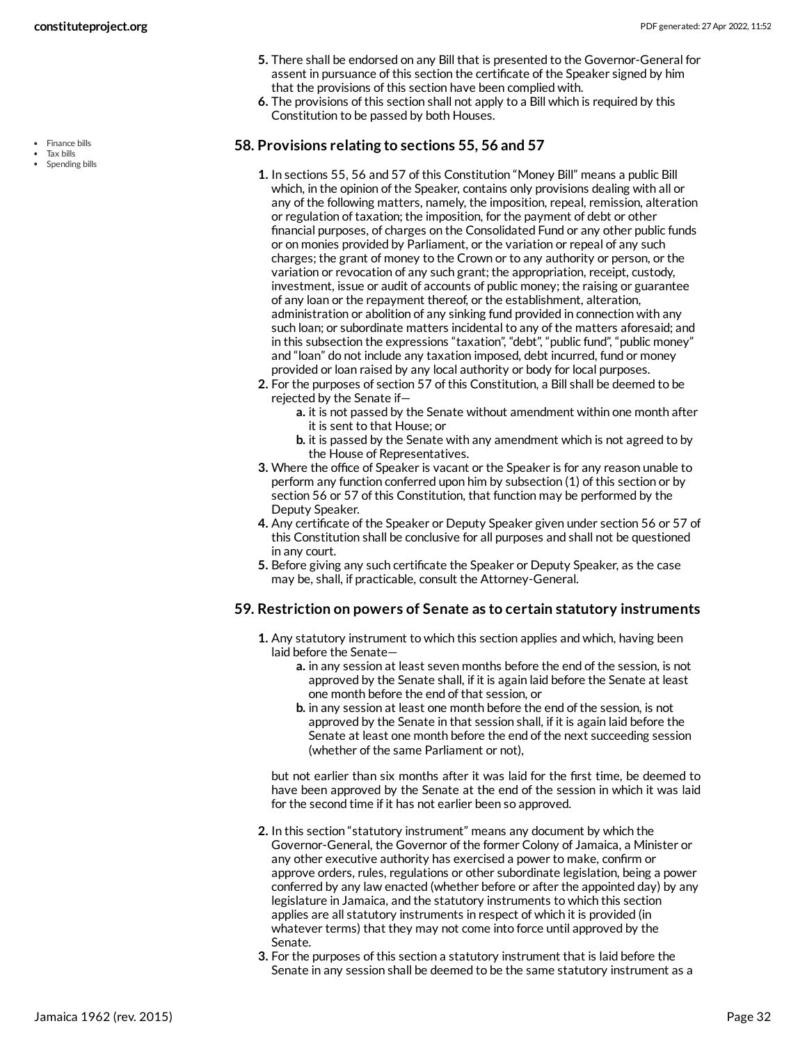5. There shall be endorsed on any Bill that is presented to the Governor-General for assent in pursuance of this section the certificate of the Speaker signed by him that the provisions of this section have been complied with.
6. The provisions of this section shall not apply to a Bill which is required by this Constitution to be passed by both Houses.

- Finance bills
- Tax bills
- Spending bills

### 58. Provisions relating to sections 55, 56 and 57

1. In sections 55, 56 and 57 of this Constitution "Money Bill" means a public Bill which, in the opinion of the Speaker, contains only provisions dealing with all or any of the following matters, namely, the imposition, repeal, remission, alteration or regulation of taxation; the imposition, for the payment of debt or other financial purposes, of charges on the Consolidated Fund or any other public funds or on monies provided by Parliament, or the variation or repeal of any such charges; the grant of money to the Crown or to any authority or person, or the variation or revocation of any such grant; the appropriation, receipt, custody, investment, issue or audit of accounts of public money; the raising or guarantee of any loan or the repayment thereof, or the establishment, alteration, administration or abolition of any sinking fund provided in connection with any such loan; or subordinate matters incidental to any of the matters aforesaid; and in this subsection the expressions "taxation", "debt", "public fund", "public money" and "loan" do not include any taxation imposed, debt incurred, fund or money provided or loan raised by any local authority or body for local purposes.
2. For the purposes of section 57 of this Constitution, a Bill shall be deemed to be rejected by the Senate if—
   a. it is not passed by the Senate without amendment within one month after it is sent to that House; or
   b. it is passed by the Senate with any amendment which is not agreed to by the House of Representatives.
3. Where the office of Speaker is vacant or the Speaker is for any reason unable to perform any function conferred upon him by subsection (1) of this section or by section 56 or 57 of this Constitution, that function may be performed by the Deputy Speaker.
4. Any certificate of the Speaker or Deputy Speaker given under section 56 or 57 of this Constitution shall be conclusive for all purposes and shall not be questioned in any court.
5. Before giving any such certificate the Speaker or Deputy Speaker, as the case may be, shall, if practicable, consult the Attorney-General.

### 59. Restriction on powers of Senate as to certain statutory instruments

1. Any statutory instrument to which this section applies and which, having been laid before the Senate—
   a. in any session at least seven months before the end of the session, is not approved by the Senate shall, if it is again laid before the Senate at least one month before the end of that session, or
   b. in any session at least one month before the end of the session, is not approved by the Senate in that session shall, if it is again laid before the Senate at least one month before the end of the next succeeding session (whether of the same Parliament or not),

   but not earlier than six months after it was laid for the first time, be deemed to have been approved by the Senate at the end of the session in which it was laid for the second time if it has not earlier been so approved.

2. In this section "statutory instrument" means any document by which the Governor-General, the Governor of the former Colony of Jamaica, a Minister or any other executive authority has exercised a power to make, confirm or approve orders, rules, regulations or other subordinate legislation, being a power conferred by any law enacted (whether before or after the appointed day) by any legislature in Jamaica, and the statutory instruments to which this section applies are all statutory instruments in respect of which it is provided (in whatever terms) that they may not come into force until approved by the Senate.
3. For the purposes of this section a statutory instrument that is laid before the Senate in any session shall be deemed to be the same statutory instrument as a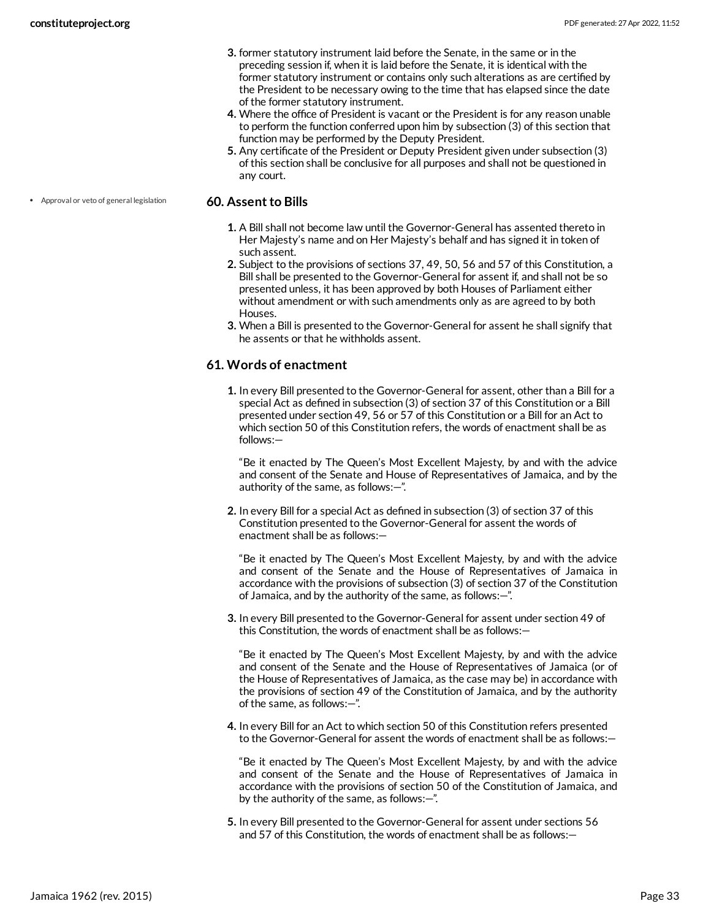3. former statutory instrument laid before the Senate, in the same or in the preceding session if, when it is laid before the Senate, it is identical with the former statutory instrument or contains only such alterations as are certified by the President to be necessary owing to the time that has elapsed since the date of the former statutory instrument.
4. Where the office of President is vacant or the President is for any reason unable to perform the function conferred upon him by subsection (3) of this section that function may be performed by the Deputy President.
5. Any certificate of the President or Deputy President given under subsection (3) of this section shall be conclusive for all purposes and shall not be questioned in any court.

- Approval or veto of general legislation

### 60. Assent to Bills

1. A Bill shall not become law until the Governor-General has assented thereto in Her Majesty's name and on Her Majesty's behalf and has signed it in token of such assent.
2. Subject to the provisions of sections 37, 49, 50, 56 and 57 of this Constitution, a Bill shall be presented to the Governor-General for assent if, and shall not be so presented unless, it has been approved by both Houses of Parliament either without amendment or with such amendments only as are agreed to by both Houses.
3. When a Bill is presented to the Governor-General for assent he shall signify that he assents or that he withholds assent.

### 61. Words of enactment

1. In every Bill presented to the Governor-General for assent, other than a Bill for a special Act as defined in subsection (3) of section 37 of this Constitution or a Bill presented under section 49, 56 or 57 of this Constitution or a Bill for an Act to which section 50 of this Constitution refers, the words of enactment shall be as follows:—

   "Be it enacted by The Queen's Most Excellent Majesty, by and with the advice and consent of the Senate and House of Representatives of Jamaica, and by the authority of the same, as follows:—".

2. In every Bill for a special Act as defined in subsection (3) of section 37 of this Constitution presented to the Governor-General for assent the words of enactment shall be as follows:—

   "Be it enacted by The Queen's Most Excellent Majesty, by and with the advice and consent of the Senate and the House of Representatives of Jamaica in accordance with the provisions of subsection (3) of section 37 of the Constitution of Jamaica, and by the authority of the same, as follows:—".

3. In every Bill presented to the Governor-General for assent under section 49 of this Constitution, the words of enactment shall be as follows:—

   "Be it enacted by The Queen's Most Excellent Majesty, by and with the advice and consent of the Senate and the House of Representatives of Jamaica (or of the House of Representatives of Jamaica, as the case may be) in accordance with the provisions of section 49 of the Constitution of Jamaica, and by the authority of the same, as follows:—".

4. In every Bill for an Act to which section 50 of this Constitution refers presented to the Governor-General for assent the words of enactment shall be as follows:—

   "Be it enacted by The Queen's Most Excellent Majesty, by and with the advice and consent of the Senate and the House of Representatives of Jamaica in accordance with the provisions of section 50 of the Constitution of Jamaica, and by the authority of the same, as follows:—".

5. In every Bill presented to the Governor-General for assent under sections 56 and 57 of this Constitution, the words of enactment shall be as follows:—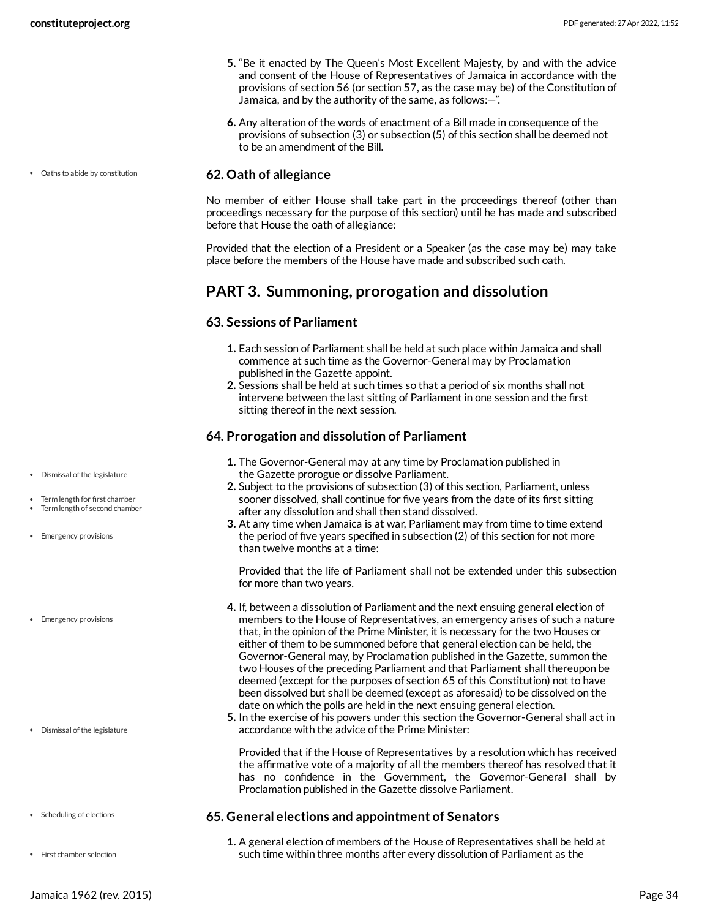5. "Be it enacted by The Queen's Most Excellent Majesty, by and with the advice and consent of the House of Representatives of Jamaica in accordance with the provisions of section 56 (or section 57, as the case may be) of the Constitution of Jamaica, and by the authority of the same, as follows:—".
6. Any alteration of the words of enactment of a Bill made in consequence of the provisions of subsection (3) or subsection (5) of this section shall be deemed not to be an amendment of the Bill.

- Oaths to abide by constitution

### 62. Oath of allegiance

No member of either House shall take part in the proceedings thereof (other than proceedings necessary for the purpose of this section) until he has made and subscribed before that House the oath of allegiance:

Provided that the election of a President or a Speaker (as the case may be) may take place before the members of the House have made and subscribed such oath.

## PART 3. Summoning, prorogation and dissolution

### 63. Sessions of Parliament

1. Each session of Parliament shall be held at such place within Jamaica and shall commence at such time as the Governor-General may by Proclamation published in the Gazette appoint.
2. Sessions shall be held at such times so that a period of six months shall not intervene between the last sitting of Parliament in one session and the first sitting thereof in the next session.

### 64. Prorogation and dissolution of Parliament

- Dismissal of the legislature
- Term length for first chamber
- Term length of second chamber
- Emergency provisions

1. The Governor-General may at any time by Proclamation published in the Gazette prorogue or dissolve Parliament.
2. Subject to the provisions of subsection (3) of this section, Parliament, unless sooner dissolved, shall continue for five years from the date of its first sitting after any dissolution and shall then stand dissolved.
3. At any time when Jamaica is at war, Parliament may from time to time extend the period of five years specified in subsection (2) of this section for not more than twelve months at a time:

   Provided that the life of Parliament shall not be extended under this subsection for more than two years.

- Emergency provisions

4. If, between a dissolution of Parliament and the next ensuing general election of members to the House of Representatives, an emergency arises of such a nature that, in the opinion of the Prime Minister, it is necessary for the two Houses or either of them to be summoned before that general election can be held, the Governor-General may, by Proclamation published in the Gazette, summon the two Houses of the preceding Parliament and that Parliament shall thereupon be deemed (except for the purposes of section 65 of this Constitution) not to have been dissolved but shall be deemed (except as aforesaid) to be dissolved on the date on which the polls are held in the next ensuing general election.

- Dismissal of the legislature

5. In the exercise of his powers under this section the Governor-General shall act in accordance with the advice of the Prime Minister:

   Provided that if the House of Representatives by a resolution which has received the affirmative vote of a majority of all the members thereof has resolved that it has no confidence in the Government, the Governor-General shall by Proclamation published in the Gazette dissolve Parliament.

- Scheduling of elections

### 65. General elections and appointment of Senators

- First chamber selection

1. A general election of members of the House of Representatives shall be held at such time within three months after every dissolution of Parliament as the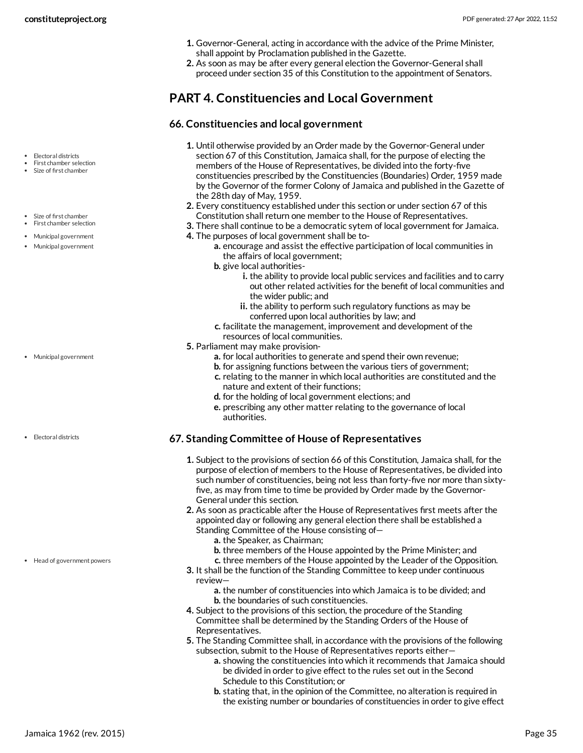1. Governor-General, acting in accordance with the advice of the Prime Minister, shall appoint by Proclamation published in the Gazette.
2. As soon as may be after every general election the Governor-General shall proceed under section 35 of this Constitution to the appointment of Senators.

## PART 4. Constituencies and Local Government

### 66. Constituencies and local government

1. Until otherwise provided by an Order made by the Governor-General under section 67 of this Constitution, Jamaica shall, for the purpose of electing the members of the House of Representatives, be divided into the forty-five constituencies prescribed by the Constituencies (Boundaries) Order, 1959 made by the Governor of the former Colony of Jamaica and published in the Gazette of the 28th day of May, 1959.
2. Every constituency established under this section or under section 67 of this Constitution shall return one member to the House of Representatives.
3. There shall continue to be a democratic sytem of local government for Jamaica.
4. The purposes of local government shall be to-
   a. encourage and assist the effective participation of local communities in the affairs of local government;
   b. give local authorities-
      i. the ability to provide local public services and facilities and to carry out other related activities for the benefit of local communities and the wider public; and
      ii. the ability to perform such regulatory functions as may be conferred upon local authorities by law; and
   c. facilitate the management, improvement and development of the resources of local communities.
5. Parliament may make provision-
   a. for local authorities to generate and spend their own revenue;
   b. for assigning functions between the various tiers of government;
   c. relating to the manner in which local authorities are constituted and the nature and extent of their functions;
   d. for the holding of local government elections; and
   e. prescribing any other matter relating to the governance of local authorities.

### 67. Standing Committee of House of Representatives

1. Subject to the provisions of section 66 of this Constitution, Jamaica shall, for the purpose of election of members to the House of Representatives, be divided into such number of constituencies, being not less than forty-five nor more than sixty-five, as may from time to time be provided by Order made by the Governor-General under this section.
2. As soon as practicable after the House of Representatives first meets after the appointed day or following any general election there shall be established a Standing Committee of the House consisting of—
   a. the Speaker, as Chairman;
   b. three members of the House appointed by the Prime Minister; and
   c. three members of the House appointed by the Leader of the Opposition.
3. It shall be the function of the Standing Committee to keep under continuous review—
   a. the number of constituencies into which Jamaica is to be divided; and
   b. the boundaries of such constituencies.
4. Subject to the provisions of this section, the procedure of the Standing Committee shall be determined by the Standing Orders of the House of Representatives.
5. The Standing Committee shall, in accordance with the provisions of the following subsection, submit to the House of Representatives reports either—
   a. showing the constituencies into which it recommends that Jamaica should be divided in order to give effect to the rules set out in the Second Schedule to this Constitution; or
   b. stating that, in the opinion of the Committee, no alteration is required in the existing number or boundaries of constituencies in order to give effect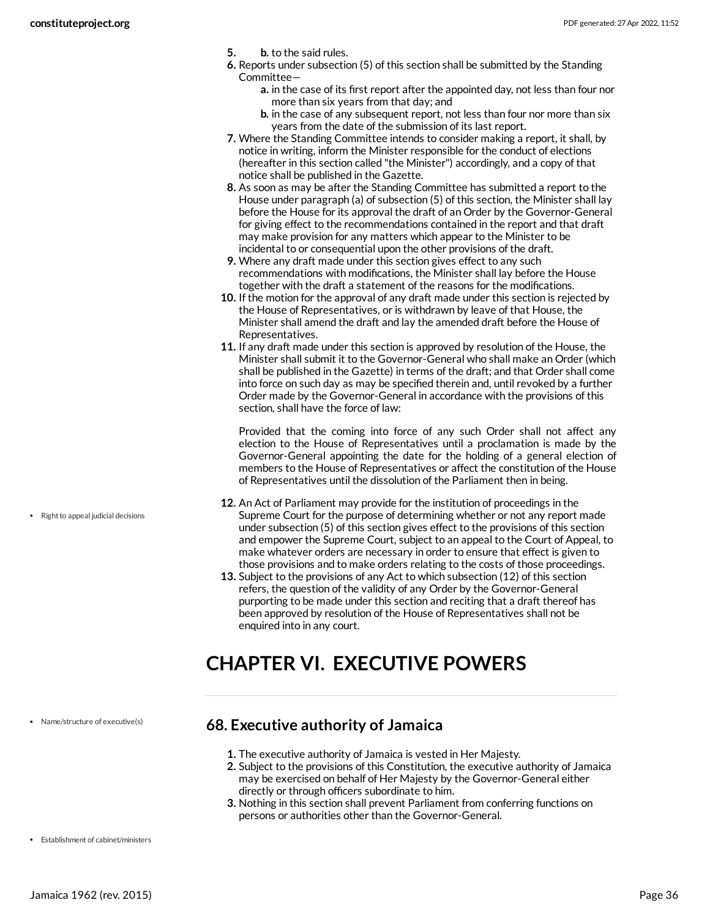5. b. to the said rules.
6. Reports under subsection (5) of this section shall be submitted by the Standing Committee—
   a. in the case of its first report after the appointed day, not less than four nor more than six years from that day; and
   b. in the case of any subsequent report, not less than four nor more than six years from the date of the submission of its last report.
7. Where the Standing Committee intends to consider making a report, it shall, by notice in writing, inform the Minister responsible for the conduct of elections (hereafter in this section called "the Minister") accordingly, and a copy of that notice shall be published in the Gazette.
8. As soon as may be after the Standing Committee has submitted a report to the House under paragraph (a) of subsection (5) of this section, the Minister shall lay before the House for its approval the draft of an Order by the Governor-General for giving effect to the recommendations contained in the report and that draft may make provision for any matters which appear to the Minister to be incidental to or consequential upon the other provisions of the draft.
9. Where any draft made under this section gives effect to any such recommendations with modifications, the Minister shall lay before the House together with the draft a statement of the reasons for the modifications.
10. If the motion for the approval of any draft made under this section is rejected by the House of Representatives, or is withdrawn by leave of that House, the Minister shall amend the draft and lay the amended draft before the House of Representatives.
11. If any draft made under this section is approved by resolution of the House, the Minister shall submit it to the Governor-General who shall make an Order (which shall be published in the Gazette) in terms of the draft; and that Order shall come into force on such day as may be specified therein and, until revoked by a further Order made by the Governor-General in accordance with the provisions of this section, shall have the force of law:

   Provided that the coming into force of any such Order shall not affect any election to the House of Representatives until a proclamation is made by the Governor-General appointing the date for the holding of a general election of members to the House of Representatives or affect the constitution of the House of Representatives until the dissolution of the Parliament then in being.

- Right to appeal judicial decisions

12. An Act of Parliament may provide for the institution of proceedings in the Supreme Court for the purpose of determining whether or not any report made under subsection (5) of this section gives effect to the provisions of this section and empower the Supreme Court, subject to an appeal to the Court of Appeal, to make whatever orders are necessary in order to ensure that effect is given to those provisions and to make orders relating to the costs of those proceedings.
13. Subject to the provisions of any Act to which subsection (12) of this section refers, the question of the validity of any Order by the Governor-General purporting to be made under this section and reciting that a draft thereof has been approved by resolution of the House of Representatives shall not be enquired into in any court.

# CHAPTER VI. EXECUTIVE POWERS

- Name/structure of executive(s)

## 68. Executive authority of Jamaica

1. The executive authority of Jamaica is vested in Her Majesty.
2. Subject to the provisions of this Constitution, the executive authority of Jamaica may be exercised on behalf of Her Majesty by the Governor-General either directly or through officers subordinate to him.
3. Nothing in this section shall prevent Parliament from conferring functions on persons or authorities other than the Governor-General.

- Establishment of cabinet/ministers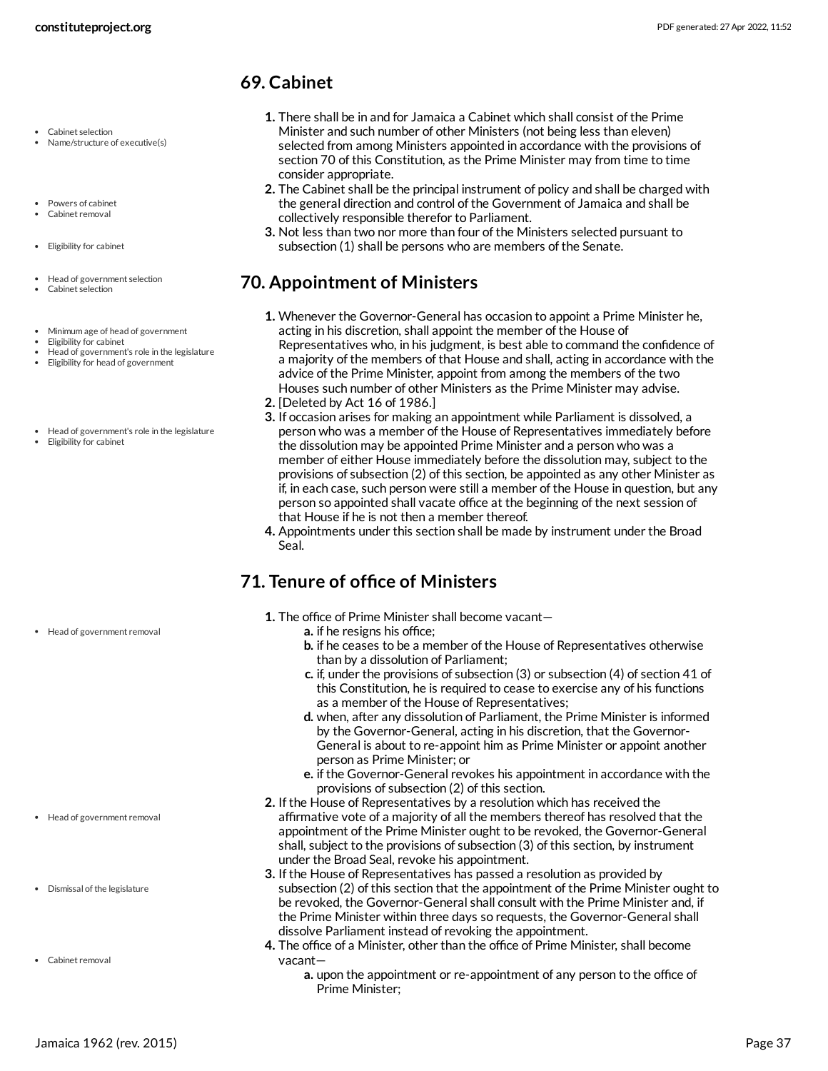## 69. Cabinet

- Cabinet selection
- Name/structure of executive(s)

1. There shall be in and for Jamaica a Cabinet which shall consist of the Prime Minister and such number of other Ministers (not being less than eleven) selected from among Ministers appointed in accordance with the provisions of section 70 of this Constitution, as the Prime Minister may from time to time consider appropriate.

- Powers of cabinet
- Cabinet removal

2. The Cabinet shall be the principal instrument of policy and shall be charged with the general direction and control of the Government of Jamaica and shall be collectively responsible therefor to Parliament.

- Eligibility for cabinet

3. Not less than two nor more than four of the Ministers selected pursuant to subsection (1) shall be persons who are members of the Senate.

## 70. Appointment of Ministers

- Head of government selection
- Cabinet selection
- Minimum age of head of government
- Eligibility for cabinet
- Head of government's role in the legislature
- Eligibility for head of government

1. Whenever the Governor-General has occasion to appoint a Prime Minister he, acting in his discretion, shall appoint the member of the House of Representatives who, in his judgment, is best able to command the confidence of a majority of the members of that House and shall, acting in accordance with the advice of the Prime Minister, appoint from among the members of the two Houses such number of other Ministers as the Prime Minister may advise.
2. [Deleted by Act 16 of 1986.]

- Head of government's role in the legislature
- Eligibility for cabinet

3. If occasion arises for making an appointment while Parliament is dissolved, a person who was a member of the House of Representatives immediately before the dissolution may be appointed Prime Minister and a person who was a member of either House immediately before the dissolution may, subject to the provisions of subsection (2) of this section, be appointed as any other Minister as if, in each case, such person were still a member of the House in question, but any person so appointed shall vacate office at the beginning of the next session of that House if he is not then a member thereof.
4. Appointments under this section shall be made by instrument under the Broad Seal.

## 71. Tenure of office of Ministers

- Head of government removal

1. The office of Prime Minister shall become vacant—
   a. if he resigns his office;
   b. if he ceases to be a member of the House of Representatives otherwise than by a dissolution of Parliament;
   c. if, under the provisions of subsection (3) or subsection (4) of section 41 of this Constitution, he is required to cease to exercise any of his functions as a member of the House of Representatives;
   d. when, after any dissolution of Parliament, the Prime Minister is informed by the Governor-General, acting in his discretion, that the Governor-General is about to re-appoint him as Prime Minister or appoint another person as Prime Minister; or
   e. if the Governor-General revokes his appointment in accordance with the provisions of subsection (2) of this section.

- Head of government removal

2. If the House of Representatives by a resolution which has received the affirmative vote of a majority of all the members thereof has resolved that the appointment of the Prime Minister ought to be revoked, the Governor-General shall, subject to the provisions of subsection (3) of this section, by instrument under the Broad Seal, revoke his appointment.

- Dismissal of the legislature

3. If the House of Representatives has passed a resolution as provided by subsection (2) of this section that the appointment of the Prime Minister ought to be revoked, the Governor-General shall consult with the Prime Minister and, if the Prime Minister within three days so requests, the Governor-General shall dissolve Parliament instead of revoking the appointment.

- Cabinet removal

4. The office of a Minister, other than the office of Prime Minister, shall become vacant—
   a. upon the appointment or re-appointment of any person to the office of Prime Minister;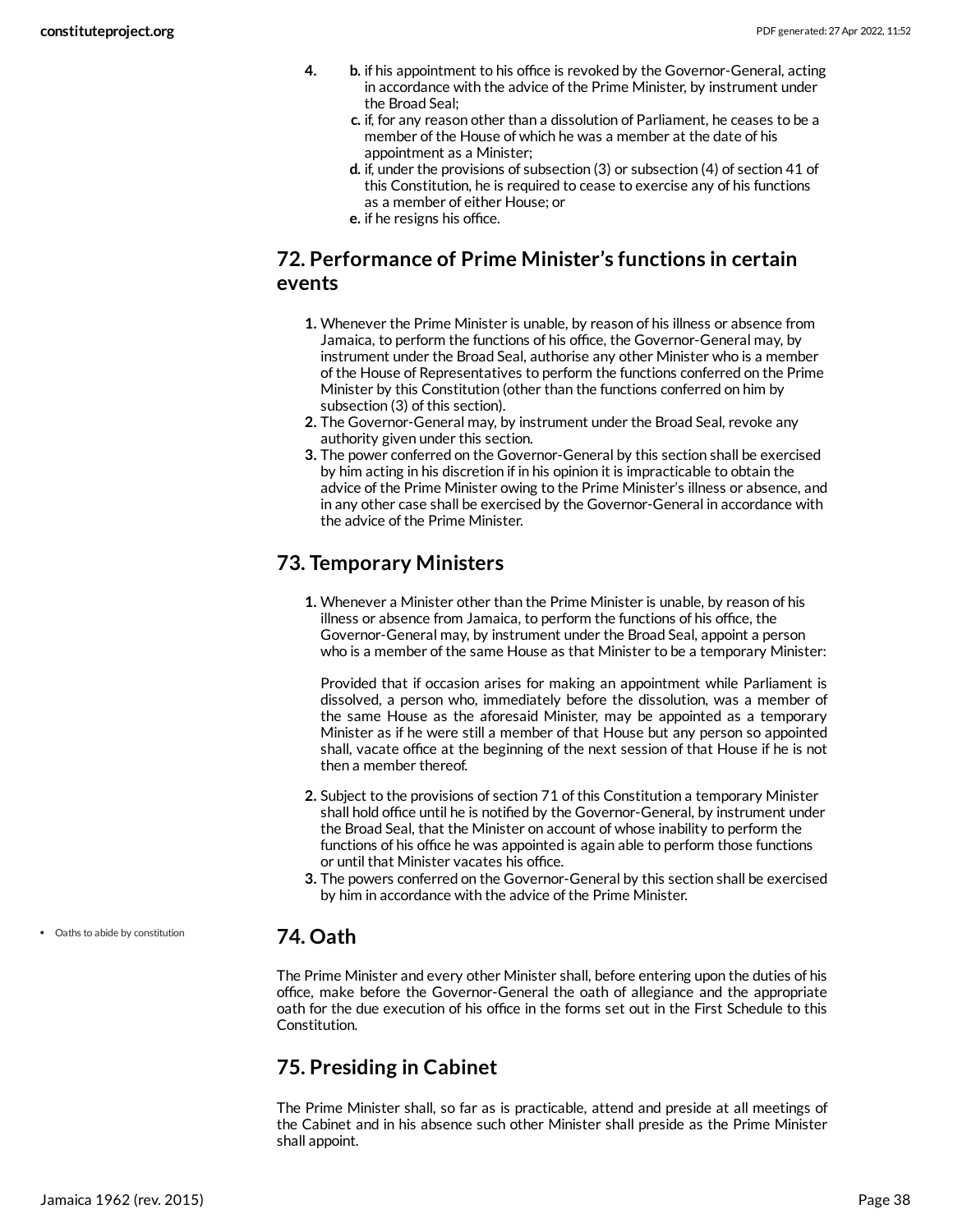4.
   - b. if his appointment to his office is revoked by the Governor-General, acting in accordance with the advice of the Prime Minister, by instrument under the Broad Seal;
   - c. if, for any reason other than a dissolution of Parliament, he ceases to be a member of the House of which he was a member at the date of his appointment as a Minister;
   - d. if, under the provisions of subsection (3) or subsection (4) of section 41 of this Constitution, he is required to cease to exercise any of his functions as a member of either House; or
   - e. if he resigns his office.

## 72. Performance of Prime Minister's functions in certain events

1. Whenever the Prime Minister is unable, by reason of his illness or absence from Jamaica, to perform the functions of his office, the Governor-General may, by instrument under the Broad Seal, authorise any other Minister who is a member of the House of Representatives to perform the functions conferred on the Prime Minister by this Constitution (other than the functions conferred on him by subsection (3) of this section).
2. The Governor-General may, by instrument under the Broad Seal, revoke any authority given under this section.
3. The power conferred on the Governor-General by this section shall be exercised by him acting in his discretion if in his opinion it is impracticable to obtain the advice of the Prime Minister owing to the Prime Minister's illness or absence, and in any other case shall be exercised by the Governor-General in accordance with the advice of the Prime Minister.

## 73. Temporary Ministers

1. Whenever a Minister other than the Prime Minister is unable, by reason of his illness or absence from Jamaica, to perform the functions of his office, the Governor-General may, by instrument under the Broad Seal, appoint a person who is a member of the same House as that Minister to be a temporary Minister:

   Provided that if occasion arises for making an appointment while Parliament is dissolved, a person who, immediately before the dissolution, was a member of the same House as the aforesaid Minister, may be appointed as a temporary Minister as if he were still a member of that House but any person so appointed shall, vacate office at the beginning of the next session of that House if he is not then a member thereof.

2. Subject to the provisions of section 71 of this Constitution a temporary Minister shall hold office until he is notified by the Governor-General, by instrument under the Broad Seal, that the Minister on account of whose inability to perform the functions of his office he was appointed is again able to perform those functions or until that Minister vacates his office.
3. The powers conferred on the Governor-General by this section shall be exercised by him in accordance with the advice of the Prime Minister.

- Oaths to abide by constitution

## 74. Oath

The Prime Minister and every other Minister shall, before entering upon the duties of his office, make before the Governor-General the oath of allegiance and the appropriate oath for the due execution of his office in the forms set out in the First Schedule to this Constitution.

## 75. Presiding in Cabinet

The Prime Minister shall, so far as is practicable, attend and preside at all meetings of the Cabinet and in his absence such other Minister shall preside as the Prime Minister shall appoint.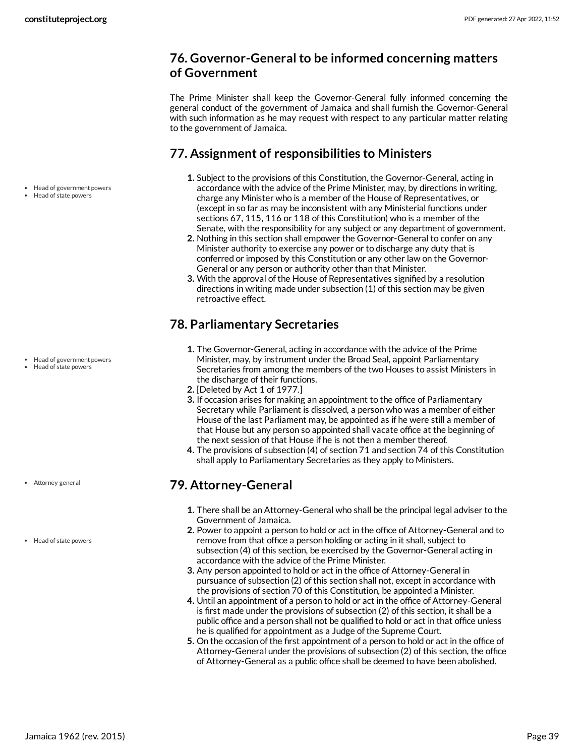## 76. Governor-General to be informed concerning matters of Government

The Prime Minister shall keep the Governor-General fully informed concerning the general conduct of the government of Jamaica and shall furnish the Governor-General with such information as he may request with respect to any particular matter relating to the government of Jamaica.

## 77. Assignment of responsibilities to Ministers

- Head of government powers
- Head of state powers

1. Subject to the provisions of this Constitution, the Governor-General, acting in accordance with the advice of the Prime Minister, may, by directions in writing, charge any Minister who is a member of the House of Representatives, or (except in so far as may be inconsistent with any Ministerial functions under sections 67, 115, 116 or 118 of this Constitution) who is a member of the Senate, with the responsibility for any subject or any department of government.
2. Nothing in this section shall empower the Governor-General to confer on any Minister authority to exercise any power or to discharge any duty that is conferred or imposed by this Constitution or any other law on the Governor-General or any person or authority other than that Minister.
3. With the approval of the House of Representatives signified by a resolution directions in writing made under subsection (1) of this section may be given retroactive effect.

## 78. Parliamentary Secretaries

- Head of government powers
- Head of state powers

1. The Governor-General, acting in accordance with the advice of the Prime Minister, may, by instrument under the Broad Seal, appoint Parliamentary Secretaries from among the members of the two Houses to assist Ministers in the discharge of their functions.
2. [Deleted by Act 1 of 1977.]
3. If occasion arises for making an appointment to the office of Parliamentary Secretary while Parliament is dissolved, a person who was a member of either House of the last Parliament may, be appointed as if he were still a member of that House but any person so appointed shall vacate office at the beginning of the next session of that House if he is not then a member thereof.
4. The provisions of subsection (4) of section 71 and section 74 of this Constitution shall apply to Parliamentary Secretaries as they apply to Ministers.

## 79. Attorney-General

- Attorney general

1. There shall be an Attorney-General who shall be the principal legal adviser to the Government of Jamaica.
2. Power to appoint a person to hold or act in the office of Attorney-General and to remove from that office a person holding or acting in it shall, subject to subsection (4) of this section, be exercised by the Governor-General acting in accordance with the advice of the Prime Minister.
3. Any person appointed to hold or act in the office of Attorney-General in pursuance of subsection (2) of this section shall not, except in accordance with the provisions of section 70 of this Constitution, be appointed a Minister.
4. Until an appointment of a person to hold or act in the office of Attorney-General is first made under the provisions of subsection (2) of this section, it shall be a public office and a person shall not be qualified to hold or act in that office unless he is qualified for appointment as a Judge of the Supreme Court.
5. On the occasion of the first appointment of a person to hold or act in the office of Attorney-General under the provisions of subsection (2) of this section, the office of Attorney-General as a public office shall be deemed to have been abolished.

- Head of state powers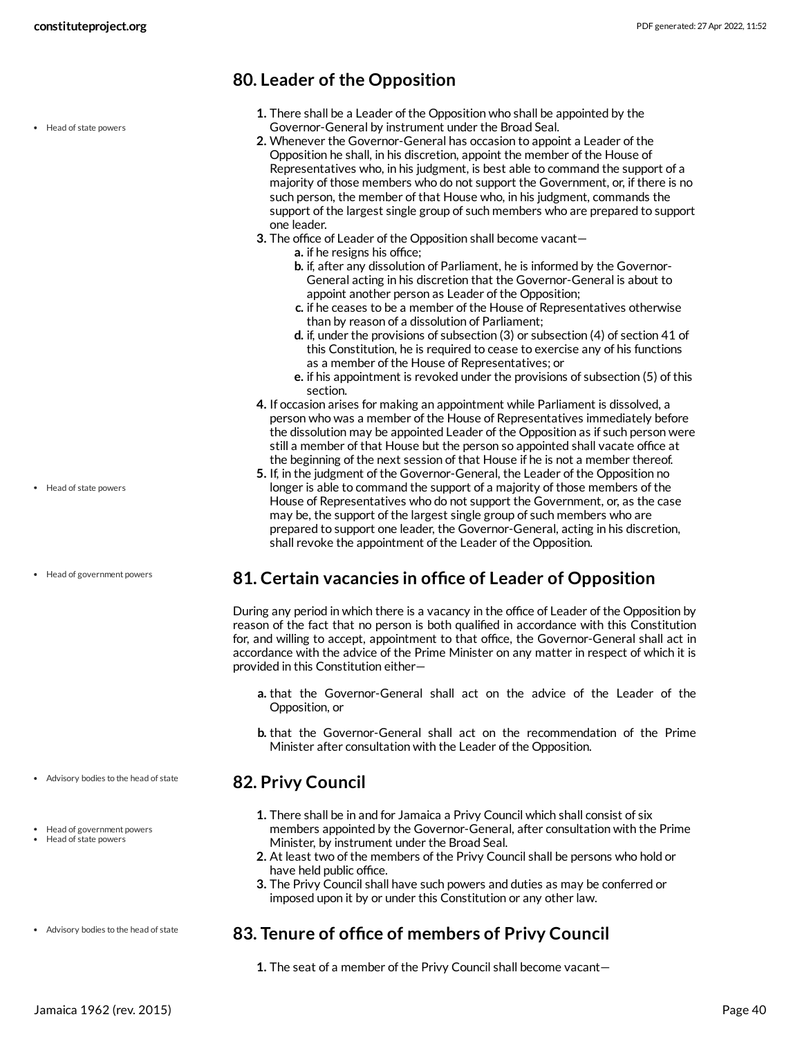## 80. Leader of the Opposition

1. There shall be a Leader of the Opposition who shall be appointed by the Governor-General by instrument under the Broad Seal.
2. Whenever the Governor-General has occasion to appoint a Leader of the Opposition he shall, in his discretion, appoint the member of the House of Representatives who, in his judgment, is best able to command the support of a majority of those members who do not support the Government, or, if there is no such person, the member of that House who, in his judgment, commands the support of the largest single group of such members who are prepared to support one leader.
3. The office of Leader of the Opposition shall become vacant—
   a. if he resigns his office;
   b. if, after any dissolution of Parliament, he is informed by the Governor-General acting in his discretion that the Governor-General is about to appoint another person as Leader of the Opposition;
   c. if he ceases to be a member of the House of Representatives otherwise than by reason of a dissolution of Parliament;
   d. if, under the provisions of subsection (3) or subsection (4) of section 41 of this Constitution, he is required to cease to exercise any of his functions as a member of the House of Representatives; or
   e. if his appointment is revoked under the provisions of subsection (5) of this section.
4. If occasion arises for making an appointment while Parliament is dissolved, a person who was a member of the House of Representatives immediately before the dissolution may be appointed Leader of the Opposition as if such person were still a member of that House but the person so appointed shall vacate office at the beginning of the next session of that House if he is not a member thereof.
5. If, in the judgment of the Governor-General, the Leader of the Opposition no longer is able to command the support of a majority of those members of the House of Representatives who do not support the Government, or, as the case may be, the support of the largest single group of such members who are prepared to support one leader, the Governor-General, acting in his discretion, shall revoke the appointment of the Leader of the Opposition.

## 81. Certain vacancies in office of Leader of Opposition

During any period in which there is a vacancy in the office of Leader of the Opposition by reason of the fact that no person is both qualified in accordance with this Constitution for, and willing to accept, appointment to that office, the Governor-General shall act in accordance with the advice of the Prime Minister on any matter in respect of which it is provided in this Constitution either—

a. that the Governor-General shall act on the advice of the Leader of the Opposition, or

b. that the Governor-General shall act on the recommendation of the Prime Minister after consultation with the Leader of the Opposition.

## 82. Privy Council

1. There shall be in and for Jamaica a Privy Council which shall consist of six members appointed by the Governor-General, after consultation with the Prime Minister, by instrument under the Broad Seal.
2. At least two of the members of the Privy Council shall be persons who hold or have held public office.
3. The Privy Council shall have such powers and duties as may be conferred or imposed upon it by or under this Constitution or any other law.

## 83. Tenure of office of members of Privy Council

1. The seat of a member of the Privy Council shall become vacant—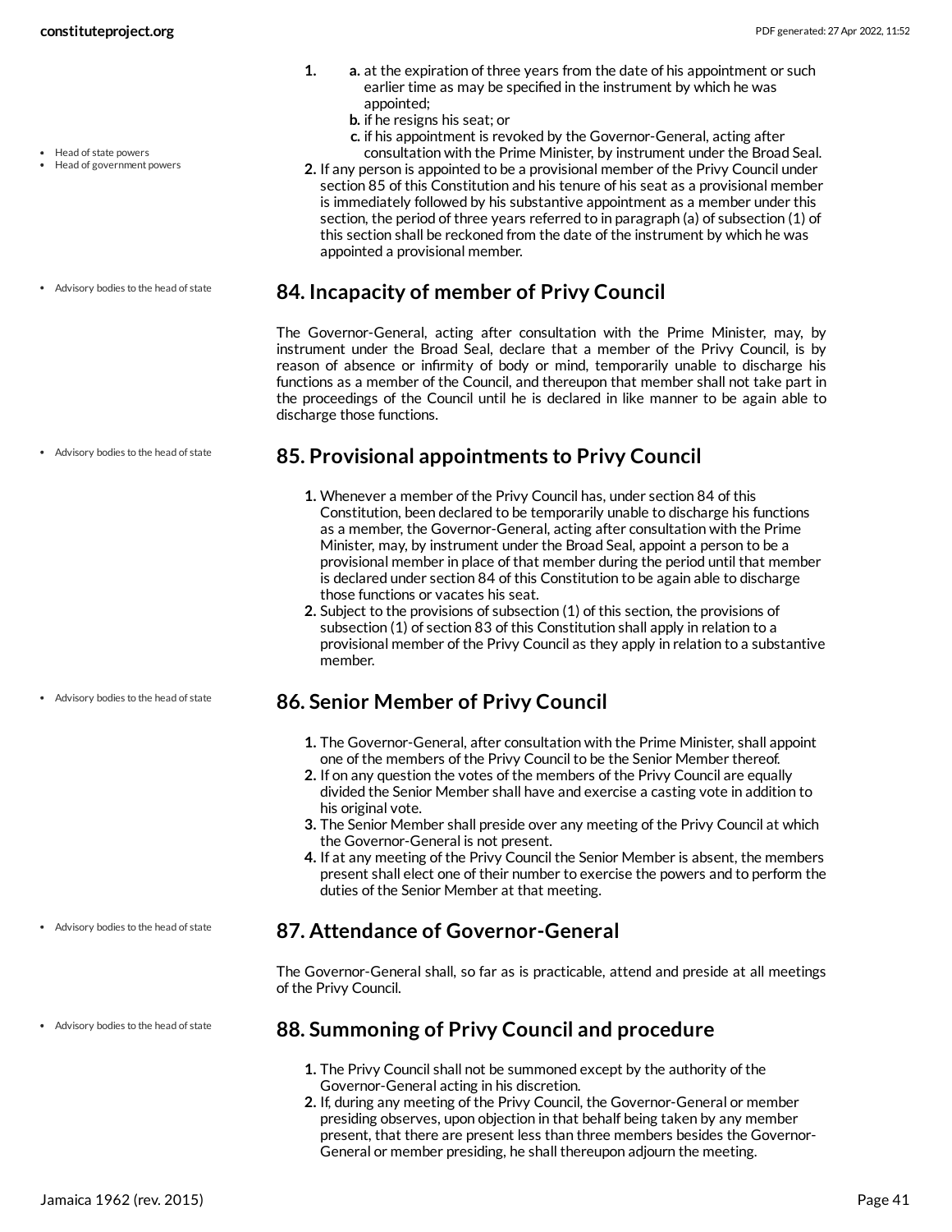1. 
   a. at the expiration of three years from the date of his appointment or such earlier time as may be specified in the instrument by which he was appointed;
   b. if he resigns his seat; or
   c. if his appointment is revoked by the Governor-General, acting after consultation with the Prime Minister, by instrument under the Broad Seal.
2. If any person is appointed to be a provisional member of the Privy Council under section 85 of this Constitution and his tenure of his seat as a provisional member is immediately followed by his substantive appointment as a member under this section, the period of three years referred to in paragraph (a) of subsection (1) of this section shall be reckoned from the date of the instrument by which he was appointed a provisional member.

## 84. Incapacity of member of Privy Council

The Governor-General, acting after consultation with the Prime Minister, may, by instrument under the Broad Seal, declare that a member of the Privy Council, is by reason of absence or infirmity of body or mind, temporarily unable to discharge his functions as a member of the Council, and thereupon that member shall not take part in the proceedings of the Council until he is declared in like manner to be again able to discharge those functions.

## 85. Provisional appointments to Privy Council

1. Whenever a member of the Privy Council has, under section 84 of this Constitution, been declared to be temporarily unable to discharge his functions as a member, the Governor-General, acting after consultation with the Prime Minister, may, by instrument under the Broad Seal, appoint a person to be a provisional member in place of that member during the period until that member is declared under section 84 of this Constitution to be again able to discharge those functions or vacates his seat.
2. Subject to the provisions of subsection (1) of this section, the provisions of subsection (1) of section 83 of this Constitution shall apply in relation to a provisional member of the Privy Council as they apply in relation to a substantive member.

## 86. Senior Member of Privy Council

1. The Governor-General, after consultation with the Prime Minister, shall appoint one of the members of the Privy Council to be the Senior Member thereof.
2. If on any question the votes of the members of the Privy Council are equally divided the Senior Member shall have and exercise a casting vote in addition to his original vote.
3. The Senior Member shall preside over any meeting of the Privy Council at which the Governor-General is not present.
4. If at any meeting of the Privy Council the Senior Member is absent, the members present shall elect one of their number to exercise the powers and to perform the duties of the Senior Member at that meeting.

## 87. Attendance of Governor-General

The Governor-General shall, so far as is practicable, attend and preside at all meetings of the Privy Council.

## 88. Summoning of Privy Council and procedure

1. The Privy Council shall not be summoned except by the authority of the Governor-General acting in his discretion.
2. If, during any meeting of the Privy Council, the Governor-General or member presiding observes, upon objection in that behalf being taken by any member present, that there are present less than three members besides the Governor-General or member presiding, he shall thereupon adjourn the meeting.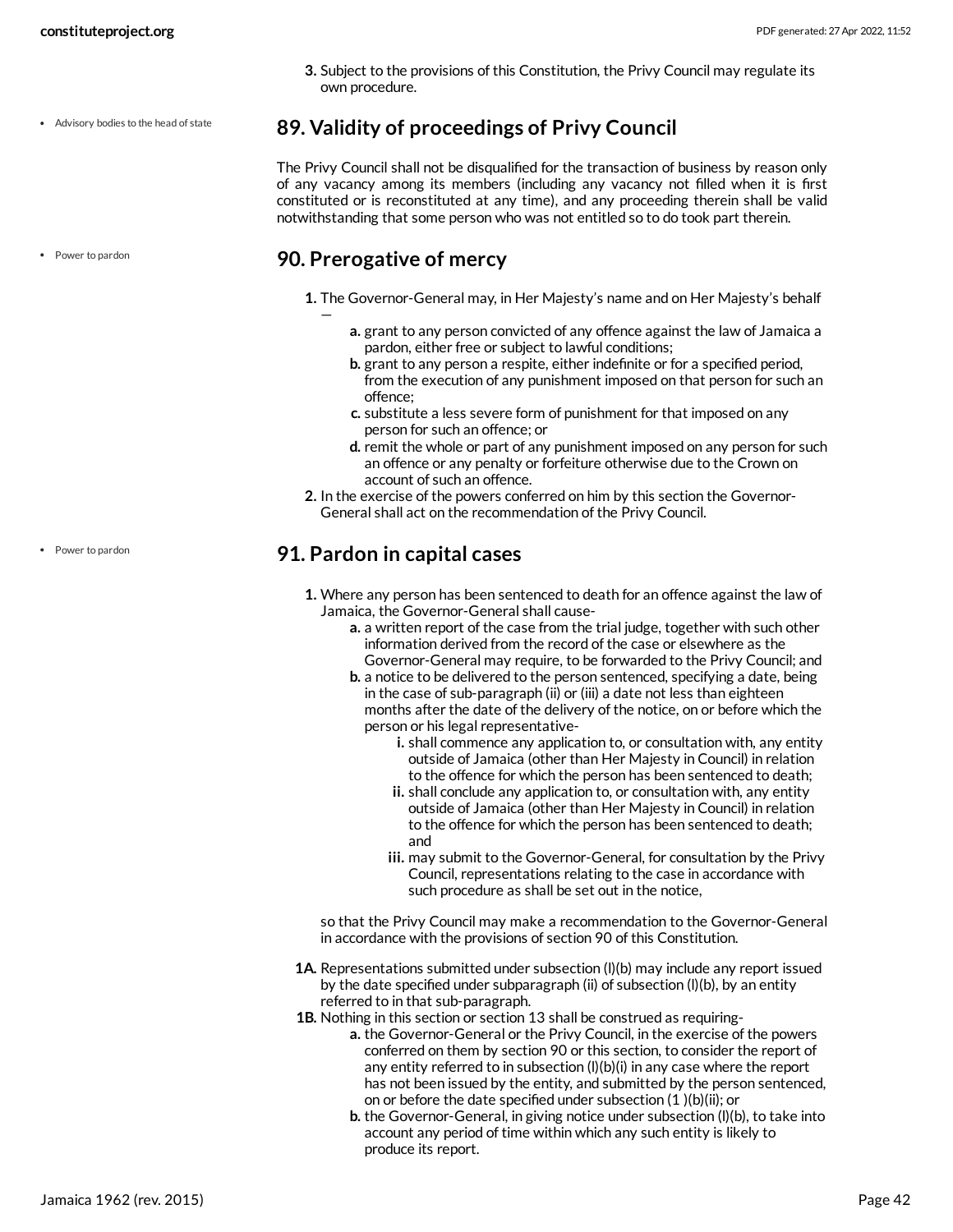3. Subject to the provisions of this Constitution, the Privy Council may regulate its own procedure.

- Advisory bodies to the head of state

## 89. Validity of proceedings of Privy Council

The Privy Council shall not be disqualified for the transaction of business by reason only of any vacancy among its members (including any vacancy not filled when it is first constituted or is reconstituted at any time), and any proceeding therein shall be valid notwithstanding that some person who was not entitled so to do took part therein.

- Power to pardon

## 90. Prerogative of mercy

1. The Governor-General may, in Her Majesty's name and on Her Majesty's behalf —
    a. grant to any person convicted of any offence against the law of Jamaica a pardon, either free or subject to lawful conditions;
    b. grant to any person a respite, either indefinite or for a specified period, from the execution of any punishment imposed on that person for such an offence;
    c. substitute a less severe form of punishment for that imposed on any person for such an offence; or
    d. remit the whole or part of any punishment imposed on any person for such an offence or any penalty or forfeiture otherwise due to the Crown on account of such an offence.
2. In the exercise of the powers conferred on him by this section the Governor-General shall act on the recommendation of the Privy Council.

- Power to pardon

## 91. Pardon in capital cases

1. Where any person has been sentenced to death for an offence against the law of Jamaica, the Governor-General shall cause-
    a. a written report of the case from the trial judge, together with such other information derived from the record of the case or elsewhere as the Governor-General may require, to be forwarded to the Privy Council; and
    b. a notice to be delivered to the person sentenced, specifying a date, being in the case of sub-paragraph (ii) or (iii) a date not less than eighteen months after the date of the delivery of the notice, on or before which the person or his legal representative-
        i. shall commence any application to, or consultation with, any entity outside of Jamaica (other than Her Majesty in Council) in relation to the offence for which the person has been sentenced to death;
        ii. shall conclude any application to, or consultation with, any entity outside of Jamaica (other than Her Majesty in Council) in relation to the offence for which the person has been sentenced to death; and
        iii. may submit to the Governor-General, for consultation by the Privy Council, representations relating to the case in accordance with such procedure as shall be set out in the notice,

    so that the Privy Council may make a recommendation to the Governor-General in accordance with the provisions of section 90 of this Constitution.

1A. Representations submitted under subsection (l)(b) may include any report issued by the date specified under subparagraph (ii) of subsection (l)(b), by an entity referred to in that sub-paragraph.

1B. Nothing in this section or section 13 shall be construed as requiring-
    a. the Governor-General or the Privy Council, in the exercise of the powers conferred on them by section 90 or this section, to consider the report of any entity referred to in subsection (l)(b)(i) in any case where the report has not been issued by the entity, and submitted by the person sentenced, on or before the date specified under subsection (1 )(b)(ii); or
    b. the Governor-General, in giving notice under subsection (l)(b), to take into account any period of time within which any such entity is likely to produce its report.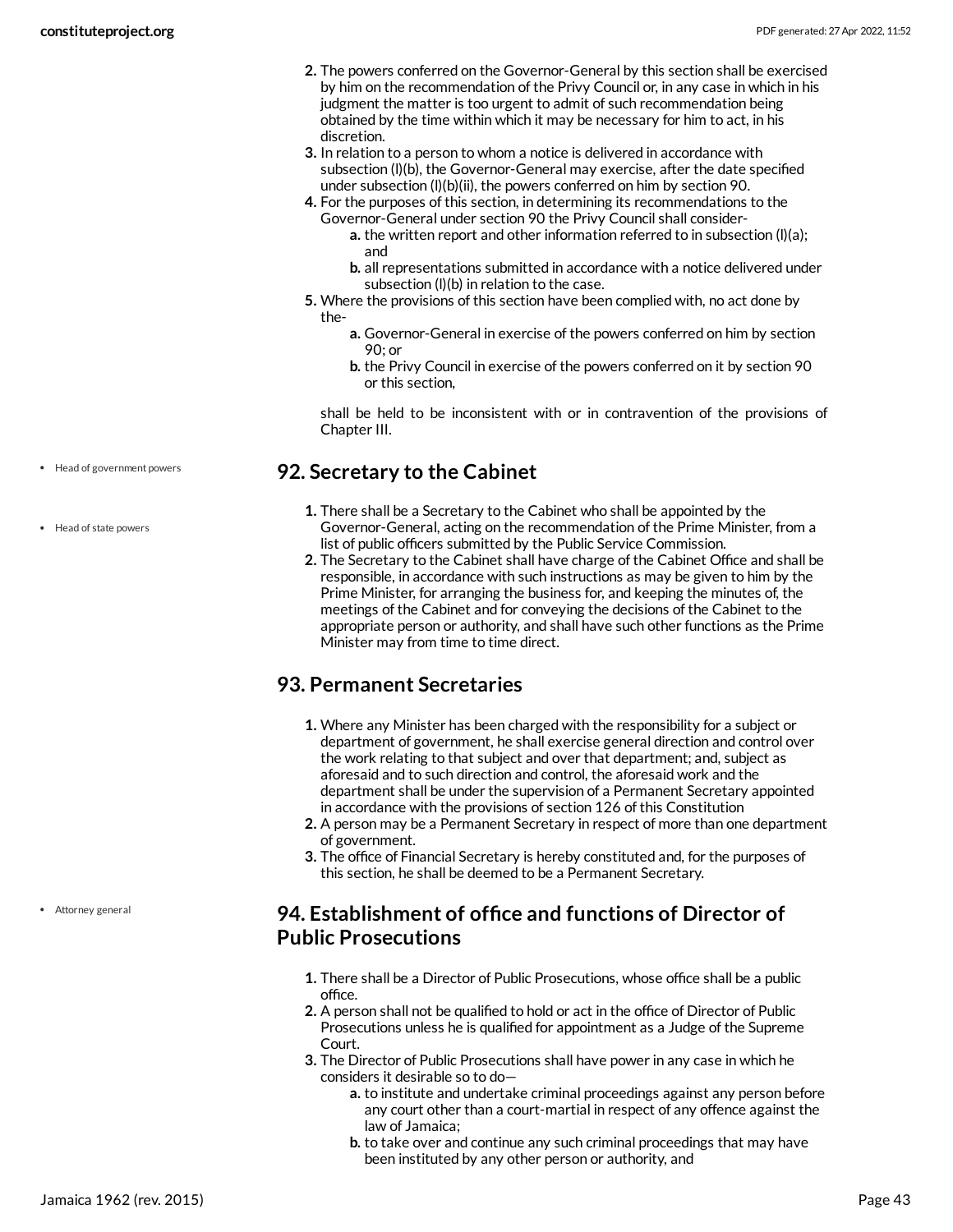2. The powers conferred on the Governor-General by this section shall be exercised by him on the recommendation of the Privy Council or, in any case in which in his judgment the matter is too urgent to admit of such recommendation being obtained by the time within which it may be necessary for him to act, in his discretion.
3. In relation to a person to whom a notice is delivered in accordance with subsection (l)(b), the Governor-General may exercise, after the date specified under subsection (l)(b)(ii), the powers conferred on him by section 90.
4. For the purposes of this section, in determining its recommendations to the Governor-General under section 90 the Privy Council shall consider-
   a. the written report and other information referred to in subsection (l)(a); and
   b. all representations submitted in accordance with a notice delivered under subsection (l)(b) in relation to the case.
5. Where the provisions of this section have been complied with, no act done by the-
   a. Governor-General in exercise of the powers conferred on him by section 90; or
   b. the Privy Council in exercise of the powers conferred on it by section 90 or this section,

   shall be held to be inconsistent with or in contravention of the provisions of Chapter III.

## 92. Secretary to the Cabinet

- Head of government powers
- Head of state powers

1. There shall be a Secretary to the Cabinet who shall be appointed by the Governor-General, acting on the recommendation of the Prime Minister, from a list of public officers submitted by the Public Service Commission.
2. The Secretary to the Cabinet shall have charge of the Cabinet Office and shall be responsible, in accordance with such instructions as may be given to him by the Prime Minister, for arranging the business for, and keeping the minutes of, the meetings of the Cabinet and for conveying the decisions of the Cabinet to the appropriate person or authority, and shall have such other functions as the Prime Minister may from time to time direct.

## 93. Permanent Secretaries

1. Where any Minister has been charged with the responsibility for a subject or department of government, he shall exercise general direction and control over the work relating to that subject and over that department; and, subject as aforesaid and to such direction and control, the aforesaid work and the department shall be under the supervision of a Permanent Secretary appointed in accordance with the provisions of section 126 of this Constitution
2. A person may be a Permanent Secretary in respect of more than one department of government.
3. The office of Financial Secretary is hereby constituted and, for the purposes of this section, he shall be deemed to be a Permanent Secretary.

## 94. Establishment of office and functions of Director of Public Prosecutions

- Attorney general

1. There shall be a Director of Public Prosecutions, whose office shall be a public office.
2. A person shall not be qualified to hold or act in the office of Director of Public Prosecutions unless he is qualified for appointment as a Judge of the Supreme Court.
3. The Director of Public Prosecutions shall have power in any case in which he considers it desirable so to do—
   a. to institute and undertake criminal proceedings against any person before any court other than a court-martial in respect of any offence against the law of Jamaica;
   b. to take over and continue any such criminal proceedings that may have been instituted by any other person or authority, and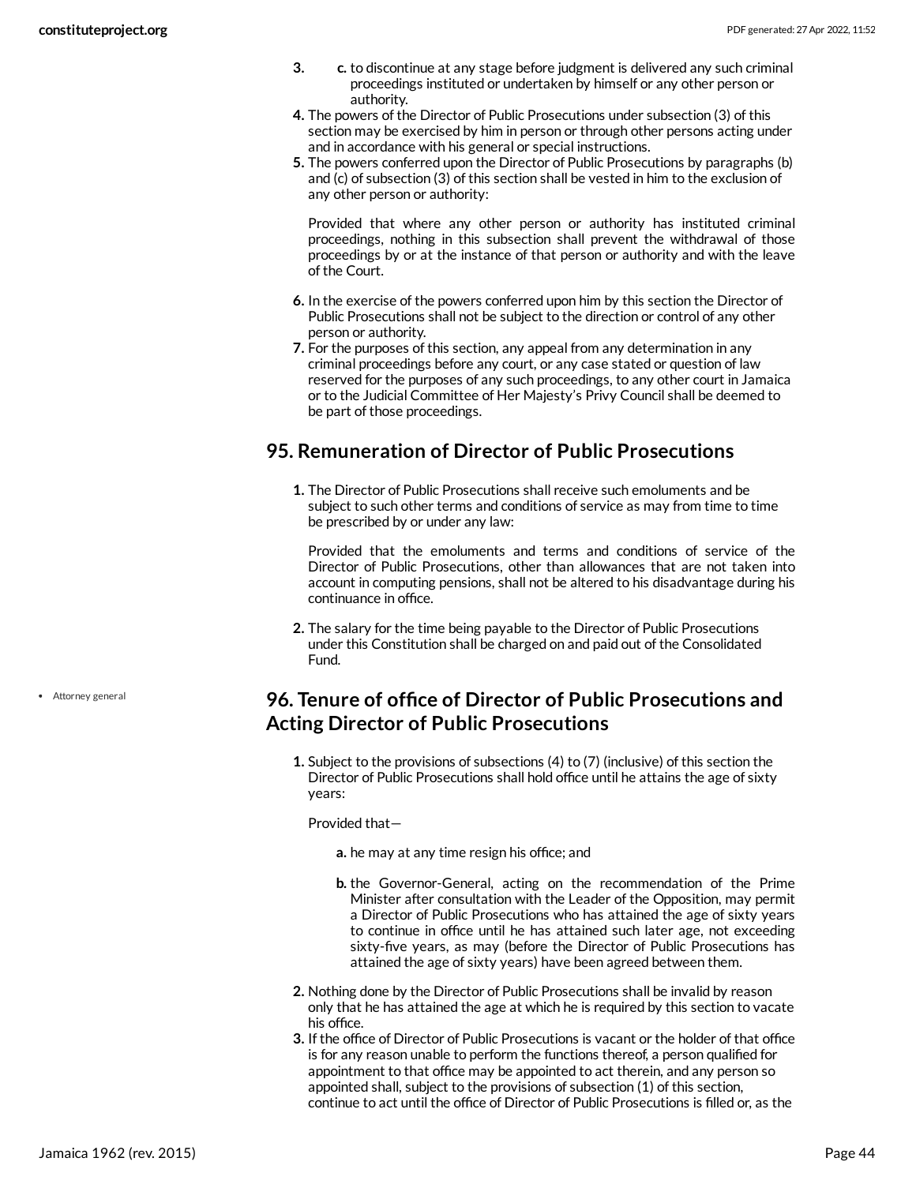3. c. to discontinue at any stage before judgment is delivered any such criminal proceedings instituted or undertaken by himself or any other person or authority.
4. The powers of the Director of Public Prosecutions under subsection (3) of this section may be exercised by him in person or through other persons acting under and in accordance with his general or special instructions.
5. The powers conferred upon the Director of Public Prosecutions by paragraphs (b) and (c) of subsection (3) of this section shall be vested in him to the exclusion of any other person or authority:

   Provided that where any other person or authority has instituted criminal proceedings, nothing in this subsection shall prevent the withdrawal of those proceedings by or at the instance of that person or authority and with the leave of the Court.

6. In the exercise of the powers conferred upon him by this section the Director of Public Prosecutions shall not be subject to the direction or control of any other person or authority.
7. For the purposes of this section, any appeal from any determination in any criminal proceedings before any court, or any case stated or question of law reserved for the purposes of any such proceedings, to any other court in Jamaica or to the Judicial Committee of Her Majesty's Privy Council shall be deemed to be part of those proceedings.

## 95. Remuneration of Director of Public Prosecutions

1. The Director of Public Prosecutions shall receive such emoluments and be subject to such other terms and conditions of service as may from time to time be prescribed by or under any law:

   Provided that the emoluments and terms and conditions of service of the Director of Public Prosecutions, other than allowances that are not taken into account in computing pensions, shall not be altered to his disadvantage during his continuance in office.

2. The salary for the time being payable to the Director of Public Prosecutions under this Constitution shall be charged on and paid out of the Consolidated Fund.

- Attorney general

## 96. Tenure of office of Director of Public Prosecutions and Acting Director of Public Prosecutions

1. Subject to the provisions of subsections (4) to (7) (inclusive) of this section the Director of Public Prosecutions shall hold office until he attains the age of sixty years:

   Provided that—

   a. he may at any time resign his office; and

   b. the Governor-General, acting on the recommendation of the Prime Minister after consultation with the Leader of the Opposition, may permit a Director of Public Prosecutions who has attained the age of sixty years to continue in office until he has attained such later age, not exceeding sixty-five years, as may (before the Director of Public Prosecutions has attained the age of sixty years) have been agreed between them.

2. Nothing done by the Director of Public Prosecutions shall be invalid by reason only that he has attained the age at which he is required by this section to vacate his office.
3. If the office of Director of Public Prosecutions is vacant or the holder of that office is for any reason unable to perform the functions thereof, a person qualified for appointment to that office may be appointed to act therein, and any person so appointed shall, subject to the provisions of subsection (1) of this section, continue to act until the office of Director of Public Prosecutions is filled or, as the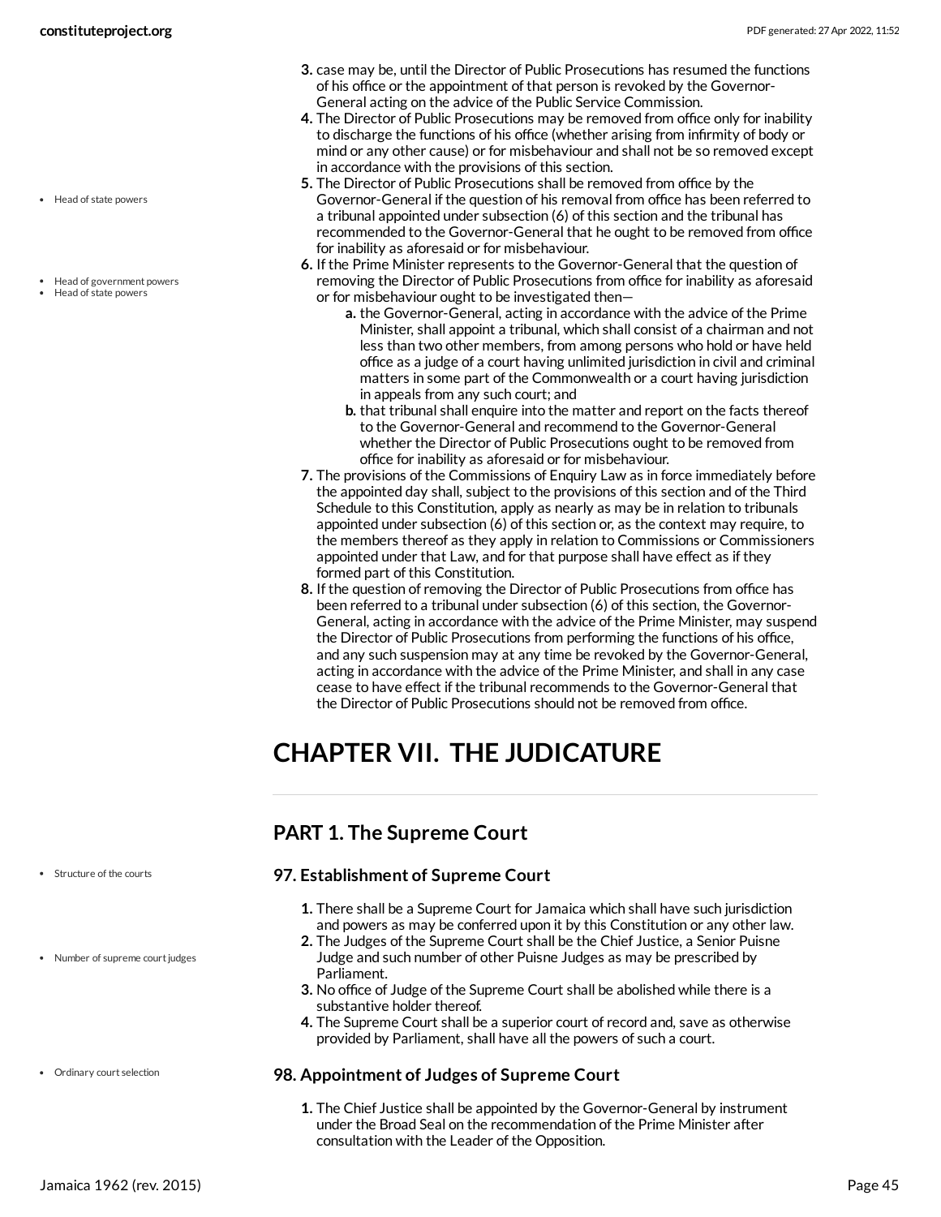3. case may be, until the Director of Public Prosecutions has resumed the functions of his office or the appointment of that person is revoked by the Governor-General acting on the advice of the Public Service Commission.
4. The Director of Public Prosecutions may be removed from office only for inability to discharge the functions of his office (whether arising from infirmity of body or mind or any other cause) or for misbehaviour and shall not be so removed except in accordance with the provisions of this section.
5. The Director of Public Prosecutions shall be removed from office by the Governor-General if the question of his removal from office has been referred to a tribunal appointed under subsection (6) of this section and the tribunal has recommended to the Governor-General that he ought to be removed from office for inability as aforesaid or for misbehaviour.
6. If the Prime Minister represents to the Governor-General that the question of removing the Director of Public Prosecutions from office for inability as aforesaid or for misbehaviour ought to be investigated then—
   a. the Governor-General, acting in accordance with the advice of the Prime Minister, shall appoint a tribunal, which shall consist of a chairman and not less than two other members, from among persons who hold or have held office as a judge of a court having unlimited jurisdiction in civil and criminal matters in some part of the Commonwealth or a court having jurisdiction in appeals from any such court; and
   b. that tribunal shall enquire into the matter and report on the facts thereof to the Governor-General and recommend to the Governor-General whether the Director of Public Prosecutions ought to be removed from office for inability as aforesaid or for misbehaviour.
7. The provisions of the Commissions of Enquiry Law as in force immediately before the appointed day shall, subject to the provisions of this section and of the Third Schedule to this Constitution, apply as nearly as may be in relation to tribunals appointed under subsection (6) of this section or, as the context may require, to the members thereof as they apply in relation to Commissions or Commissioners appointed under that Law, and for that purpose shall have effect as if they formed part of this Constitution.
8. If the question of removing the Director of Public Prosecutions from office has been referred to a tribunal under subsection (6) of this section, the Governor-General, acting in accordance with the advice of the Prime Minister, may suspend the Director of Public Prosecutions from performing the functions of his office, and any such suspension may at any time be revoked by the Governor-General, acting in accordance with the advice of the Prime Minister, and shall in any case cease to have effect if the tribunal recommends to the Governor-General that the Director of Public Prosecutions should not be removed from office.

# CHAPTER VII. THE JUDICATURE

## PART 1. The Supreme Court

### 97. Establishment of Supreme Court

1. There shall be a Supreme Court for Jamaica which shall have such jurisdiction and powers as may be conferred upon it by this Constitution or any other law.
2. The Judges of the Supreme Court shall be the Chief Justice, a Senior Puisne Judge and such number of other Puisne Judges as may be prescribed by Parliament.
3. No office of Judge of the Supreme Court shall be abolished while there is a substantive holder thereof.
4. The Supreme Court shall be a superior court of record and, save as otherwise provided by Parliament, shall have all the powers of such a court.

### 98. Appointment of Judges of Supreme Court

1. The Chief Justice shall be appointed by the Governor-General by instrument under the Broad Seal on the recommendation of the Prime Minister after consultation with the Leader of the Opposition.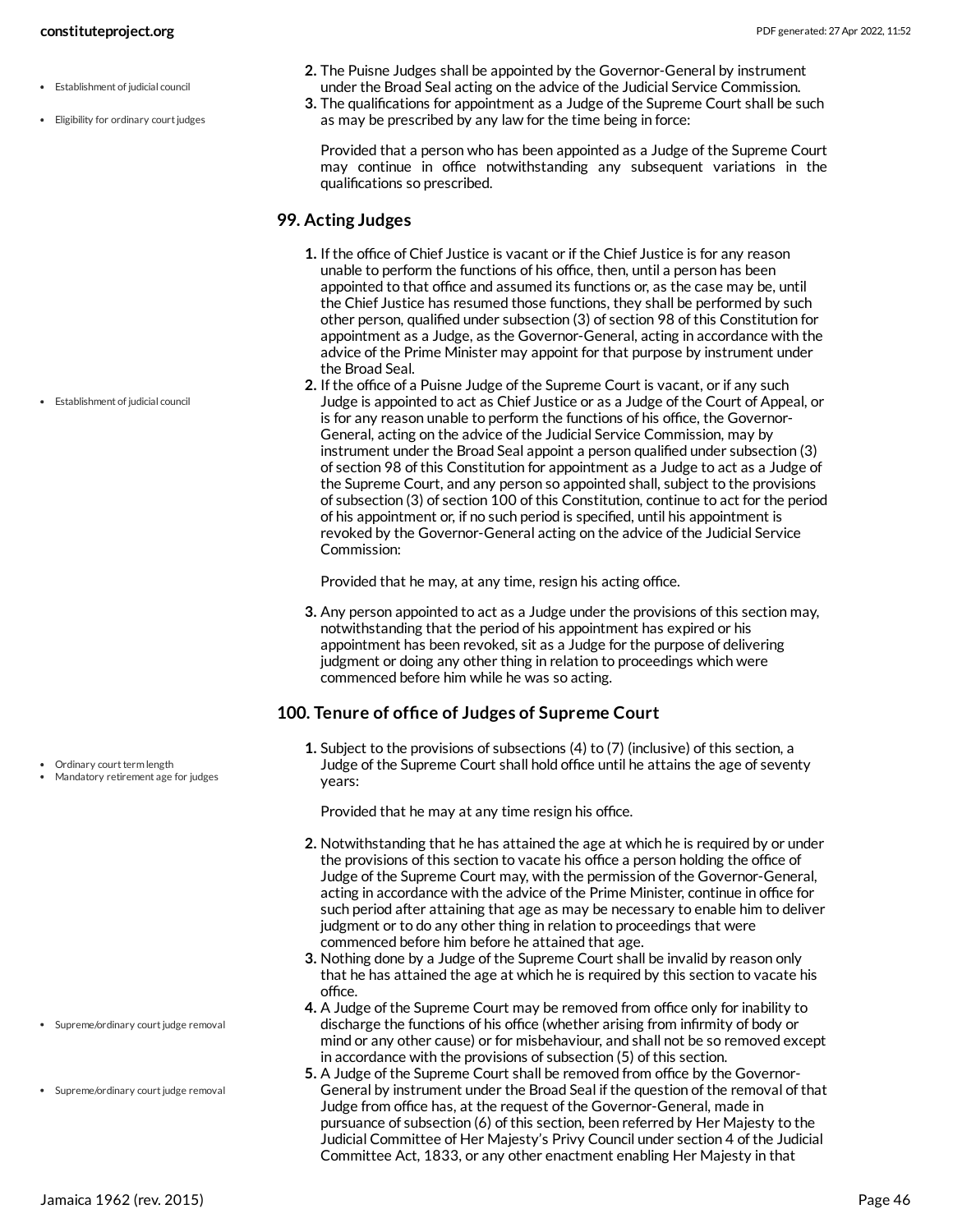2. The Puisne Judges shall be appointed by the Governor-General by instrument under the Broad Seal acting on the advice of the Judicial Service Commission.
3. The qualifications for appointment as a Judge of the Supreme Court shall be such as may be prescribed by any law for the time being in force:

   Provided that a person who has been appointed as a Judge of the Supreme Court may continue in office notwithstanding any subsequent variations in the qualifications so prescribed.

## 99. Acting Judges

1. If the office of Chief Justice is vacant or if the Chief Justice is for any reason unable to perform the functions of his office, then, until a person has been appointed to that office and assumed its functions or, as the case may be, until the Chief Justice has resumed those functions, they shall be performed by such other person, qualified under subsection (3) of section 98 of this Constitution for appointment as a Judge, as the Governor-General, acting in accordance with the advice of the Prime Minister may appoint for that purpose by instrument under the Broad Seal.
2. If the office of a Puisne Judge of the Supreme Court is vacant, or if any such Judge is appointed to act as Chief Justice or as a Judge of the Court of Appeal, or is for any reason unable to perform the functions of his office, the Governor-General, acting on the advice of the Judicial Service Commission, may by instrument under the Broad Seal appoint a person qualified under subsection (3) of section 98 of this Constitution for appointment as a Judge to act as a Judge of the Supreme Court, and any person so appointed shall, subject to the provisions of subsection (3) of section 100 of this Constitution, continue to act for the period of his appointment or, if no such period is specified, until his appointment is revoked by the Governor-General acting on the advice of the Judicial Service Commission:

   Provided that he may, at any time, resign his acting office.

3. Any person appointed to act as a Judge under the provisions of this section may, notwithstanding that the period of his appointment has expired or his appointment has been revoked, sit as a Judge for the purpose of delivering judgment or doing any other thing in relation to proceedings which were commenced before him while he was so acting.

## 100. Tenure of office of Judges of Supreme Court

1. Subject to the provisions of subsections (4) to (7) (inclusive) of this section, a Judge of the Supreme Court shall hold office until he attains the age of seventy years:

   Provided that he may at any time resign his office.

2. Notwithstanding that he has attained the age at which he is required by or under the provisions of this section to vacate his office a person holding the office of Judge of the Supreme Court may, with the permission of the Governor-General, acting in accordance with the advice of the Prime Minister, continue in office for such period after attaining that age as may be necessary to enable him to deliver judgment or to do any other thing in relation to proceedings that were commenced before him before he attained that age.
3. Nothing done by a Judge of the Supreme Court shall be invalid by reason only that he has attained the age at which he is required by this section to vacate his office.
4. A Judge of the Supreme Court may be removed from office only for inability to discharge the functions of his office (whether arising from infirmity of body or mind or any other cause) or for misbehaviour, and shall not be so removed except in accordance with the provisions of subsection (5) of this section.
5. A Judge of the Supreme Court shall be removed from office by the Governor-General by instrument under the Broad Seal if the question of the removal of that Judge from office has, at the request of the Governor-General, made in pursuance of subsection (6) of this section, been referred by Her Majesty to the Judicial Committee of Her Majesty's Privy Council under section 4 of the Judicial Committee Act, 1833, or any other enactment enabling Her Majesty in that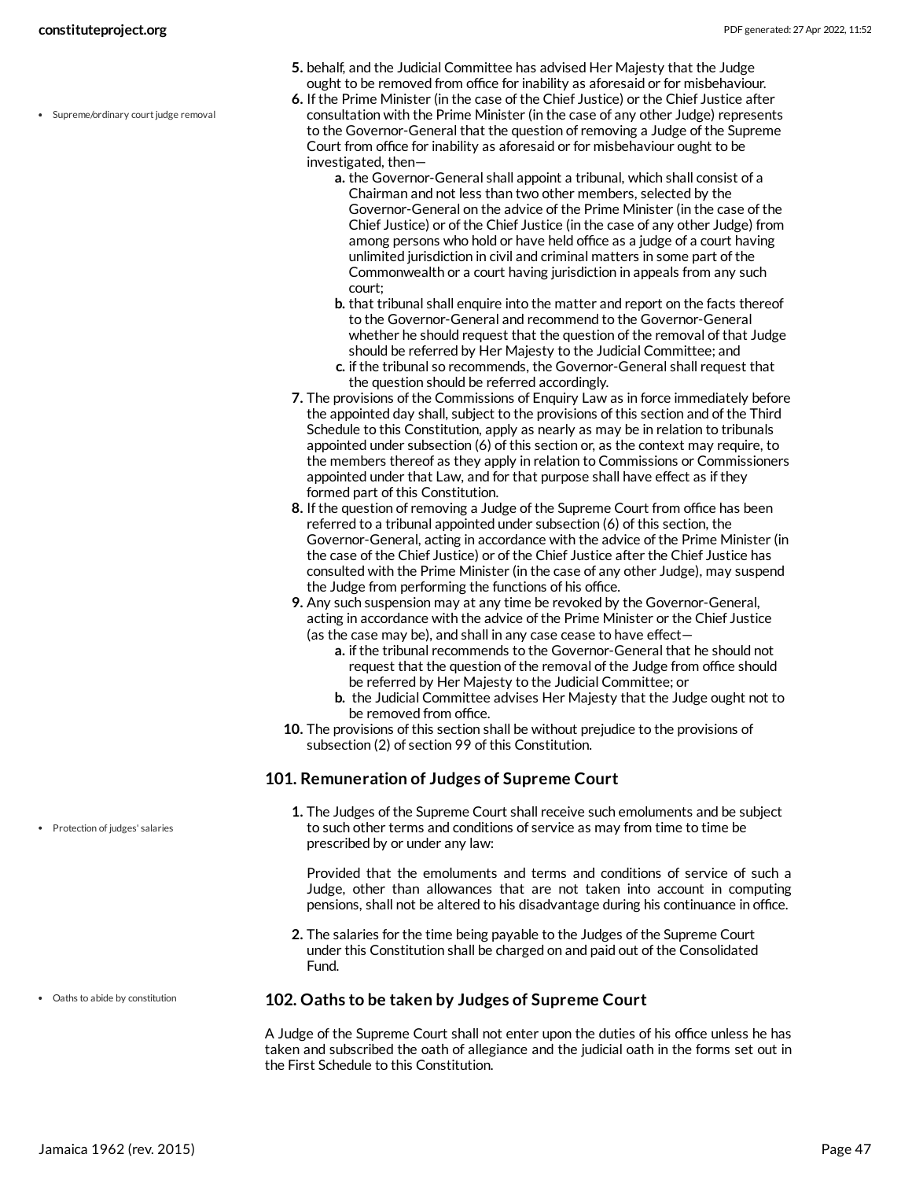5. behalf, and the Judicial Committee has advised Her Majesty that the Judge ought to be removed from office for inability as aforesaid or for misbehaviour.
6. If the Prime Minister (in the case of the Chief Justice) or the Chief Justice after consultation with the Prime Minister (in the case of any other Judge) represents to the Governor-General that the question of removing a Judge of the Supreme Court from office for inability as aforesaid or for misbehaviour ought to be investigated, then—
   a. the Governor-General shall appoint a tribunal, which shall consist of a Chairman and not less than two other members, selected by the Governor-General on the advice of the Prime Minister (in the case of the Chief Justice) or of the Chief Justice (in the case of any other Judge) from among persons who hold or have held office as a judge of a court having unlimited jurisdiction in civil and criminal matters in some part of the Commonwealth or a court having jurisdiction in appeals from any such court;
   b. that tribunal shall enquire into the matter and report on the facts thereof to the Governor-General and recommend to the Governor-General whether he should request that the question of the removal of that Judge should be referred by Her Majesty to the Judicial Committee; and
   c. if the tribunal so recommends, the Governor-General shall request that the question should be referred accordingly.
7. The provisions of the Commissions of Enquiry Law as in force immediately before the appointed day shall, subject to the provisions of this section and of the Third Schedule to this Constitution, apply as nearly as may be in relation to tribunals appointed under subsection (6) of this section or, as the context may require, to the members thereof as they apply in relation to Commissions or Commissioners appointed under that Law, and for that purpose shall have effect as if they formed part of this Constitution.
8. If the question of removing a Judge of the Supreme Court from office has been referred to a tribunal appointed under subsection (6) of this section, the Governor-General, acting in accordance with the advice of the Prime Minister (in the case of the Chief Justice) or of the Chief Justice after the Chief Justice has consulted with the Prime Minister (in the case of any other Judge), may suspend the Judge from performing the functions of his office.
9. Any such suspension may at any time be revoked by the Governor-General, acting in accordance with the advice of the Prime Minister or the Chief Justice (as the case may be), and shall in any case cease to have effect—
   a. if the tribunal recommends to the Governor-General that he should not request that the question of the removal of the Judge from office should be referred by Her Majesty to the Judicial Committee; or
   b. the Judicial Committee advises Her Majesty that the Judge ought not to be removed from office.
10. The provisions of this section shall be without prejudice to the provisions of subsection (2) of section 99 of this Constitution.

• Supreme/ordinary court judge removal

### 101. Remuneration of Judges of Supreme Court

• Protection of judges' salaries

1. The Judges of the Supreme Court shall receive such emoluments and be subject to such other terms and conditions of service as may from time to time be prescribed by or under any law:

   Provided that the emoluments and terms and conditions of service of such a Judge, other than allowances that are not taken into account in computing pensions, shall not be altered to his disadvantage during his continuance in office.

2. The salaries for the time being payable to the Judges of the Supreme Court under this Constitution shall be charged on and paid out of the Consolidated Fund.

### 102. Oaths to be taken by Judges of Supreme Court

• Oaths to abide by constitution

A Judge of the Supreme Court shall not enter upon the duties of his office unless he has taken and subscribed the oath of allegiance and the judicial oath in the forms set out in the First Schedule to this Constitution.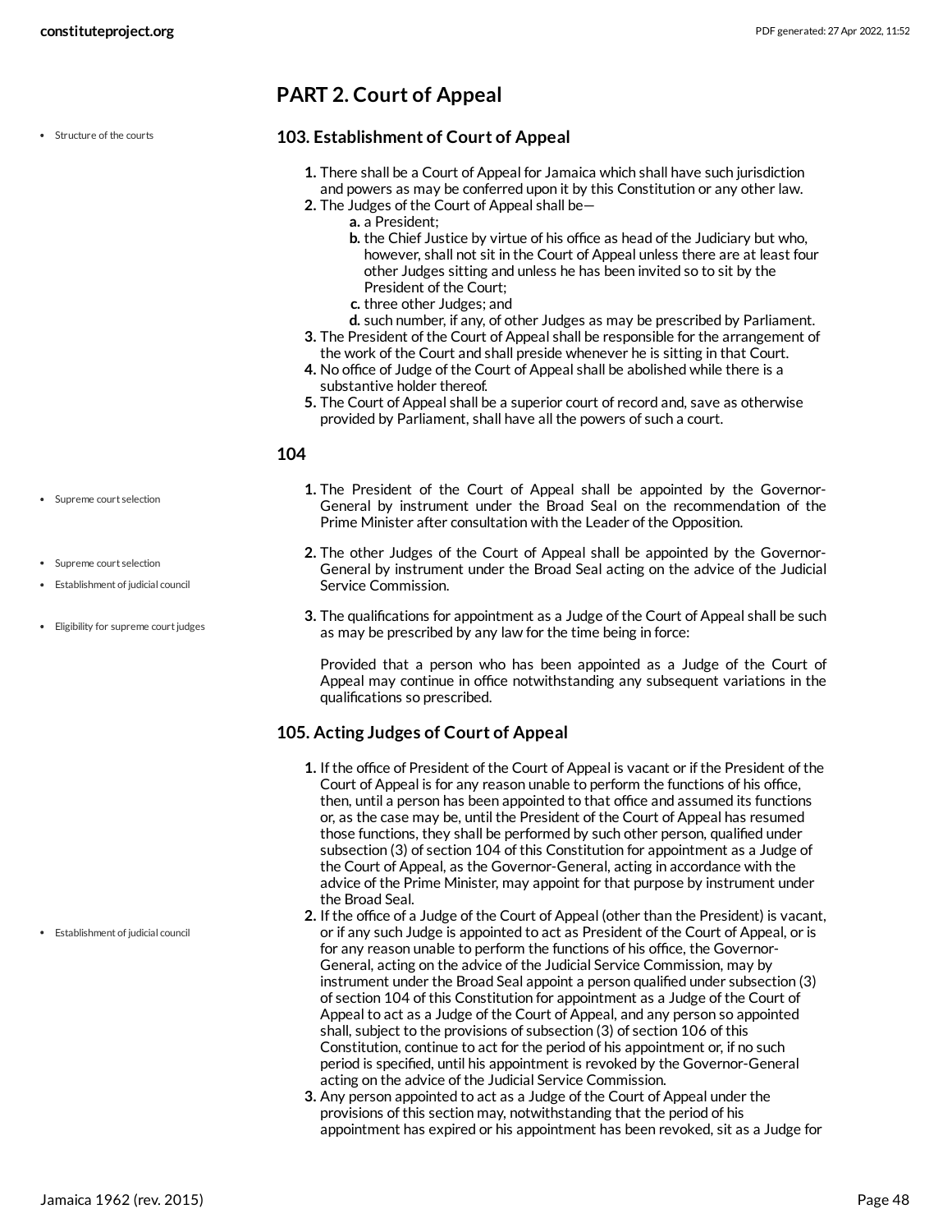## PART 2. Court of Appeal

### 103. Establishment of Court of Appeal

- Structure of the courts

1. There shall be a Court of Appeal for Jamaica which shall have such jurisdiction and powers as may be conferred upon it by this Constitution or any other law.
2. The Judges of the Court of Appeal shall be—
   a. a President;
   b. the Chief Justice by virtue of his office as head of the Judiciary but who, however, shall not sit in the Court of Appeal unless there are at least four other Judges sitting and unless he has been invited so to sit by the President of the Court;
   c. three other Judges; and
   d. such number, if any, of other Judges as may be prescribed by Parliament.
3. The President of the Court of Appeal shall be responsible for the arrangement of the work of the Court and shall preside whenever he is sitting in that Court.
4. No office of Judge of the Court of Appeal shall be abolished while there is a substantive holder thereof.
5. The Court of Appeal shall be a superior court of record and, save as otherwise provided by Parliament, shall have all the powers of such a court.

### 104

- Supreme court selection

1. The President of the Court of Appeal shall be appointed by the Governor-General by instrument under the Broad Seal on the recommendation of the Prime Minister after consultation with the Leader of the Opposition.

- Supreme court selection
- Establishment of judicial council

2. The other Judges of the Court of Appeal shall be appointed by the Governor-General by instrument under the Broad Seal acting on the advice of the Judicial Service Commission.

- Eligibility for supreme court judges

3. The qualifications for appointment as a Judge of the Court of Appeal shall be such as may be prescribed by any law for the time being in force:

   Provided that a person who has been appointed as a Judge of the Court of Appeal may continue in office notwithstanding any subsequent variations in the qualifications so prescribed.

### 105. Acting Judges of Court of Appeal

1. If the office of President of the Court of Appeal is vacant or if the President of the Court of Appeal is for any reason unable to perform the functions of his office, then, until a person has been appointed to that office and assumed its functions or, as the case may be, until the President of the Court of Appeal has resumed those functions, they shall be performed by such other person, qualified under subsection (3) of section 104 of this Constitution for appointment as a Judge of the Court of Appeal, as the Governor-General, acting in accordance with the advice of the Prime Minister, may appoint for that purpose by instrument under the Broad Seal.

- Establishment of judicial council

2. If the office of a Judge of the Court of Appeal (other than the President) is vacant, or if any such Judge is appointed to act as President of the Court of Appeal, or is for any reason unable to perform the functions of his office, the Governor-General, acting on the advice of the Judicial Service Commission, may by instrument under the Broad Seal appoint a person qualified under subsection (3) of section 104 of this Constitution for appointment as a Judge of the Court of Appeal to act as a Judge of the Court of Appeal, and any person so appointed shall, subject to the provisions of subsection (3) of section 106 of this Constitution, continue to act for the period of his appointment or, if no such period is specified, until his appointment is revoked by the Governor-General acting on the advice of the Judicial Service Commission.
3. Any person appointed to act as a Judge of the Court of Appeal under the provisions of this section may, notwithstanding that the period of his appointment has expired or his appointment has been revoked, sit as a Judge for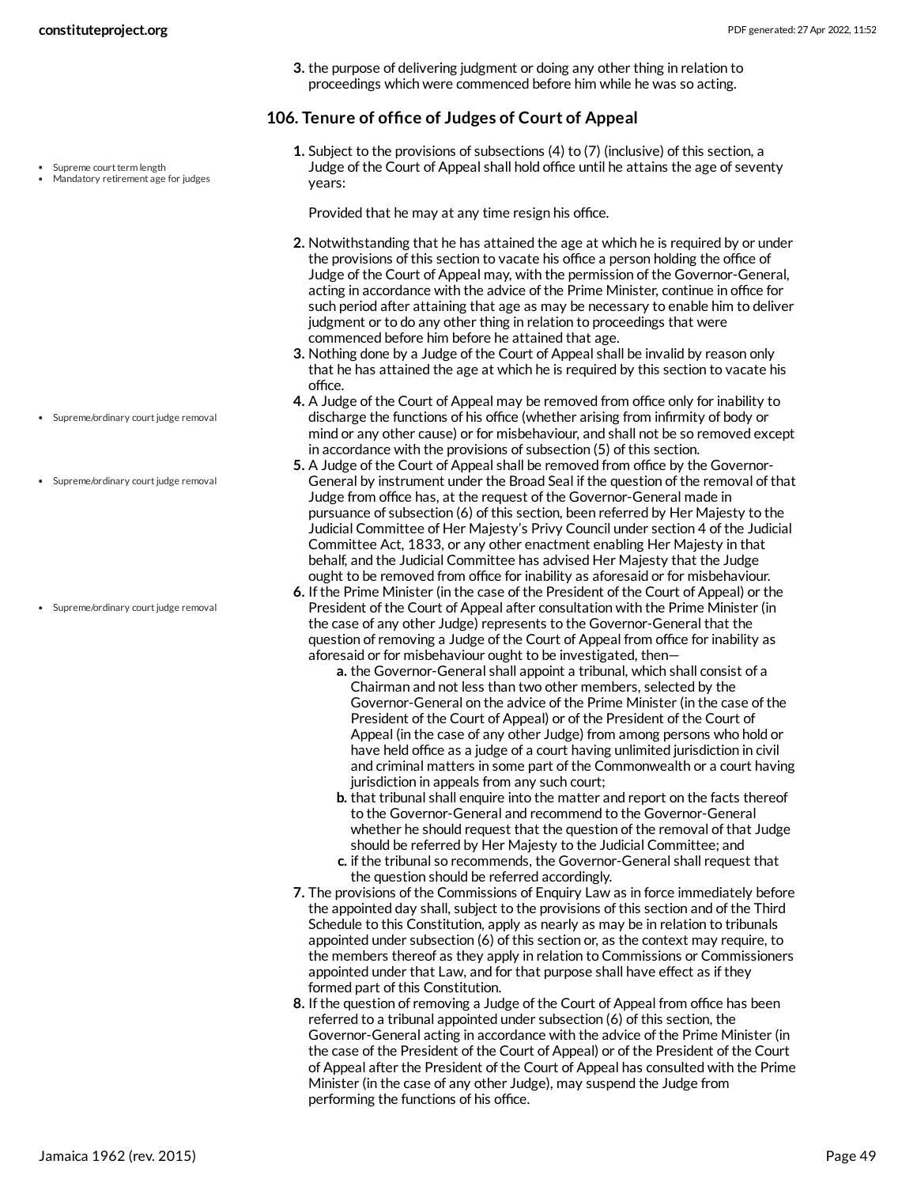3. the purpose of delivering judgment or doing any other thing in relation to proceedings which were commenced before him while he was so acting.

### 106. Tenure of office of Judges of Court of Appeal

- Supreme court term length
- Mandatory retirement age for judges

1. Subject to the provisions of subsections (4) to (7) (inclusive) of this section, a Judge of the Court of Appeal shall hold office until he attains the age of seventy years:

   Provided that he may at any time resign his office.

2. Notwithstanding that he has attained the age at which he is required by or under the provisions of this section to vacate his office a person holding the office of Judge of the Court of Appeal may, with the permission of the Governor-General, acting in accordance with the advice of the Prime Minister, continue in office for such period after attaining that age as may be necessary to enable him to deliver judgment or to do any other thing in relation to proceedings that were commenced before him before he attained that age.
3. Nothing done by a Judge of the Court of Appeal shall be invalid by reason only that he has attained the age at which he is required by this section to vacate his office.

- Supreme/ordinary court judge removal

4. A Judge of the Court of Appeal may be removed from office only for inability to discharge the functions of his office (whether arising from infirmity of body or mind or any other cause) or for misbehaviour, and shall not be so removed except in accordance with the provisions of subsection (5) of this section.

- Supreme/ordinary court judge removal

5. A Judge of the Court of Appeal shall be removed from office by the Governor-General by instrument under the Broad Seal if the question of the removal of that Judge from office has, at the request of the Governor-General made in pursuance of subsection (6) of this section, been referred by Her Majesty to the Judicial Committee of Her Majesty's Privy Council under section 4 of the Judicial Committee Act, 1833, or any other enactment enabling Her Majesty in that behalf, and the Judicial Committee has advised Her Majesty that the Judge ought to be removed from office for inability as aforesaid or for misbehaviour.

- Supreme/ordinary court judge removal

6. If the Prime Minister (in the case of the President of the Court of Appeal) or the President of the Court of Appeal after consultation with the Prime Minister (in the case of any other Judge) represents to the Governor-General that the question of removing a Judge of the Court of Appeal from office for inability as aforesaid or for misbehaviour ought to be investigated, then—
   a. the Governor-General shall appoint a tribunal, which shall consist of a Chairman and not less than two other members, selected by the Governor-General on the advice of the Prime Minister (in the case of the President of the Court of Appeal) or of the President of the Court of Appeal (in the case of any other Judge) from among persons who hold or have held office as a judge of a court having unlimited jurisdiction in civil and criminal matters in some part of the Commonwealth or a court having jurisdiction in appeals from any such court;
   b. that tribunal shall enquire into the matter and report on the facts thereof to the Governor-General and recommend to the Governor-General whether he should request that the question of the removal of that Judge should be referred by Her Majesty to the Judicial Committee; and
   c. if the tribunal so recommends, the Governor-General shall request that the question should be referred accordingly.
7. The provisions of the Commissions of Enquiry Law as in force immediately before the appointed day shall, subject to the provisions of this section and of the Third Schedule to this Constitution, apply as nearly as may be in relation to tribunals appointed under subsection (6) of this section or, as the context may require, to the members thereof as they apply in relation to Commissions or Commissioners appointed under that Law, and for that purpose shall have effect as if they formed part of this Constitution.
8. If the question of removing a Judge of the Court of Appeal from office has been referred to a tribunal appointed under subsection (6) of this section, the Governor-General acting in accordance with the advice of the Prime Minister (in the case of the President of the Court of Appeal) or of the President of the Court of Appeal after the President of the Court of Appeal has consulted with the Prime Minister (in the case of any other Judge), may suspend the Judge from performing the functions of his office.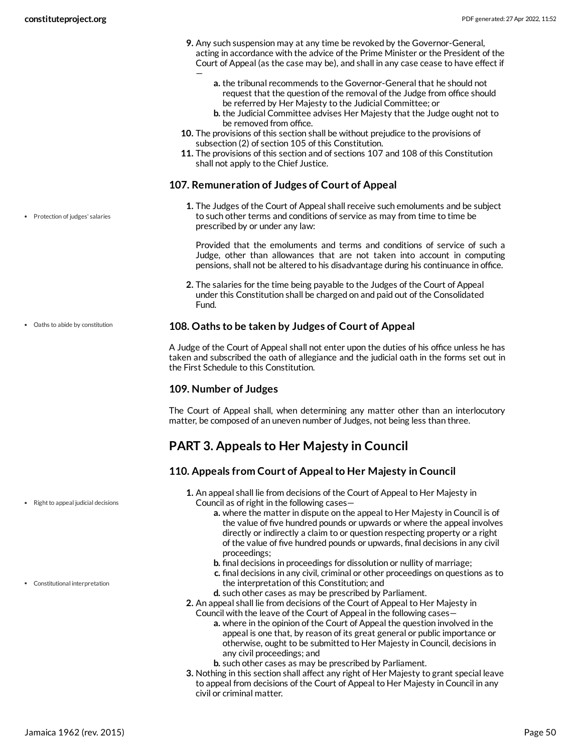9. Any such suspension may at any time be revoked by the Governor-General, acting in accordance with the advice of the Prime Minister or the President of the Court of Appeal (as the case may be), and shall in any case cease to have effect if —
   a. the tribunal recommends to the Governor-General that he should not request that the question of the removal of the Judge from office should be referred by Her Majesty to the Judicial Committee; or
   b. the Judicial Committee advises Her Majesty that the Judge ought not to be removed from office.
10. The provisions of this section shall be without prejudice to the provisions of subsection (2) of section 105 of this Constitution.
11. The provisions of this section and of sections 107 and 108 of this Constitution shall not apply to the Chief Justice.

### 107. Remuneration of Judges of Court of Appeal

- Protection of judges' salaries

1. The Judges of the Court of Appeal shall receive such emoluments and be subject to such other terms and conditions of service as may from time to time be prescribed by or under any law:

   Provided that the emoluments and terms and conditions of service of such a Judge, other than allowances that are not taken into account in computing pensions, shall not be altered to his disadvantage during his continuance in office.

2. The salaries for the time being payable to the Judges of the Court of Appeal under this Constitution shall be charged on and paid out of the Consolidated Fund.

### 108. Oaths to be taken by Judges of Court of Appeal

- Oaths to abide by constitution

A Judge of the Court of Appeal shall not enter upon the duties of his office unless he has taken and subscribed the oath of allegiance and the judicial oath in the forms set out in the First Schedule to this Constitution.

### 109. Number of Judges

The Court of Appeal shall, when determining any matter other than an interlocutory matter, be composed of an uneven number of Judges, not being less than three.

## PART 3. Appeals to Her Majesty in Council

### 110. Appeals from Court of Appeal to Her Majesty in Council

- Right to appeal judicial decisions
- Constitutional interpretation

1. An appeal shall lie from decisions of the Court of Appeal to Her Majesty in Council as of right in the following cases—
   a. where the matter in dispute on the appeal to Her Majesty in Council is of the value of five hundred pounds or upwards or where the appeal involves directly or indirectly a claim to or question respecting property or a right of the value of five hundred pounds or upwards, final decisions in any civil proceedings;
   b. final decisions in proceedings for dissolution or nullity of marriage;
   c. final decisions in any civil, criminal or other proceedings on questions as to the interpretation of this Constitution; and
   d. such other cases as may be prescribed by Parliament.
2. An appeal shall lie from decisions of the Court of Appeal to Her Majesty in Council with the leave of the Court of Appeal in the following cases—
   a. where in the opinion of the Court of Appeal the question involved in the appeal is one that, by reason of its great general or public importance or otherwise, ought to be submitted to Her Majesty in Council, decisions in any civil proceedings; and
   b. such other cases as may be prescribed by Parliament.
3. Nothing in this section shall affect any right of Her Majesty to grant special leave to appeal from decisions of the Court of Appeal to Her Majesty in Council in any civil or criminal matter.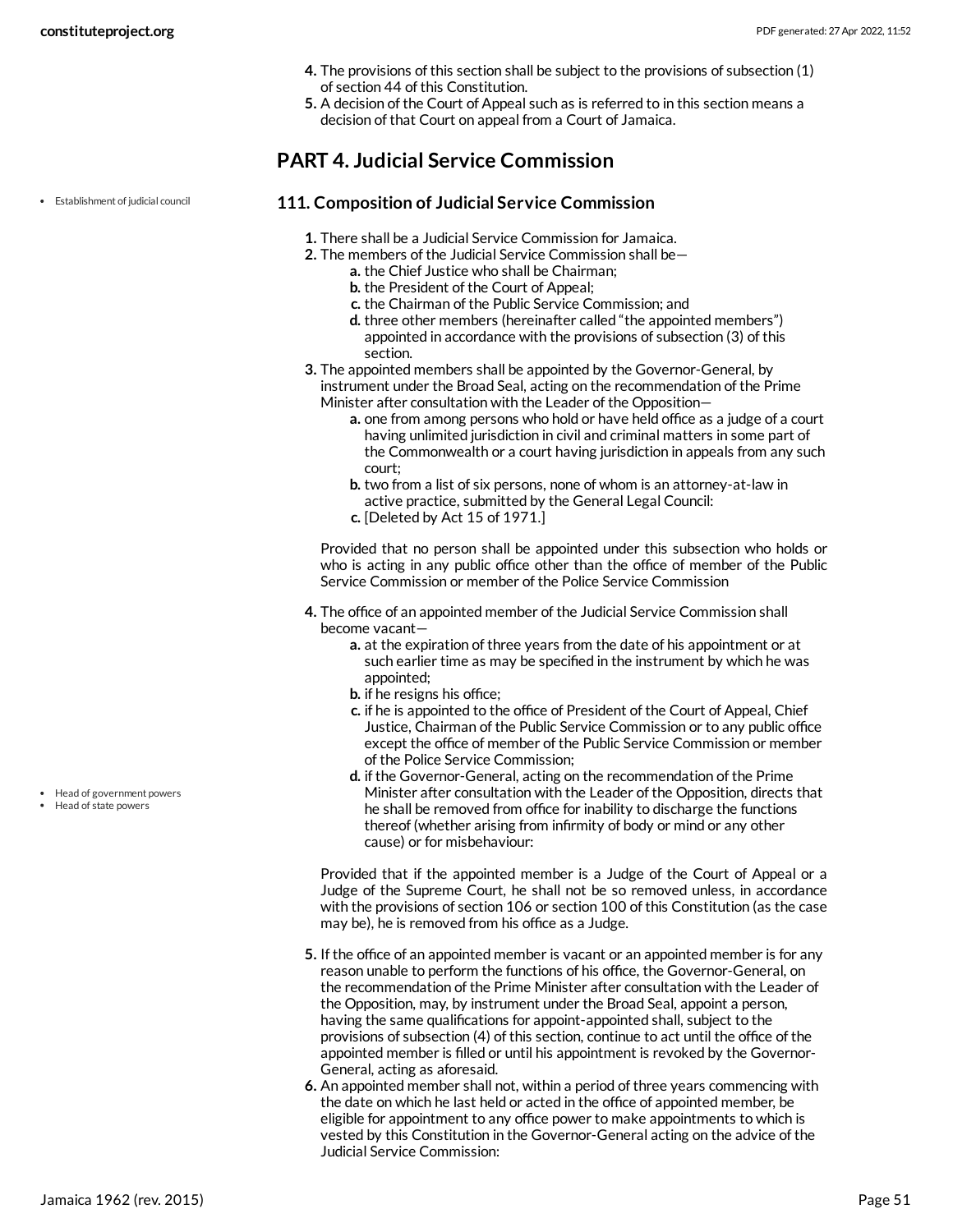4. The provisions of this section shall be subject to the provisions of subsection (1) of section 44 of this Constitution.
5. A decision of the Court of Appeal such as is referred to in this section means a decision of that Court on appeal from a Court of Jamaica.

## PART 4. Judicial Service Commission

- Establishment of judicial council

### 111. Composition of Judicial Service Commission

1. There shall be a Judicial Service Commission for Jamaica.
2. The members of the Judicial Service Commission shall be—
   a. the Chief Justice who shall be Chairman;
   b. the President of the Court of Appeal;
   c. the Chairman of the Public Service Commission; and
   d. three other members (hereinafter called "the appointed members") appointed in accordance with the provisions of subsection (3) of this section.
3. The appointed members shall be appointed by the Governor-General, by instrument under the Broad Seal, acting on the recommendation of the Prime Minister after consultation with the Leader of the Opposition—
   a. one from among persons who hold or have held office as a judge of a court having unlimited jurisdiction in civil and criminal matters in some part of the Commonwealth or a court having jurisdiction in appeals from any such court;
   b. two from a list of six persons, none of whom is an attorney-at-law in active practice, submitted by the General Legal Council:
   c. [Deleted by Act 15 of 1971.]

   Provided that no person shall be appointed under this subsection who holds or who is acting in any public office other than the office of member of the Public Service Commission or member of the Police Service Commission
4. The office of an appointed member of the Judicial Service Commission shall become vacant—
   a. at the expiration of three years from the date of his appointment or at such earlier time as may be specified in the instrument by which he was appointed;
   b. if he resigns his office;
   c. if he is appointed to the office of President of the Court of Appeal, Chief Justice, Chairman of the Public Service Commission or to any public office except the office of member of the Public Service Commission or member of the Police Service Commission;
   d. if the Governor-General, acting on the recommendation of the Prime Minister after consultation with the Leader of the Opposition, directs that he shall be removed from office for inability to discharge the functions thereof (whether arising from infirmity of body or mind or any other cause) or for misbehaviour:

   - Head of government powers
   - Head of state powers

   Provided that if the appointed member is a Judge of the Court of Appeal or a Judge of the Supreme Court, he shall not be so removed unless, in accordance with the provisions of section 106 or section 100 of this Constitution (as the case may be), he is removed from his office as a Judge.
5. If the office of an appointed member is vacant or an appointed member is for any reason unable to perform the functions of his office, the Governor-General, on the recommendation of the Prime Minister after consultation with the Leader of the Opposition, may, by instrument under the Broad Seal, appoint a person, having the same qualifications for appoint-appointed shall, subject to the provisions of subsection (4) of this section, continue to act until the office of the appointed member is filled or until his appointment is revoked by the Governor-General, acting as aforesaid.
6. An appointed member shall not, within a period of three years commencing with the date on which he last held or acted in the office of appointed member, be eligible for appointment to any office power to make appointments to which is vested by this Constitution in the Governor-General acting on the advice of the Judicial Service Commission: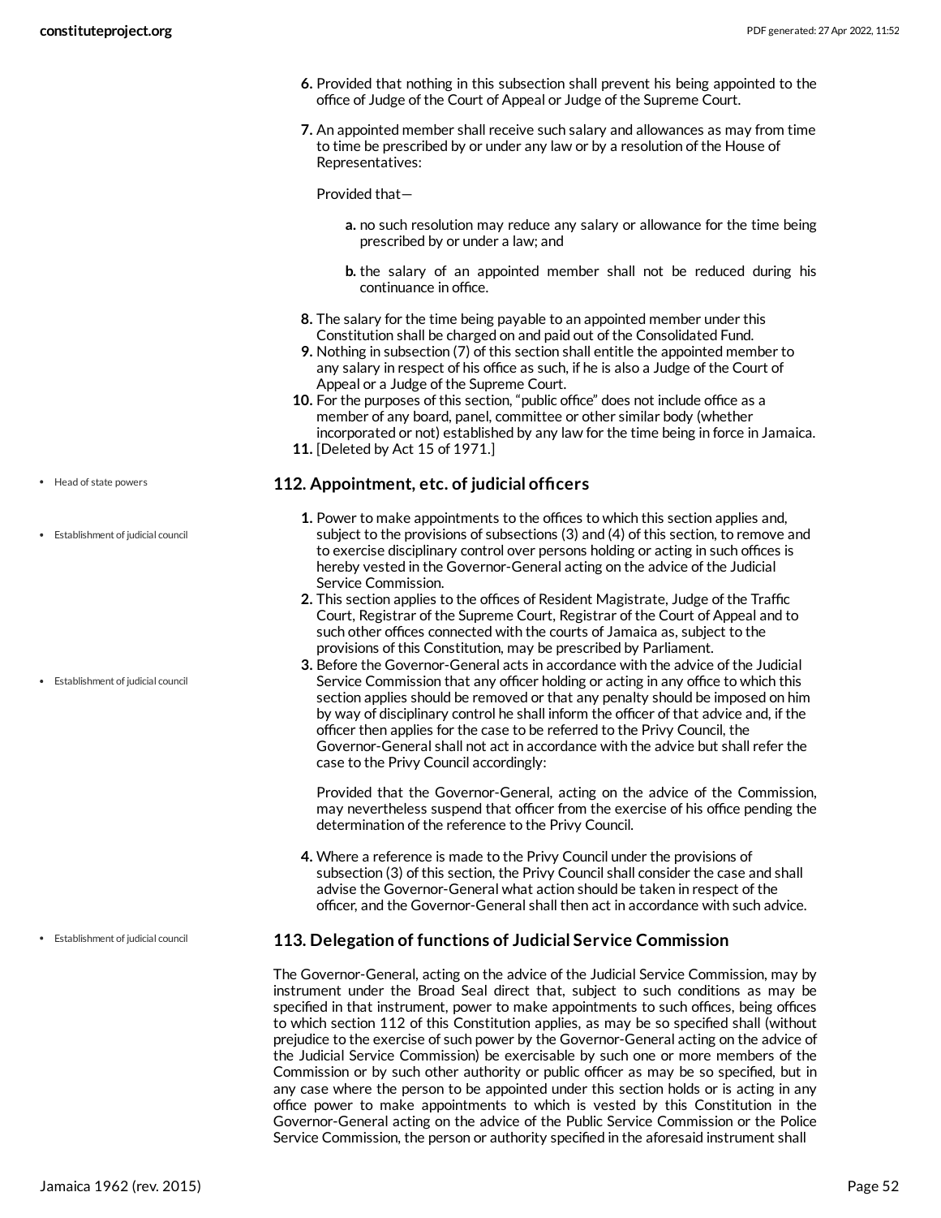6. Provided that nothing in this subsection shall prevent his being appointed to the office of Judge of the Court of Appeal or Judge of the Supreme Court.
7. An appointed member shall receive such salary and allowances as may from time to time be prescribed by or under any law or by a resolution of the House of Representatives:

   Provided that—

   a. no such resolution may reduce any salary or allowance for the time being prescribed by or under a law; and
   b. the salary of an appointed member shall not be reduced during his continuance in office.
8. The salary for the time being payable to an appointed member under this Constitution shall be charged on and paid out of the Consolidated Fund.
9. Nothing in subsection (7) of this section shall entitle the appointed member to any salary in respect of his office as such, if he is also a Judge of the Court of Appeal or a Judge of the Supreme Court.
10. For the purposes of this section, "public office" does not include office as a member of any board, panel, committee or other similar body (whether incorporated or not) established by any law for the time being in force in Jamaica.
11. [Deleted by Act 15 of 1971.]

- Head of state powers
- Establishment of judicial council

### 112. Appointment, etc. of judicial officers

1. Power to make appointments to the offices to which this section applies and, subject to the provisions of subsections (3) and (4) of this section, to remove and to exercise disciplinary control over persons holding or acting in such offices is hereby vested in the Governor-General acting on the advice of the Judicial Service Commission.
2. This section applies to the offices of Resident Magistrate, Judge of the Traffic Court, Registrar of the Supreme Court, Registrar of the Court of Appeal and to such other offices connected with the courts of Jamaica as, subject to the provisions of this Constitution, may be prescribed by Parliament.
3. Before the Governor-General acts in accordance with the advice of the Judicial Service Commission that any officer holding or acting in any office to which this section applies should be removed or that any penalty should be imposed on him by way of disciplinary control he shall inform the officer of that advice and, if the officer then applies for the case to be referred to the Privy Council, the Governor-General shall not act in accordance with the advice but shall refer the case to the Privy Council accordingly:

   Provided that the Governor-General, acting on the advice of the Commission, may nevertheless suspend that officer from the exercise of his office pending the determination of the reference to the Privy Council.
4. Where a reference is made to the Privy Council under the provisions of subsection (3) of this section, the Privy Council shall consider the case and shall advise the Governor-General what action should be taken in respect of the officer, and the Governor-General shall then act in accordance with such advice.

- Establishment of judicial council

### 113. Delegation of functions of Judicial Service Commission

The Governor-General, acting on the advice of the Judicial Service Commission, may by instrument under the Broad Seal direct that, subject to such conditions as may be specified in that instrument, power to make appointments to such offices, being offices to which section 112 of this Constitution applies, as may be so specified shall (without prejudice to the exercise of such power by the Governor-General acting on the advice of the Judicial Service Commission) be exercisable by such one or more members of the Commission or by such other authority or public officer as may be so specified, but in any case where the person to be appointed under this section holds or is acting in any office power to make appointments to which is vested by this Constitution in the Governor-General acting on the advice of the Public Service Commission or the Police Service Commission, the person or authority specified in the aforesaid instrument shall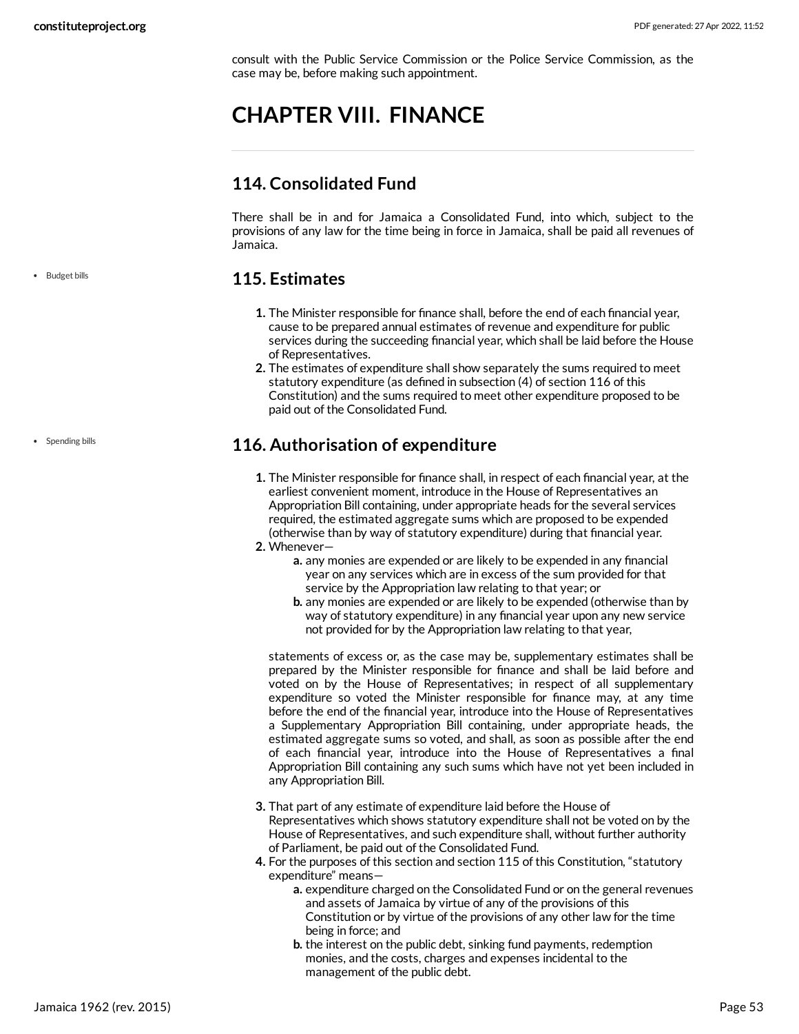consult with the Public Service Commission or the Police Service Commission, as the case may be, before making such appointment.

# CHAPTER VIII. FINANCE

## 114. Consolidated Fund

There shall be in and for Jamaica a Consolidated Fund, into which, subject to the provisions of any law for the time being in force in Jamaica, shall be paid all revenues of Jamaica.

- Budget bills

## 115. Estimates

1. The Minister responsible for finance shall, before the end of each financial year, cause to be prepared annual estimates of revenue and expenditure for public services during the succeeding financial year, which shall be laid before the House of Representatives.
2. The estimates of expenditure shall show separately the sums required to meet statutory expenditure (as defined in subsection (4) of section 116 of this Constitution) and the sums required to meet other expenditure proposed to be paid out of the Consolidated Fund.

- Spending bills

## 116. Authorisation of expenditure

1. The Minister responsible for finance shall, in respect of each financial year, at the earliest convenient moment, introduce in the House of Representatives an Appropriation Bill containing, under appropriate heads for the several services required, the estimated aggregate sums which are proposed to be expended (otherwise than by way of statutory expenditure) during that financial year.
2. Whenever—
    a. any monies are expended or are likely to be expended in any financial year on any services which are in excess of the sum provided for that service by the Appropriation law relating to that year; or
    b. any monies are expended or are likely to be expended (otherwise than by way of statutory expenditure) in any financial year upon any new service not provided for by the Appropriation law relating to that year,

    statements of excess or, as the case may be, supplementary estimates shall be prepared by the Minister responsible for finance and shall be laid before and voted on by the House of Representatives; in respect of all supplementary expenditure so voted the Minister responsible for finance may, at any time before the end of the financial year, introduce into the House of Representatives a Supplementary Appropriation Bill containing, under appropriate heads, the estimated aggregate sums so voted, and shall, as soon as possible after the end of each financial year, introduce into the House of Representatives a final Appropriation Bill containing any such sums which have not yet been included in any Appropriation Bill.
3. That part of any estimate of expenditure laid before the House of Representatives which shows statutory expenditure shall not be voted on by the House of Representatives, and such expenditure shall, without further authority of Parliament, be paid out of the Consolidated Fund.
4. For the purposes of this section and section 115 of this Constitution, "statutory expenditure" means—
    a. expenditure charged on the Consolidated Fund or on the general revenues and assets of Jamaica by virtue of any of the provisions of this Constitution or by virtue of the provisions of any other law for the time being in force; and
    b. the interest on the public debt, sinking fund payments, redemption monies, and the costs, charges and expenses incidental to the management of the public debt.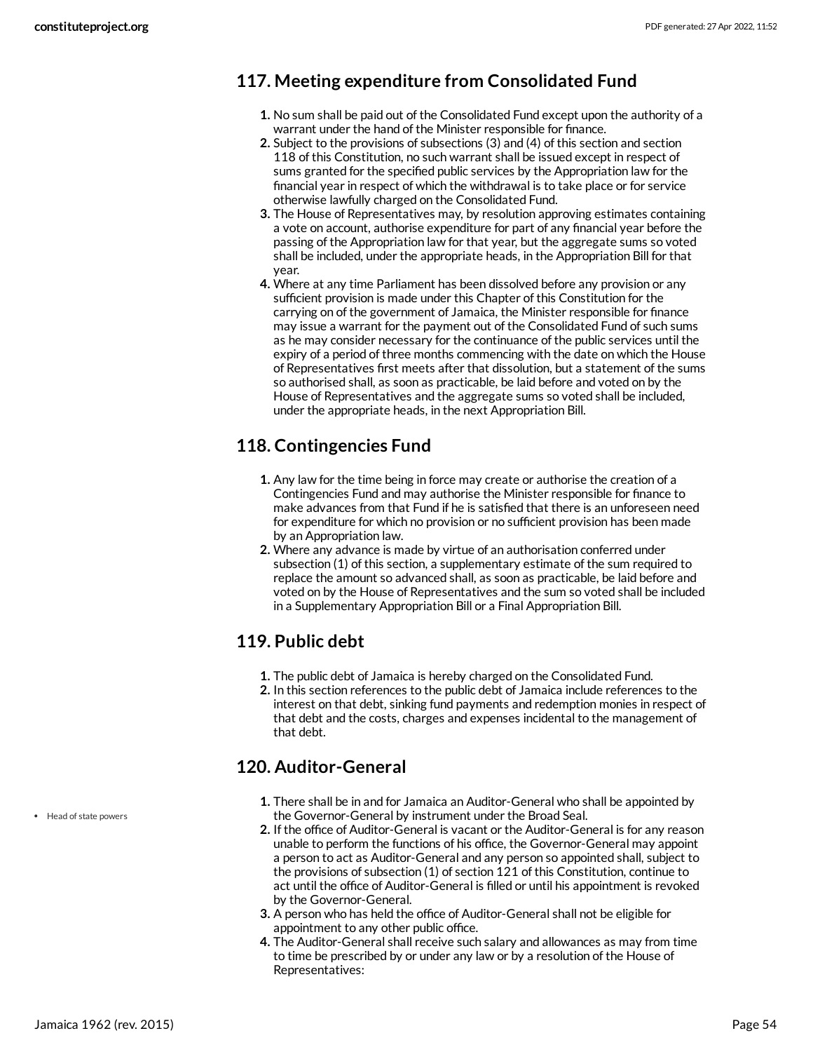## 117. Meeting expenditure from Consolidated Fund

1. No sum shall be paid out of the Consolidated Fund except upon the authority of a warrant under the hand of the Minister responsible for finance.
2. Subject to the provisions of subsections (3) and (4) of this section and section 118 of this Constitution, no such warrant shall be issued except in respect of sums granted for the specified public services by the Appropriation law for the financial year in respect of which the withdrawal is to take place or for service otherwise lawfully charged on the Consolidated Fund.
3. The House of Representatives may, by resolution approving estimates containing a vote on account, authorise expenditure for part of any financial year before the passing of the Appropriation law for that year, but the aggregate sums so voted shall be included, under the appropriate heads, in the Appropriation Bill for that year.
4. Where at any time Parliament has been dissolved before any provision or any sufficient provision is made under this Chapter of this Constitution for the carrying on of the government of Jamaica, the Minister responsible for finance may issue a warrant for the payment out of the Consolidated Fund of such sums as he may consider necessary for the continuance of the public services until the expiry of a period of three months commencing with the date on which the House of Representatives first meets after that dissolution, but a statement of the sums so authorised shall, as soon as practicable, be laid before and voted on by the House of Representatives and the aggregate sums so voted shall be included, under the appropriate heads, in the next Appropriation Bill.

## 118. Contingencies Fund

1. Any law for the time being in force may create or authorise the creation of a Contingencies Fund and may authorise the Minister responsible for finance to make advances from that Fund if he is satisfied that there is an unforeseen need for expenditure for which no provision or no sufficient provision has been made by an Appropriation law.
2. Where any advance is made by virtue of an authorisation conferred under subsection (1) of this section, a supplementary estimate of the sum required to replace the amount so advanced shall, as soon as practicable, be laid before and voted on by the House of Representatives and the sum so voted shall be included in a Supplementary Appropriation Bill or a Final Appropriation Bill.

## 119. Public debt

1. The public debt of Jamaica is hereby charged on the Consolidated Fund.
2. In this section references to the public debt of Jamaica include references to the interest on that debt, sinking fund payments and redemption monies in respect of that debt and the costs, charges and expenses incidental to the management of that debt.

## 120. Auditor-General

- Head of state powers

1. There shall be in and for Jamaica an Auditor-General who shall be appointed by the Governor-General by instrument under the Broad Seal.
2. If the office of Auditor-General is vacant or the Auditor-General is for any reason unable to perform the functions of his office, the Governor-General may appoint a person to act as Auditor-General and any person so appointed shall, subject to the provisions of subsection (1) of section 121 of this Constitution, continue to act until the office of Auditor-General is filled or until his appointment is revoked by the Governor-General.
3. A person who has held the office of Auditor-General shall not be eligible for appointment to any other public office.
4. The Auditor-General shall receive such salary and allowances as may from time to time be prescribed by or under any law or by a resolution of the House of Representatives: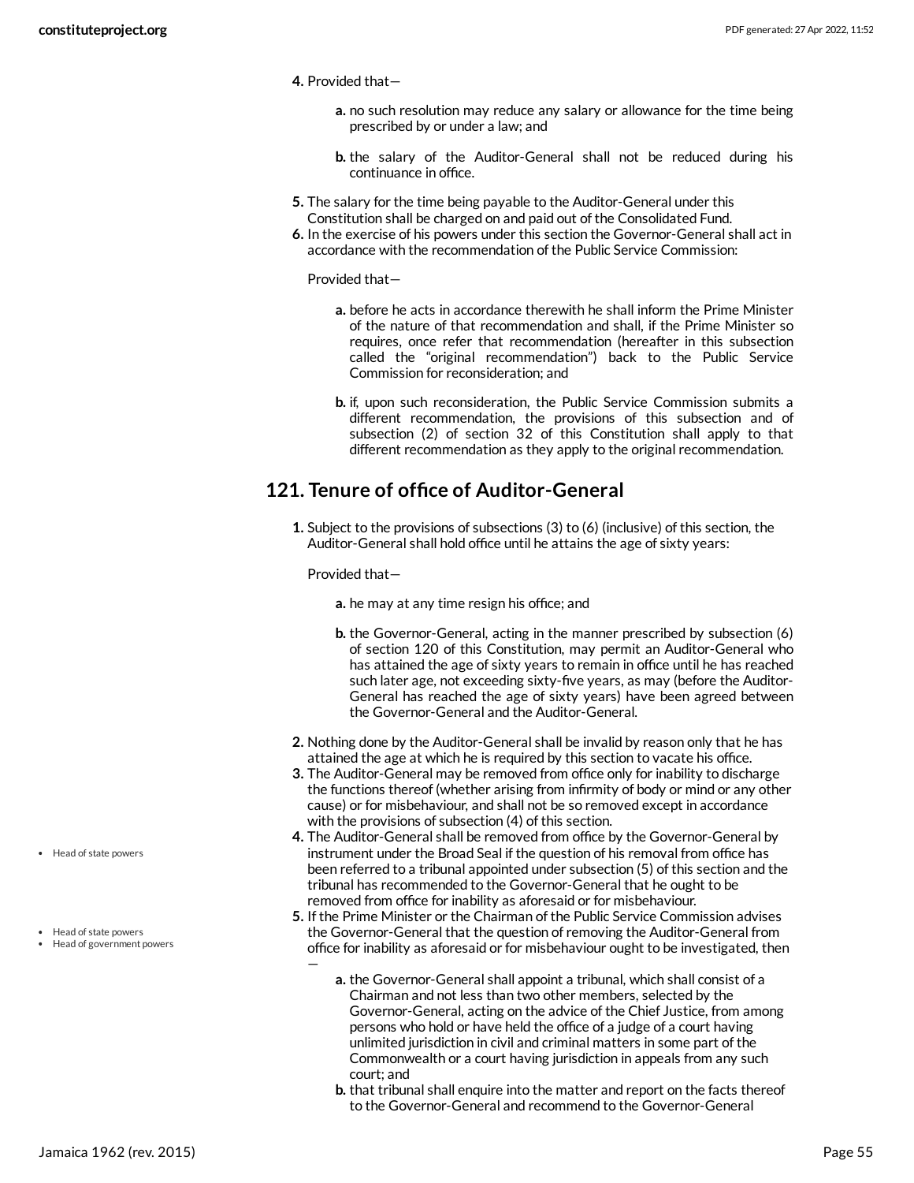4. Provided that—

   a. no such resolution may reduce any salary or allowance for the time being prescribed by or under a law; and

   b. the salary of the Auditor-General shall not be reduced during his continuance in office.

5. The salary for the time being payable to the Auditor-General under this Constitution shall be charged on and paid out of the Consolidated Fund.
6. In the exercise of his powers under this section the Governor-General shall act in accordance with the recommendation of the Public Service Commission:

   Provided that—

   a. before he acts in accordance therewith he shall inform the Prime Minister of the nature of that recommendation and shall, if the Prime Minister so requires, once refer that recommendation (hereafter in this subsection called the "original recommendation") back to the Public Service Commission for reconsideration; and

   b. if, upon such reconsideration, the Public Service Commission submits a different recommendation, the provisions of this subsection and of subsection (2) of section 32 of this Constitution shall apply to that different recommendation as they apply to the original recommendation.

## 121. Tenure of office of Auditor-General

1. Subject to the provisions of subsections (3) to (6) (inclusive) of this section, the Auditor-General shall hold office until he attains the age of sixty years:

   Provided that—

   a. he may at any time resign his office; and

   b. the Governor-General, acting in the manner prescribed by subsection (6) of section 120 of this Constitution, may permit an Auditor-General who has attained the age of sixty years to remain in office until he has reached such later age, not exceeding sixty-five years, as may (before the Auditor-General has reached the age of sixty years) have been agreed between the Governor-General and the Auditor-General.

2. Nothing done by the Auditor-General shall be invalid by reason only that he has attained the age at which he is required by this section to vacate his office.
3. The Auditor-General may be removed from office only for inability to discharge the functions thereof (whether arising from infirmity of body or mind or any other cause) or for misbehaviour, and shall not be so removed except in accordance with the provisions of subsection (4) of this section.
4. The Auditor-General shall be removed from office by the Governor-General by instrument under the Broad Seal if the question of his removal from office has been referred to a tribunal appointed under subsection (5) of this section and the tribunal has recommended to the Governor-General that he ought to be removed from office for inability as aforesaid or for misbehaviour.
5. If the Prime Minister or the Chairman of the Public Service Commission advises the Governor-General that the question of removing the Auditor-General from office for inability as aforesaid or for misbehaviour ought to be investigated, then —

   a. the Governor-General shall appoint a tribunal, which shall consist of a Chairman and not less than two other members, selected by the Governor-General, acting on the advice of the Chief Justice, from among persons who hold or have held the office of a judge of a court having unlimited jurisdiction in civil and criminal matters in some part of the Commonwealth or a court having jurisdiction in appeals from any such court; and
   b. that tribunal shall enquire into the matter and report on the facts thereof to the Governor-General and recommend to the Governor-General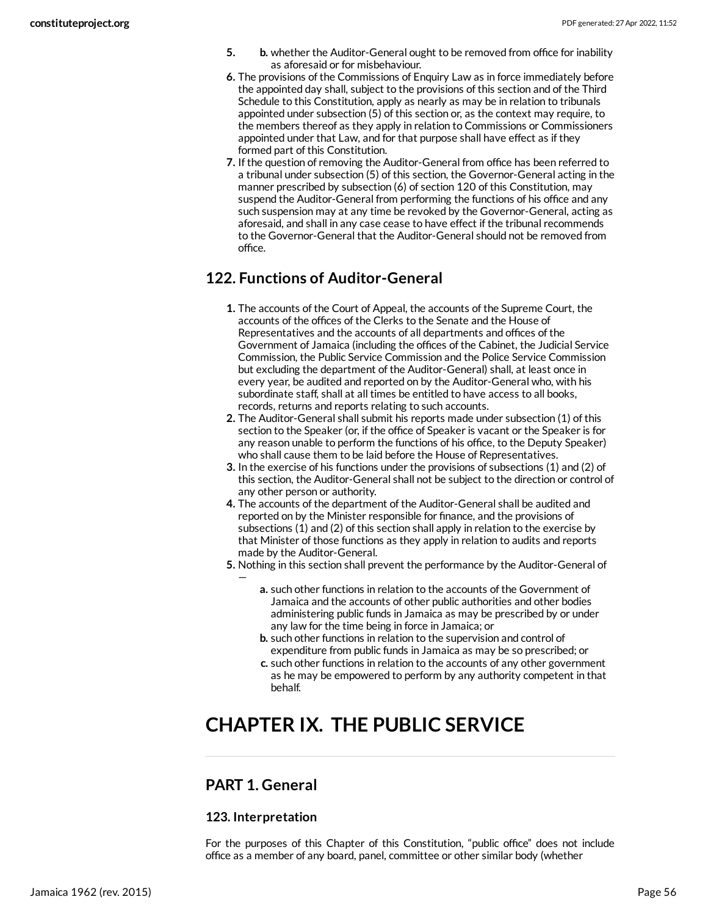5. 
    b. whether the Auditor-General ought to be removed from office for inability as aforesaid or for misbehaviour.
6. The provisions of the Commissions of Enquiry Law as in force immediately before the appointed day shall, subject to the provisions of this section and of the Third Schedule to this Constitution, apply as nearly as may be in relation to tribunals appointed under subsection (5) of this section or, as the context may require, to the members thereof as they apply in relation to Commissions or Commissioners appointed under that Law, and for that purpose shall have effect as if they formed part of this Constitution.
7. If the question of removing the Auditor-General from office has been referred to a tribunal under subsection (5) of this section, the Governor-General acting in the manner prescribed by subsection (6) of section 120 of this Constitution, may suspend the Auditor-General from performing the functions of his office and any such suspension may at any time be revoked by the Governor-General, acting as aforesaid, and shall in any case cease to have effect if the tribunal recommends to the Governor-General that the Auditor-General should not be removed from office.

## 122. Functions of Auditor-General

1. The accounts of the Court of Appeal, the accounts of the Supreme Court, the accounts of the offices of the Clerks to the Senate and the House of Representatives and the accounts of all departments and offices of the Government of Jamaica (including the offices of the Cabinet, the Judicial Service Commission, the Public Service Commission and the Police Service Commission but excluding the department of the Auditor-General) shall, at least once in every year, be audited and reported on by the Auditor-General who, with his subordinate staff, shall at all times be entitled to have access to all books, records, returns and reports relating to such accounts.
2. The Auditor-General shall submit his reports made under subsection (1) of this section to the Speaker (or, if the office of Speaker is vacant or the Speaker is for any reason unable to perform the functions of his office, to the Deputy Speaker) who shall cause them to be laid before the House of Representatives.
3. In the exercise of his functions under the provisions of subsections (1) and (2) of this section, the Auditor-General shall not be subject to the direction or control of any other person or authority.
4. The accounts of the department of the Auditor-General shall be audited and reported on by the Minister responsible for finance, and the provisions of subsections (1) and (2) of this section shall apply in relation to the exercise by that Minister of those functions as they apply in relation to audits and reports made by the Auditor-General.
5. Nothing in this section shall prevent the performance by the Auditor-General of —
    a. such other functions in relation to the accounts of the Government of Jamaica and the accounts of other public authorities and other bodies administering public funds in Jamaica as may be prescribed by or under any law for the time being in force in Jamaica; or
    b. such other functions in relation to the supervision and control of expenditure from public funds in Jamaica as may be so prescribed; or
    c. such other functions in relation to the accounts of any other government as he may be empowered to perform by any authority competent in that behalf.

# CHAPTER IX. THE PUBLIC SERVICE

## PART 1. General

### 123. Interpretation

For the purposes of this Chapter of this Constitution, “public office” does not include office as a member of any board, panel, committee or other similar body (whether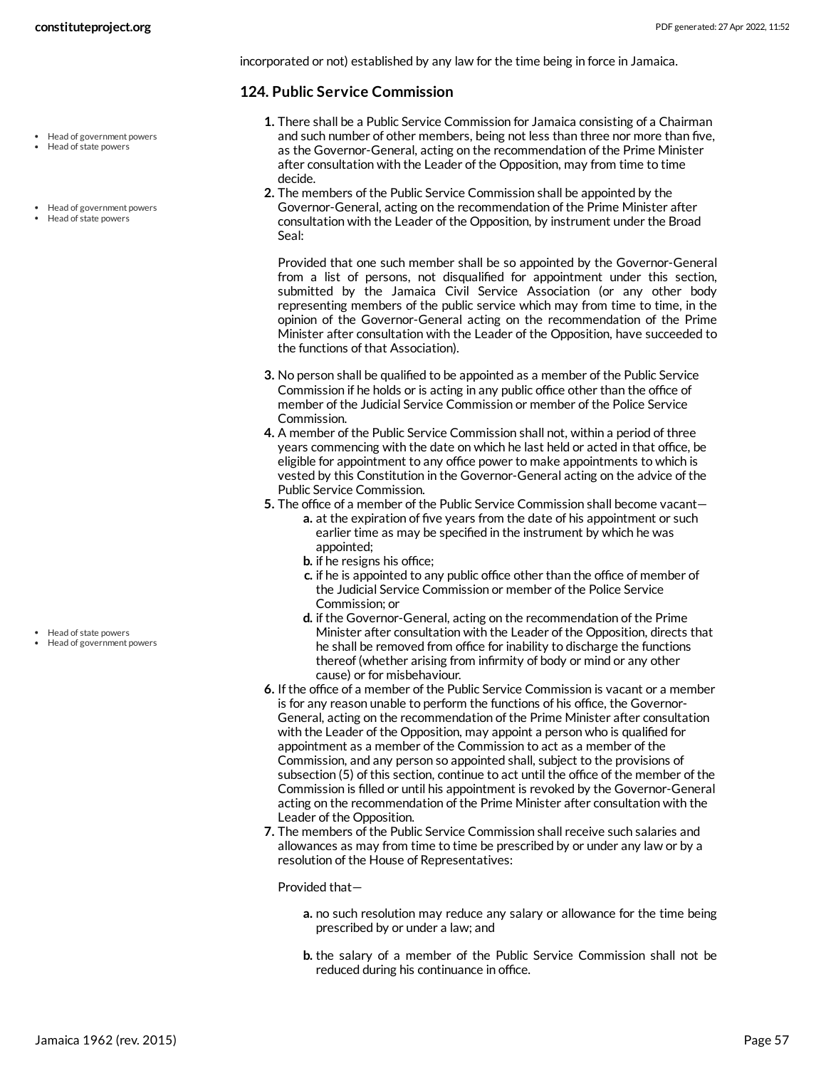incorporated or not) established by any law for the time being in force in Jamaica.

### 124. Public Service Commission

- Head of government powers
- Head of state powers

1. There shall be a Public Service Commission for Jamaica consisting of a Chairman and such number of other members, being not less than three nor more than five, as the Governor-General, acting on the recommendation of the Prime Minister after consultation with the Leader of the Opposition, may from time to time decide.

- Head of government powers
- Head of state powers

2. The members of the Public Service Commission shall be appointed by the Governor-General, acting on the recommendation of the Prime Minister after consultation with the Leader of the Opposition, by instrument under the Broad Seal:

   Provided that one such member shall be so appointed by the Governor-General from a list of persons, not disqualified for appointment under this section, submitted by the Jamaica Civil Service Association (or any other body representing members of the public service which may from time to time, in the opinion of the Governor-General acting on the recommendation of the Prime Minister after consultation with the Leader of the Opposition, have succeeded to the functions of that Association).

3. No person shall be qualified to be appointed as a member of the Public Service Commission if he holds or is acting in any public office other than the office of member of the Judicial Service Commission or member of the Police Service Commission.
4. A member of the Public Service Commission shall not, within a period of three years commencing with the date on which he last held or acted in that office, be eligible for appointment to any office power to make appointments to which is vested by this Constitution in the Governor-General acting on the advice of the Public Service Commission.
5. The office of a member of the Public Service Commission shall become vacant—
   a. at the expiration of five years from the date of his appointment or such earlier time as may be specified in the instrument by which he was appointed;
   b. if he resigns his office;
   c. if he is appointed to any public office other than the office of member of the Judicial Service Commission or member of the Police Service Commission; or
   d. if the Governor-General, acting on the recommendation of the Prime Minister after consultation with the Leader of the Opposition, directs that he shall be removed from office for inability to discharge the functions thereof (whether arising from infirmity of body or mind or any other cause) or for misbehaviour.

- Head of state powers
- Head of government powers

6. If the office of a member of the Public Service Commission is vacant or a member is for any reason unable to perform the functions of his office, the Governor-General, acting on the recommendation of the Prime Minister after consultation with the Leader of the Opposition, may appoint a person who is qualified for appointment as a member of the Commission to act as a member of the Commission, and any person so appointed shall, subject to the provisions of subsection (5) of this section, continue to act until the office of the member of the Commission is filled or until his appointment is revoked by the Governor-General acting on the recommendation of the Prime Minister after consultation with the Leader of the Opposition.
7. The members of the Public Service Commission shall receive such salaries and allowances as may from time to time be prescribed by or under any law or by a resolution of the House of Representatives:

   Provided that—

   a. no such resolution may reduce any salary or allowance for the time being prescribed by or under a law; and

   b. the salary of a member of the Public Service Commission shall not be reduced during his continuance in office.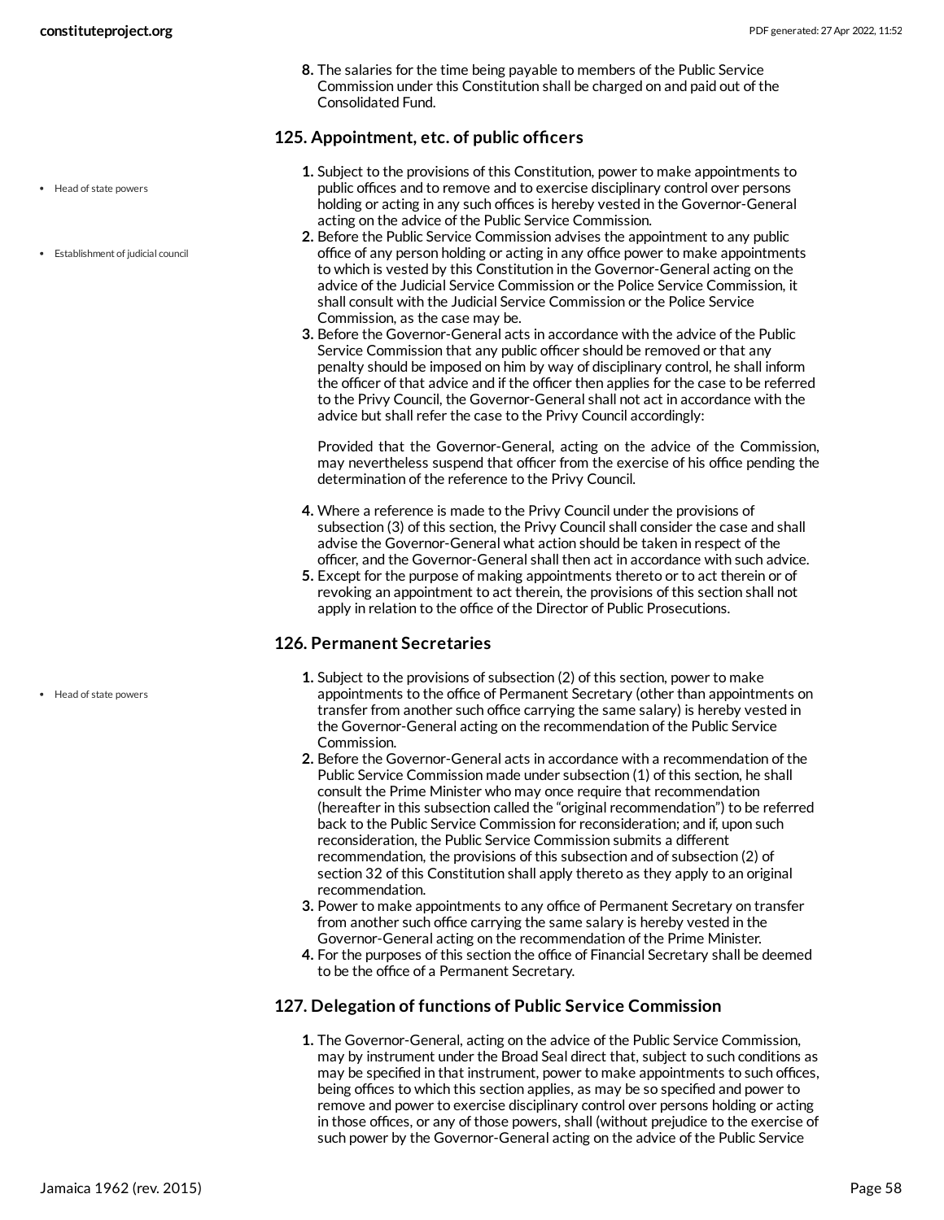8. The salaries for the time being payable to members of the Public Service Commission under this Constitution shall be charged on and paid out of the Consolidated Fund.

## 125. Appointment, etc. of public officers

- Head of state powers
- Establishment of judicial council

1. Subject to the provisions of this Constitution, power to make appointments to public offices and to remove and to exercise disciplinary control over persons holding or acting in any such offices is hereby vested in the Governor-General acting on the advice of the Public Service Commission.
2. Before the Public Service Commission advises the appointment to any public office of any person holding or acting in any office power to make appointments to which is vested by this Constitution in the Governor-General acting on the advice of the Judicial Service Commission or the Police Service Commission, it shall consult with the Judicial Service Commission or the Police Service Commission, as the case may be.
3. Before the Governor-General acts in accordance with the advice of the Public Service Commission that any public officer should be removed or that any penalty should be imposed on him by way of disciplinary control, he shall inform the officer of that advice and if the officer then applies for the case to be referred to the Privy Council, the Governor-General shall not act in accordance with the advice but shall refer the case to the Privy Council accordingly:

   Provided that the Governor-General, acting on the advice of the Commission, may nevertheless suspend that officer from the exercise of his office pending the determination of the reference to the Privy Council.

4. Where a reference is made to the Privy Council under the provisions of subsection (3) of this section, the Privy Council shall consider the case and shall advise the Governor-General what action should be taken in respect of the officer, and the Governor-General shall then act in accordance with such advice.
5. Except for the purpose of making appointments thereto or to act therein or of revoking an appointment to act therein, the provisions of this section shall not apply in relation to the office of the Director of Public Prosecutions.

## 126. Permanent Secretaries

- Head of state powers

1. Subject to the provisions of subsection (2) of this section, power to make appointments to the office of Permanent Secretary (other than appointments on transfer from another such office carrying the same salary) is hereby vested in the Governor-General acting on the recommendation of the Public Service Commission.
2. Before the Governor-General acts in accordance with a recommendation of the Public Service Commission made under subsection (1) of this section, he shall consult the Prime Minister who may once require that recommendation (hereafter in this subsection called the "original recommendation") to be referred back to the Public Service Commission for reconsideration; and if, upon such reconsideration, the Public Service Commission submits a different recommendation, the provisions of this subsection and of subsection (2) of section 32 of this Constitution shall apply thereto as they apply to an original recommendation.
3. Power to make appointments to any office of Permanent Secretary on transfer from another such office carrying the same salary is hereby vested in the Governor-General acting on the recommendation of the Prime Minister.
4. For the purposes of this section the office of Financial Secretary shall be deemed to be the office of a Permanent Secretary.

## 127. Delegation of functions of Public Service Commission

1. The Governor-General, acting on the advice of the Public Service Commission, may by instrument under the Broad Seal direct that, subject to such conditions as may be specified in that instrument, power to make appointments to such offices, being offices to which this section applies, as may be so specified and power to remove and power to exercise disciplinary control over persons holding or acting in those offices, or any of those powers, shall (without prejudice to the exercise of such power by the Governor-General acting on the advice of the Public Service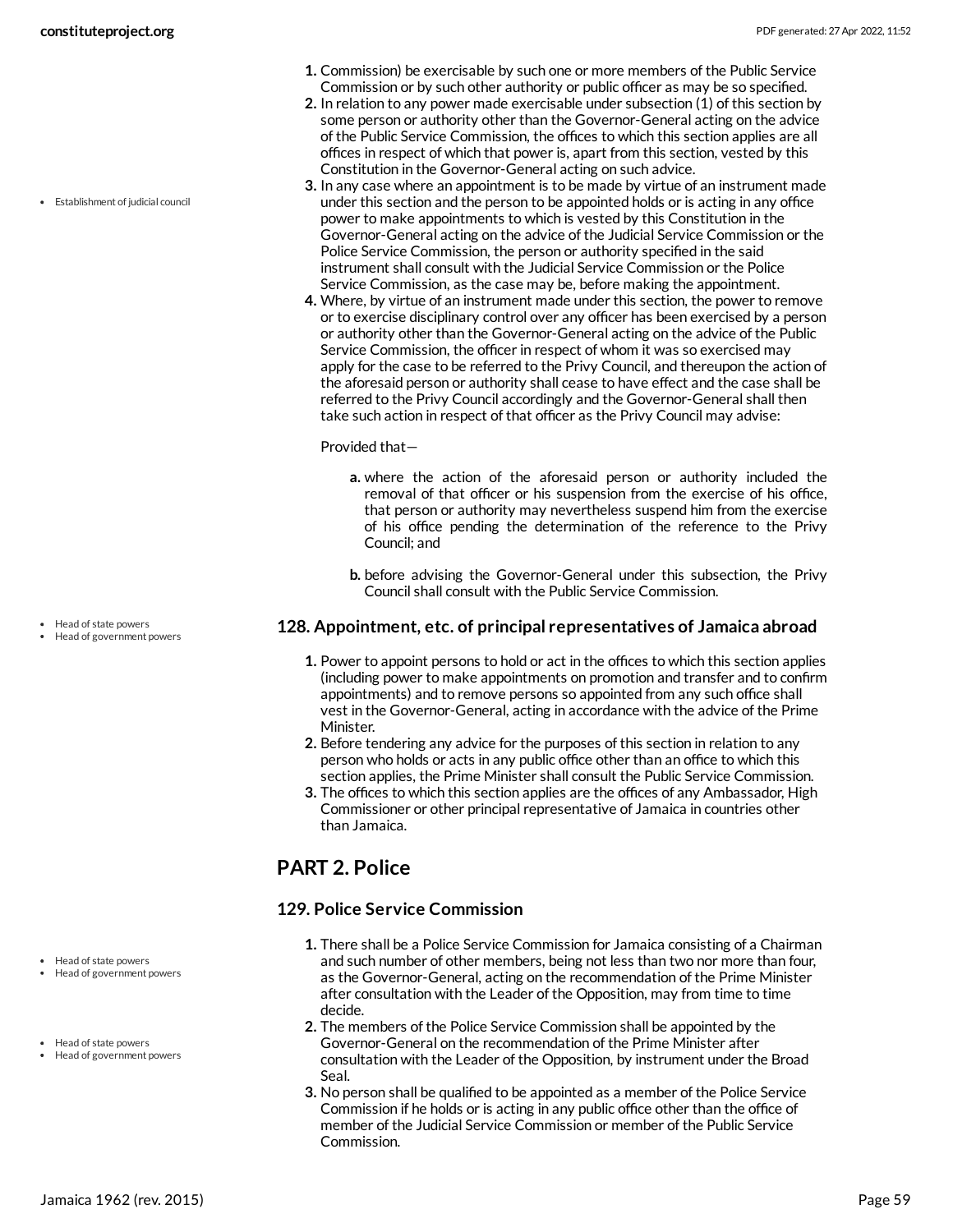1. Commission) be exercisable by such one or more members of the Public Service Commission or by such other authority or public officer as may be so specified.
2. In relation to any power made exercisable under subsection (1) of this section by some person or authority other than the Governor-General acting on the advice of the Public Service Commission, the offices to which this section applies are all offices in respect of which that power is, apart from this section, vested by this Constitution in the Governor-General acting on such advice.
3. In any case where an appointment is to be made by virtue of an instrument made under this section and the person to be appointed holds or is acting in any office power to make appointments to which is vested by this Constitution in the Governor-General acting on the advice of the Judicial Service Commission or the Police Service Commission, the person or authority specified in the said instrument shall consult with the Judicial Service Commission or the Police Service Commission, as the case may be, before making the appointment.
4. Where, by virtue of an instrument made under this section, the power to remove or to exercise disciplinary control over any officer has been exercised by a person or authority other than the Governor-General acting on the advice of the Public Service Commission, the officer in respect of whom it was so exercised may apply for the case to be referred to the Privy Council, and thereupon the action of the aforesaid person or authority shall cease to have effect and the case shall be referred to the Privy Council accordingly and the Governor-General shall then take such action in respect of that officer as the Privy Council may advise:

   Provided that—

   a. where the action of the aforesaid person or authority included the removal of that officer or his suspension from the exercise of his office, that person or authority may nevertheless suspend him from the exercise of his office pending the determination of the reference to the Privy Council; and

   b. before advising the Governor-General under this subsection, the Privy Council shall consult with the Public Service Commission.

### 128. Appointment, etc. of principal representatives of Jamaica abroad

1. Power to appoint persons to hold or act in the offices to which this section applies (including power to make appointments on promotion and transfer and to confirm appointments) and to remove persons so appointed from any such office shall vest in the Governor-General, acting in accordance with the advice of the Prime Minister.
2. Before tendering any advice for the purposes of this section in relation to any person who holds or acts in any public office other than an office to which this section applies, the Prime Minister shall consult the Public Service Commission.
3. The offices to which this section applies are the offices of any Ambassador, High Commissioner or other principal representative of Jamaica in countries other than Jamaica.

## PART 2. Police

### 129. Police Service Commission

1. There shall be a Police Service Commission for Jamaica consisting of a Chairman and such number of other members, being not less than two nor more than four, as the Governor-General, acting on the recommendation of the Prime Minister after consultation with the Leader of the Opposition, may from time to time decide.
2. The members of the Police Service Commission shall be appointed by the Governor-General on the recommendation of the Prime Minister after consultation with the Leader of the Opposition, by instrument under the Broad Seal.
3. No person shall be qualified to be appointed as a member of the Police Service Commission if he holds or is acting in any public office other than the office of member of the Judicial Service Commission or member of the Public Service Commission.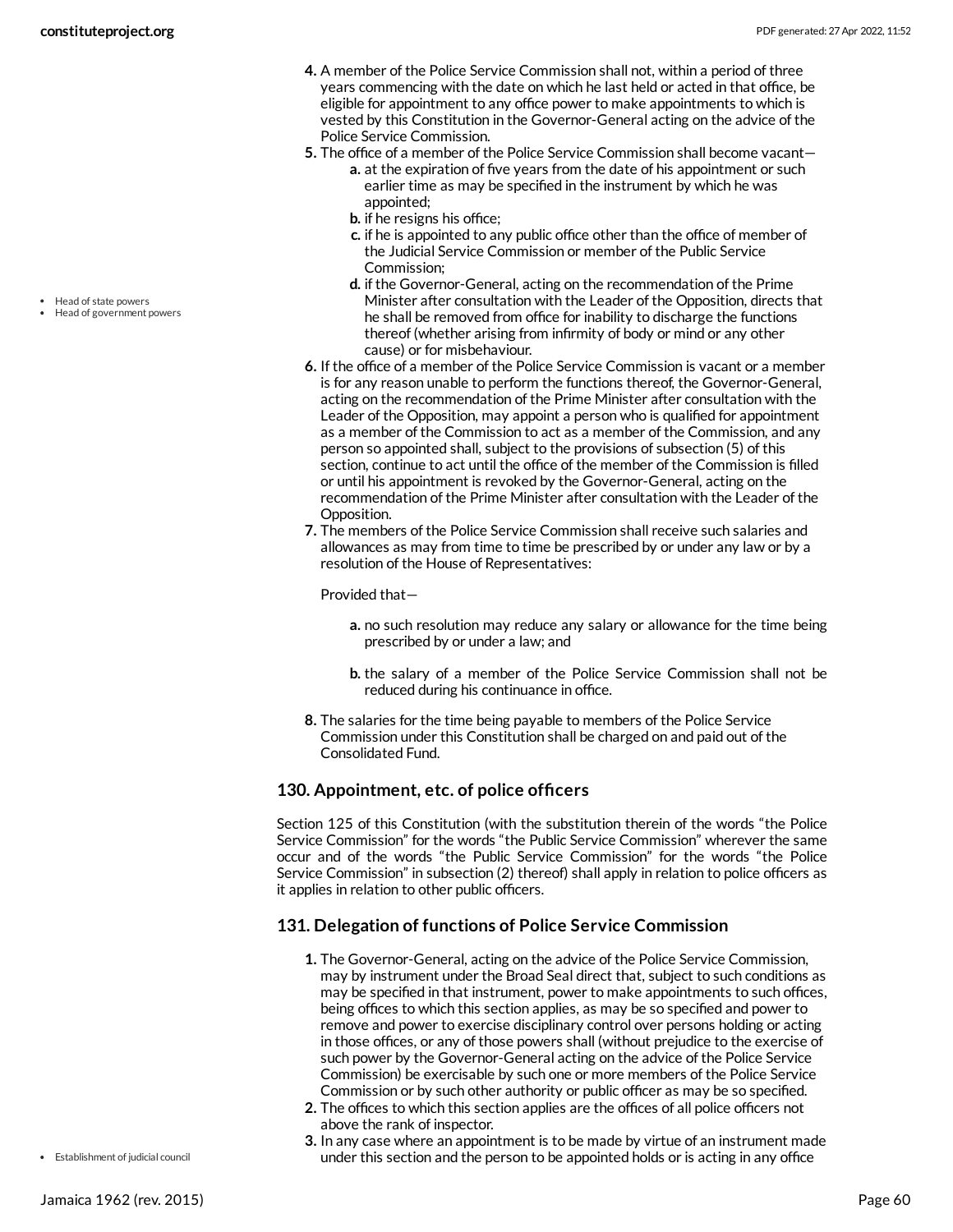4. A member of the Police Service Commission shall not, within a period of three years commencing with the date on which he last held or acted in that office, be eligible for appointment to any office power to make appointments to which is vested by this Constitution in the Governor-General acting on the advice of the Police Service Commission.
5. The office of a member of the Police Service Commission shall become vacant—
   - **a.** at the expiration of five years from the date of his appointment or such earlier time as may be specified in the instrument by which he was appointed;
   - **b.** if he resigns his office;
   - **c.** if he is appointed to any public office other than the office of member of the Judicial Service Commission or member of the Public Service Commission;
   - **d.** if the Governor-General, acting on the recommendation of the Prime Minister after consultation with the Leader of the Opposition, directs that he shall be removed from office for inability to discharge the functions thereof (whether arising from infirmity of body or mind or any other cause) or for misbehaviour.
6. If the office of a member of the Police Service Commission is vacant or a member is for any reason unable to perform the functions thereof, the Governor-General, acting on the recommendation of the Prime Minister after consultation with the Leader of the Opposition, may appoint a person who is qualified for appointment as a member of the Commission to act as a member of the Commission, and any person so appointed shall, subject to the provisions of subsection (5) of this section, continue to act until the office of the member of the Commission is filled or until his appointment is revoked by the Governor-General, acting on the recommendation of the Prime Minister after consultation with the Leader of the Opposition.
7. The members of the Police Service Commission shall receive such salaries and allowances as may from time to time be prescribed by or under any law or by a resolution of the House of Representatives:

   Provided that—

   - **a.** no such resolution may reduce any salary or allowance for the time being prescribed by or under a law; and
   - **b.** the salary of a member of the Police Service Commission shall not be reduced during his continuance in office.
8. The salaries for the time being payable to members of the Police Service Commission under this Constitution shall be charged on and paid out of the Consolidated Fund.

### 130. Appointment, etc. of police officers

Section 125 of this Constitution (with the substitution therein of the words "the Police Service Commission" for the words "the Public Service Commission" wherever the same occur and of the words "the Public Service Commission" for the words "the Police Service Commission" in subsection (2) thereof) shall apply in relation to police officers as it applies in relation to other public officers.

### 131. Delegation of functions of Police Service Commission

1. The Governor-General, acting on the advice of the Police Service Commission, may by instrument under the Broad Seal direct that, subject to such conditions as may be specified in that instrument, power to make appointments to such offices, being offices to which this section applies, as may be so specified and power to remove and power to exercise disciplinary control over persons holding or acting in those offices, or any of those powers shall (without prejudice to the exercise of such power by the Governor-General acting on the advice of the Police Service Commission) be exercisable by such one or more members of the Police Service Commission or by such other authority or public officer as may be so specified.
2. The offices to which this section applies are the offices of all police officers not above the rank of inspector.
3. In any case where an appointment is to be made by virtue of an instrument made under this section and the person to be appointed holds or is acting in any office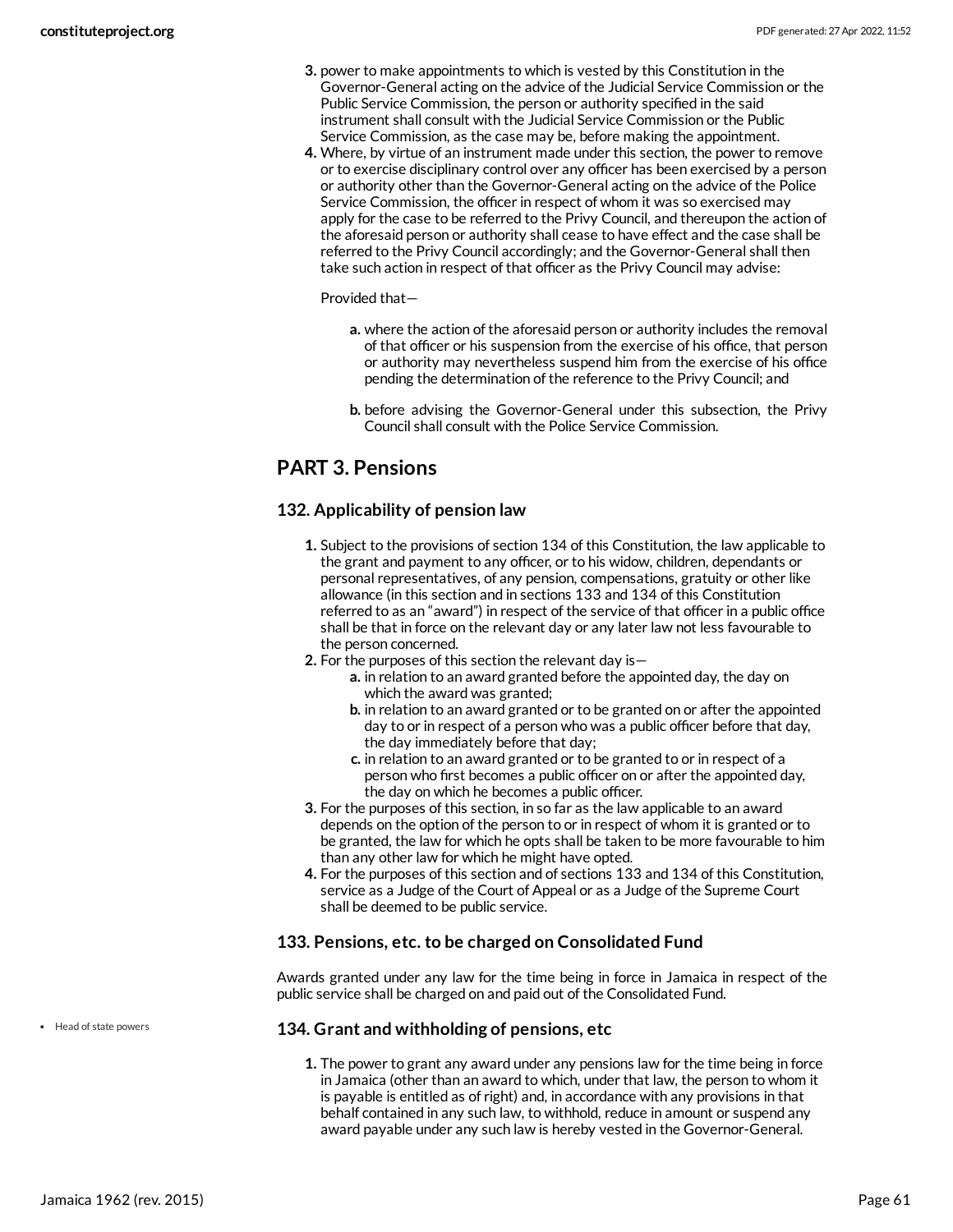3. power to make appointments to which is vested by this Constitution in the Governor-General acting on the advice of the Judicial Service Commission or the Public Service Commission, the person or authority specified in the said instrument shall consult with the Judicial Service Commission or the Public Service Commission, as the case may be, before making the appointment.
4. Where, by virtue of an instrument made under this section, the power to remove or to exercise disciplinary control over any officer has been exercised by a person or authority other than the Governor-General acting on the advice of the Police Service Commission, the officer in respect of whom it was so exercised may apply for the case to be referred to the Privy Council, and thereupon the action of the aforesaid person or authority shall cease to have effect and the case shall be referred to the Privy Council accordingly; and the Governor-General shall then take such action in respect of that officer as the Privy Council may advise:

   Provided that—

   a. where the action of the aforesaid person or authority includes the removal of that officer or his suspension from the exercise of his office, that person or authority may nevertheless suspend him from the exercise of his office pending the determination of the reference to the Privy Council; and
   b. before advising the Governor-General under this subsection, the Privy Council shall consult with the Police Service Commission.

## PART 3. Pensions

### 132. Applicability of pension law

1. Subject to the provisions of section 134 of this Constitution, the law applicable to the grant and payment to any officer, or to his widow, children, dependants or personal representatives, of any pension, compensations, gratuity or other like allowance (in this section and in sections 133 and 134 of this Constitution referred to as an “award”) in respect of the service of that officer in a public office shall be that in force on the relevant day or any later law not less favourable to the person concerned.
2. For the purposes of this section the relevant day is—
   a. in relation to an award granted before the appointed day, the day on which the award was granted;
   b. in relation to an award granted or to be granted on or after the appointed day to or in respect of a person who was a public officer before that day, the day immediately before that day;
   c. in relation to an award granted or to be granted to or in respect of a person who first becomes a public officer on or after the appointed day, the day on which he becomes a public officer.
3. For the purposes of this section, in so far as the law applicable to an award depends on the option of the person to or in respect of whom it is granted or to be granted, the law for which he opts shall be taken to be more favourable to him than any other law for which he might have opted.
4. For the purposes of this section and of sections 133 and 134 of this Constitution, service as a Judge of the Court of Appeal or as a Judge of the Supreme Court shall be deemed to be public service.

### 133. Pensions, etc. to be charged on Consolidated Fund

Awards granted under any law for the time being in force in Jamaica in respect of the public service shall be charged on and paid out of the Consolidated Fund.

- Head of state powers

### 134. Grant and withholding of pensions, etc

1. The power to grant any award under any pensions law for the time being in force in Jamaica (other than an award to which, under that law, the person to whom it is payable is entitled as of right) and, in accordance with any provisions in that behalf contained in any such law, to withhold, reduce in amount or suspend any award payable under any such law is hereby vested in the Governor-General.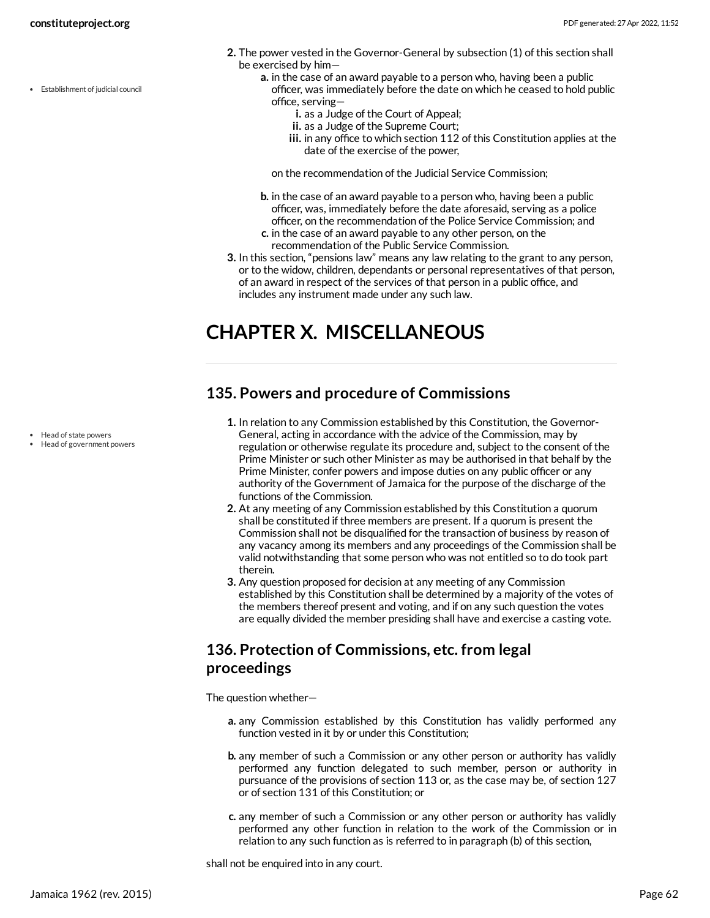2. The power vested in the Governor-General by subsection (1) of this section shall be exercised by him—
   a. in the case of an award payable to a person who, having been a public officer, was immediately before the date on which he ceased to hold public office, serving—
      i. as a Judge of the Court of Appeal;
      ii. as a Judge of the Supreme Court;
      iii. in any office to which section 112 of this Constitution applies at the date of the exercise of the power,

      on the recommendation of the Judicial Service Commission;

   b. in the case of an award payable to a person who, having been a public officer, was, immediately before the date aforesaid, serving as a police officer, on the recommendation of the Police Service Commission; and
   c. in the case of an award payable to any other person, on the recommendation of the Public Service Commission.
3. In this section, "pensions law" means any law relating to the grant to any person, or to the widow, children, dependants or personal representatives of that person, of an award in respect of the services of that person in a public office, and includes any instrument made under any such law.

# CHAPTER X. MISCELLANEOUS

## 135. Powers and procedure of Commissions

1. In relation to any Commission established by this Constitution, the Governor-General, acting in accordance with the advice of the Commission, may by regulation or otherwise regulate its procedure and, subject to the consent of the Prime Minister or such other Minister as may be authorised in that behalf by the Prime Minister, confer powers and impose duties on any public officer or any authority of the Government of Jamaica for the purpose of the discharge of the functions of the Commission.
2. At any meeting of any Commission established by this Constitution a quorum shall be constituted if three members are present. If a quorum is present the Commission shall not be disqualified for the transaction of business by reason of any vacancy among its members and any proceedings of the Commission shall be valid notwithstanding that some person who was not entitled so to do took part therein.
3. Any question proposed for decision at any meeting of any Commission established by this Constitution shall be determined by a majority of the votes of the members thereof present and voting, and if on any such question the votes are equally divided the member presiding shall have and exercise a casting vote.

## 136. Protection of Commissions, etc. from legal proceedings

The question whether—

a. any Commission established by this Constitution has validly performed any function vested in it by or under this Constitution;

b. any member of such a Commission or any other person or authority has validly performed any function delegated to such member, person or authority in pursuance of the provisions of section 113 or, as the case may be, of section 127 or of section 131 of this Constitution; or

c. any member of such a Commission or any other person or authority has validly performed any other function in relation to the work of the Commission or in relation to any such function as is referred to in paragraph (b) of this section,

shall not be enquired into in any court.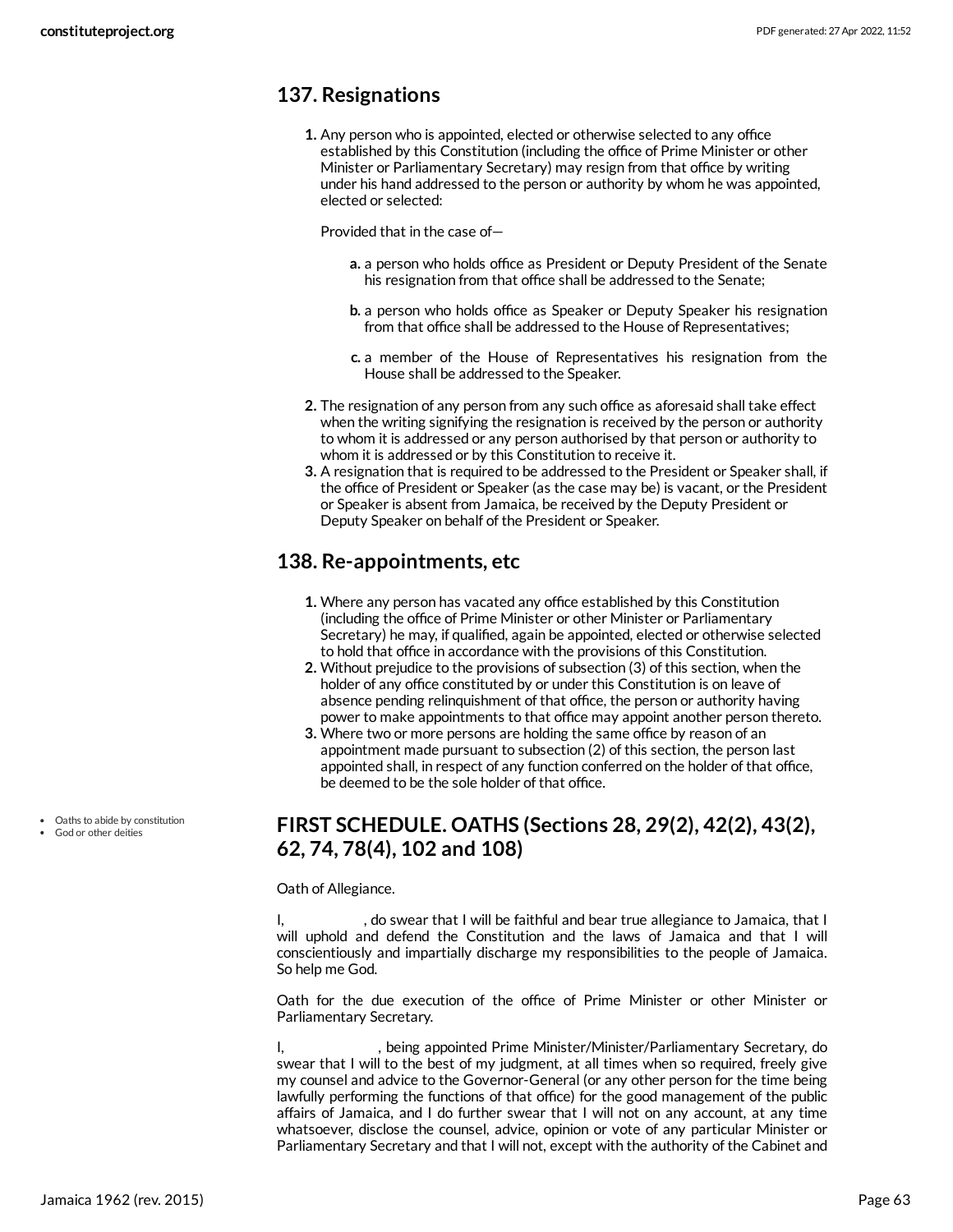## 137. Resignations

1. Any person who is appointed, elected or otherwise selected to any office established by this Constitution (including the office of Prime Minister or other Minister or Parliamentary Secretary) may resign from that office by writing under his hand addressed to the person or authority by whom he was appointed, elected or selected:

   Provided that in the case of—

   a. a person who holds office as President or Deputy President of the Senate his resignation from that office shall be addressed to the Senate;

   b. a person who holds office as Speaker or Deputy Speaker his resignation from that office shall be addressed to the House of Representatives;

   c. a member of the House of Representatives his resignation from the House shall be addressed to the Speaker.

2. The resignation of any person from any such office as aforesaid shall take effect when the writing signifying the resignation is received by the person or authority to whom it is addressed or any person authorised by that person or authority to whom it is addressed or by this Constitution to receive it.
3. A resignation that is required to be addressed to the President or Speaker shall, if the office of President or Speaker (as the case may be) is vacant, or the President or Speaker is absent from Jamaica, be received by the Deputy President or Deputy Speaker on behalf of the President or Speaker.

## 138. Re-appointments, etc

1. Where any person has vacated any office established by this Constitution (including the office of Prime Minister or other Minister or Parliamentary Secretary) he may, if qualified, again be appointed, elected or otherwise selected to hold that office in accordance with the provisions of this Constitution.
2. Without prejudice to the provisions of subsection (3) of this section, when the holder of any office constituted by or under this Constitution is on leave of absence pending relinquishment of that office, the person or authority having power to make appointments to that office may appoint another person thereto.
3. Where two or more persons are holding the same office by reason of an appointment made pursuant to subsection (2) of this section, the person last appointed shall, in respect of any function conferred on the holder of that office, be deemed to be the sole holder of that office.

- Oaths to abide by constitution
- God or other deities

## FIRST SCHEDULE. OATHS (Sections 28, 29(2), 42(2), 43(2), 62, 74, 78(4), 102 and 108)

Oath of Allegiance.

I, , do swear that I will be faithful and bear true allegiance to Jamaica, that I will uphold and defend the Constitution and the laws of Jamaica and that I will conscientiously and impartially discharge my responsibilities to the people of Jamaica. So help me God.

Oath for the due execution of the office of Prime Minister or other Minister or Parliamentary Secretary.

I, , being appointed Prime Minister/Minister/Parliamentary Secretary, do swear that I will to the best of my judgment, at all times when so required, freely give my counsel and advice to the Governor-General (or any other person for the time being lawfully performing the functions of that office) for the good management of the public affairs of Jamaica, and I do further swear that I will not on any account, at any time whatsoever, disclose the counsel, advice, opinion or vote of any particular Minister or Parliamentary Secretary and that I will not, except with the authority of the Cabinet and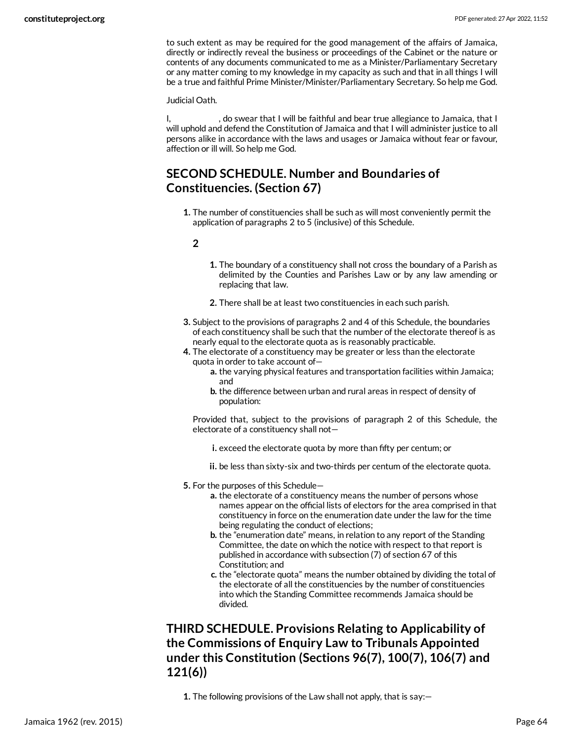to such extent as may be required for the good management of the affairs of Jamaica, directly or indirectly reveal the business or proceedings of the Cabinet or the nature or contents of any documents communicated to me as a Minister/Parliamentary Secretary or any matter coming to my knowledge in my capacity as such and that in all things I will be a true and faithful Prime Minister/Minister/Parliamentary Secretary. So help me God.

Judicial Oath.

I, , do swear that I will be faithful and bear true allegiance to Jamaica, that I will uphold and defend the Constitution of Jamaica and that I will administer justice to all persons alike in accordance with the laws and usages or Jamaica without fear or favour, affection or ill will. So help me God.

## SECOND SCHEDULE. Number and Boundaries of Constituencies. (Section 67)

**1.** The number of constituencies shall be such as will most conveniently permit the application of paragraphs 2 to 5 (inclusive) of this Schedule.

**2**

> **1.** The boundary of a constituency shall not cross the boundary of a Parish as delimited by the Counties and Parishes Law or by any law amending or replacing that law.
>
> **2.** There shall be at least two constituencies in each such parish.

**3.** Subject to the provisions of paragraphs 2 and 4 of this Schedule, the boundaries of each constituency shall be such that the number of the electorate thereof is as nearly equal to the electorate quota as is reasonably practicable.

**4.** The electorate of a constituency may be greater or less than the electorate quota in order to take account of—

- **a.** the varying physical features and transportation facilities within Jamaica; and
- **b.** the difference between urban and rural areas in respect of density of population:

Provided that, subject to the provisions of paragraph 2 of this Schedule, the electorate of a constituency shall not—

- **i.** exceed the electorate quota by more than fifty per centum; or
- **ii.** be less than sixty-six and two-thirds per centum of the electorate quota.

**5.** For the purposes of this Schedule—

- **a.** the electorate of a constituency means the number of persons whose names appear on the official lists of electors for the area comprised in that constituency in force on the enumeration date under the law for the time being regulating the conduct of elections;
- **b.** the "enumeration date" means, in relation to any report of the Standing Committee, the date on which the notice with respect to that report is published in accordance with subsection (7) of section 67 of this Constitution; and
- **c.** the "electorate quota" means the number obtained by dividing the total of the electorate of all the constituencies by the number of constituencies into which the Standing Committee recommends Jamaica should be divided.

## THIRD SCHEDULE. Provisions Relating to Applicability of the Commissions of Enquiry Law to Tribunals Appointed under this Constitution (Sections 96(7), 100(7), 106(7) and 121(6))

**1.** The following provisions of the Law shall not apply, that is say:—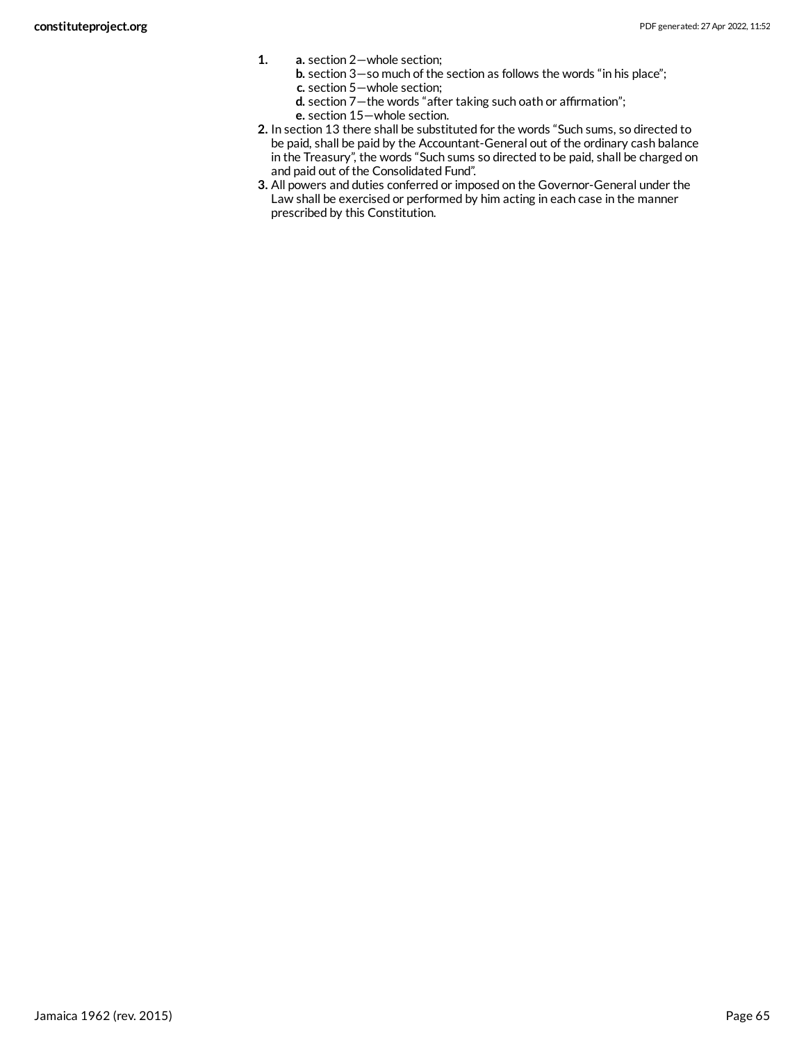1. 
   a. section 2—whole section;
   b. section 3—so much of the section as follows the words “in his place”;
   c. section 5—whole section;
   d. section 7—the words “after taking such oath or affirmation”;
   e. section 15—whole section.
2. In section 13 there shall be substituted for the words “Such sums, so directed to be paid, shall be paid by the Accountant-General out of the ordinary cash balance in the Treasury”, the words “Such sums so directed to be paid, shall be charged on and paid out of the Consolidated Fund”.
3. All powers and duties conferred or imposed on the Governor-General under the Law shall be exercised or performed by him acting in each case in the manner prescribed by this Constitution.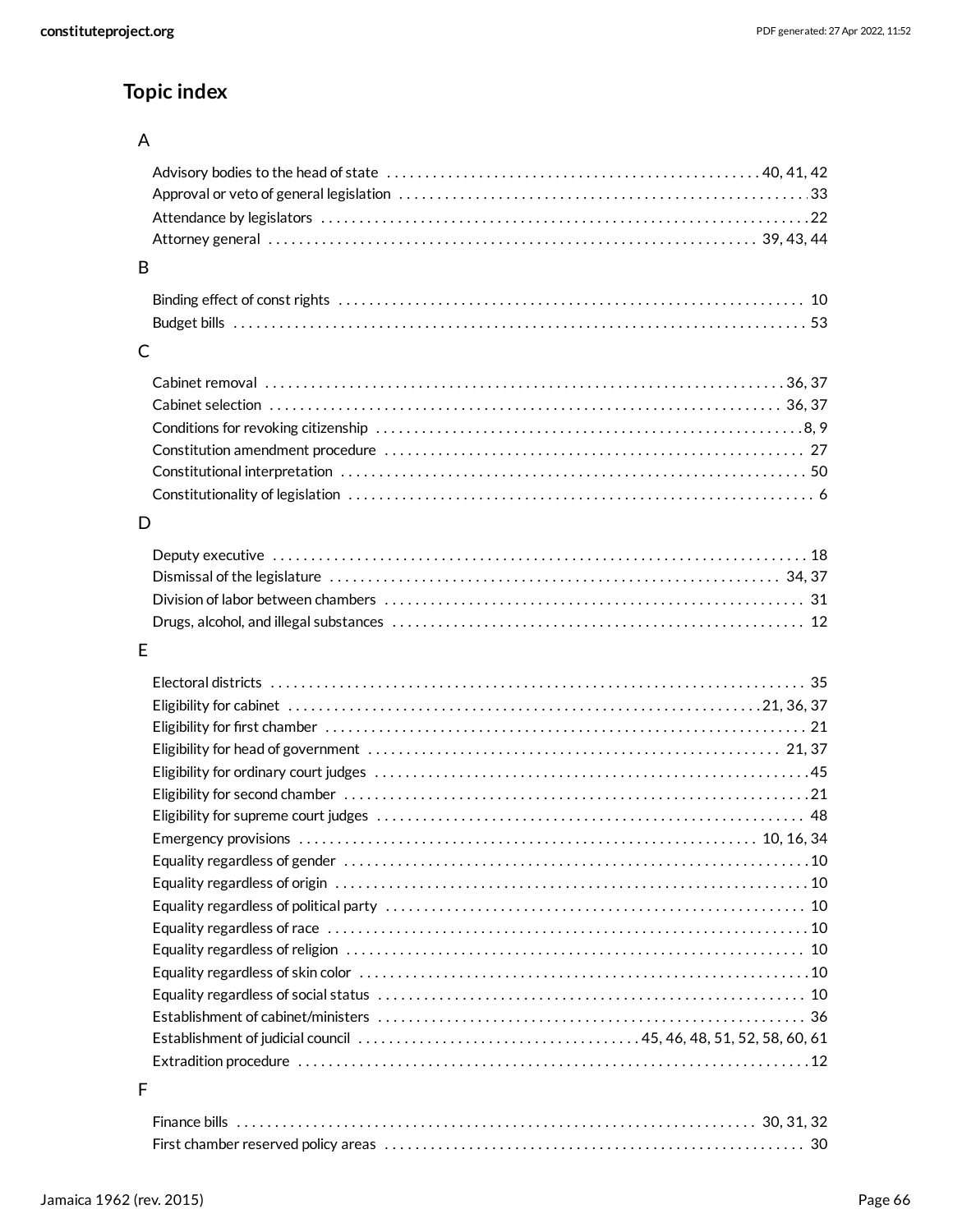## Topic index

### A

- Advisory bodies to the head of state ........ 40, 41, 42
- Approval or veto of general legislation ........ 33
- Attendance by legislators ........ 22
- Attorney general ........ 39, 43, 44

### B

- Binding effect of const rights ........ 10
- Budget bills ........ 53

### C

- Cabinet removal ........ 36, 37
- Cabinet selection ........ 36, 37
- Conditions for revoking citizenship ........ 8, 9
- Constitution amendment procedure ........ 27
- Constitutional interpretation ........ 50
- Constitutionality of legislation ........ 6

### D

- Deputy executive ........ 18
- Dismissal of the legislature ........ 34, 37
- Division of labor between chambers ........ 31
- Drugs, alcohol, and illegal substances ........ 12

### E

- Electoral districts ........ 35
- Eligibility for cabinet ........ 21, 36, 37
- Eligibility for first chamber ........ 21
- Eligibility for head of government ........ 21, 37
- Eligibility for ordinary court judges ........ 45
- Eligibility for second chamber ........ 21
- Eligibility for supreme court judges ........ 48
- Emergency provisions ........ 10, 16, 34
- Equality regardless of gender ........ 10
- Equality regardless of origin ........ 10
- Equality regardless of political party ........ 10
- Equality regardless of race ........ 10
- Equality regardless of religion ........ 10
- Equality regardless of skin color ........ 10
- Equality regardless of social status ........ 10
- Establishment of cabinet/ministers ........ 36
- Establishment of judicial council ........ 45, 46, 48, 51, 52, 58, 60, 61
- Extradition procedure ........ 12

### F

- Finance bills ........ 30, 31, 32
- First chamber reserved policy areas ........ 30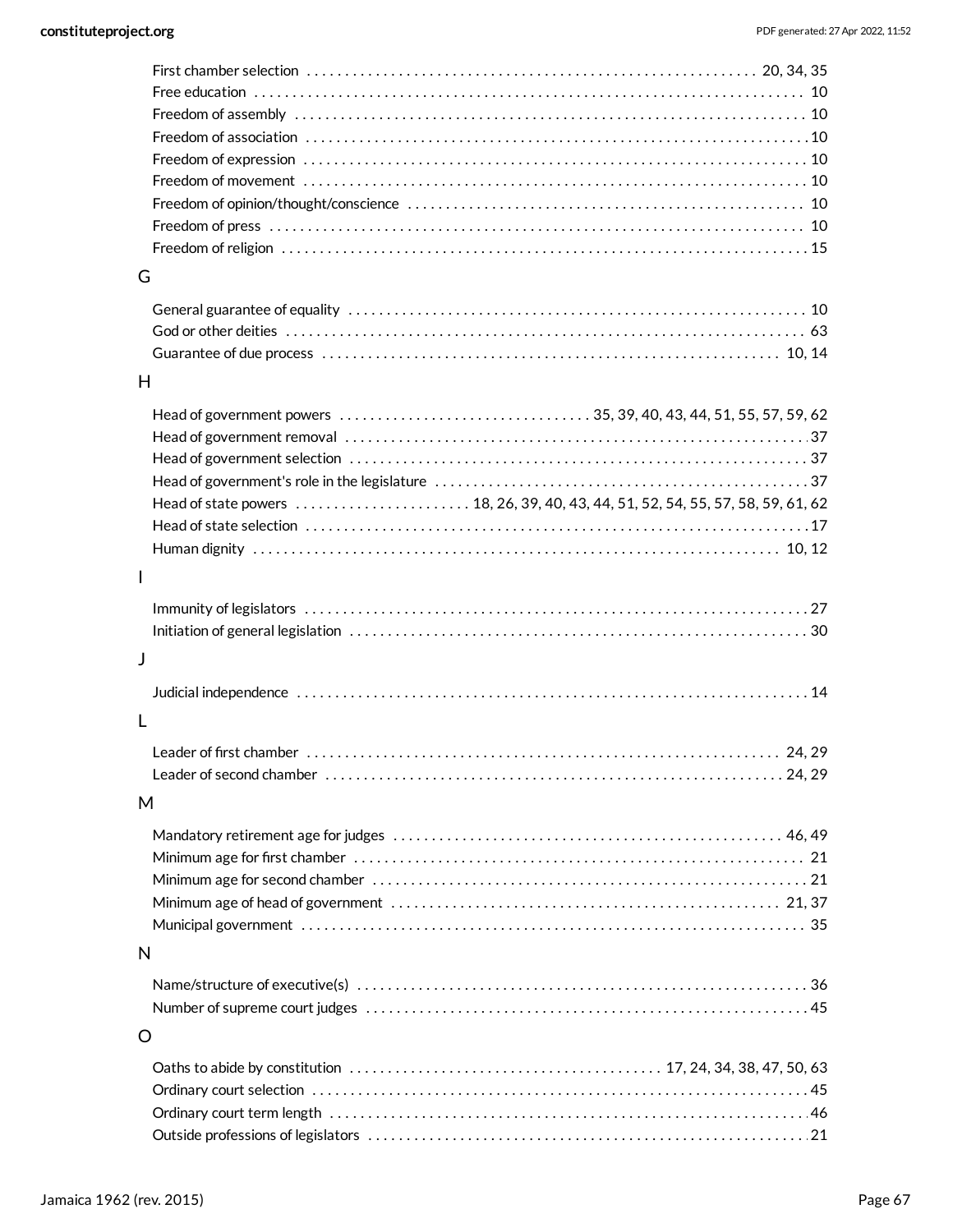First chamber selection . . . . . . . . . . . . . . . . . . . . . . . . . . . . . . . . . . . 20, 34, 35
Free education . . . . . . . . . . . . . . . . . . . . . . . . . . . . . . . . . . . . . . . . . . . . 10
Freedom of assembly . . . . . . . . . . . . . . . . . . . . . . . . . . . . . . . . . . . . . . . . 10
Freedom of association . . . . . . . . . . . . . . . . . . . . . . . . . . . . . . . . . . . . . . 10
Freedom of expression . . . . . . . . . . . . . . . . . . . . . . . . . . . . . . . . . . . . . . . 10
Freedom of movement . . . . . . . . . . . . . . . . . . . . . . . . . . . . . . . . . . . . . . . 10
Freedom of opinion/thought/conscience . . . . . . . . . . . . . . . . . . . . . . . . . . . . 10
Freedom of press . . . . . . . . . . . . . . . . . . . . . . . . . . . . . . . . . . . . . . . . . . 10
Freedom of religion . . . . . . . . . . . . . . . . . . . . . . . . . . . . . . . . . . . . . . . . 15

G

General guarantee of equality . . . . . . . . . . . . . . . . . . . . . . . . . . . . . . . . . . 10
God or other deities . . . . . . . . . . . . . . . . . . . . . . . . . . . . . . . . . . . . . . . . 63
Guarantee of due process . . . . . . . . . . . . . . . . . . . . . . . . . . . . . . . . . . . 10, 14

H

Head of government powers . . . . . . . . . . . . . . . . . 35, 39, 40, 43, 44, 51, 55, 57, 59, 62
Head of government removal . . . . . . . . . . . . . . . . . . . . . . . . . . . . . . . . . . . 37
Head of government selection . . . . . . . . . . . . . . . . . . . . . . . . . . . . . . . . . . 37
Head of government's role in the legislature . . . . . . . . . . . . . . . . . . . . . . . . . . 37
Head of state powers . . . . . . . . . . . 18, 26, 39, 40, 43, 44, 51, 52, 54, 55, 57, 58, 59, 61, 62
Head of state selection . . . . . . . . . . . . . . . . . . . . . . . . . . . . . . . . . . . . . . . 17
Human dignity . . . . . . . . . . . . . . . . . . . . . . . . . . . . . . . . . . . . . . . . . . 10, 12

I

Immunity of legislators . . . . . . . . . . . . . . . . . . . . . . . . . . . . . . . . . . . . . . . 27
Initiation of general legislation . . . . . . . . . . . . . . . . . . . . . . . . . . . . . . . . . . 30

J

Judicial independence . . . . . . . . . . . . . . . . . . . . . . . . . . . . . . . . . . . . . . . 14

L

Leader of first chamber . . . . . . . . . . . . . . . . . . . . . . . . . . . . . . . . . . . . 24, 29
Leader of second chamber . . . . . . . . . . . . . . . . . . . . . . . . . . . . . . . . . . . 24, 29

M

Mandatory retirement age for judges . . . . . . . . . . . . . . . . . . . . . . . . . . . . . 46, 49
Minimum age for first chamber . . . . . . . . . . . . . . . . . . . . . . . . . . . . . . . . . . 21
Minimum age for second chamber . . . . . . . . . . . . . . . . . . . . . . . . . . . . . . . . 21
Minimum age of head of government . . . . . . . . . . . . . . . . . . . . . . . . . . . . 21, 37
Municipal government . . . . . . . . . . . . . . . . . . . . . . . . . . . . . . . . . . . . . . . 35

N

Name/structure of executive(s) . . . . . . . . . . . . . . . . . . . . . . . . . . . . . . . . . . 36
Number of supreme court judges . . . . . . . . . . . . . . . . . . . . . . . . . . . . . . . . . 45

O

Oaths to abide by constitution . . . . . . . . . . . . . . . . . . . . . 17, 24, 34, 38, 47, 50, 63
Ordinary court selection . . . . . . . . . . . . . . . . . . . . . . . . . . . . . . . . . . . . . . 45
Ordinary court term length . . . . . . . . . . . . . . . . . . . . . . . . . . . . . . . . . . . . 46
Outside professions of legislators . . . . . . . . . . . . . . . . . . . . . . . . . . . . . . . . 21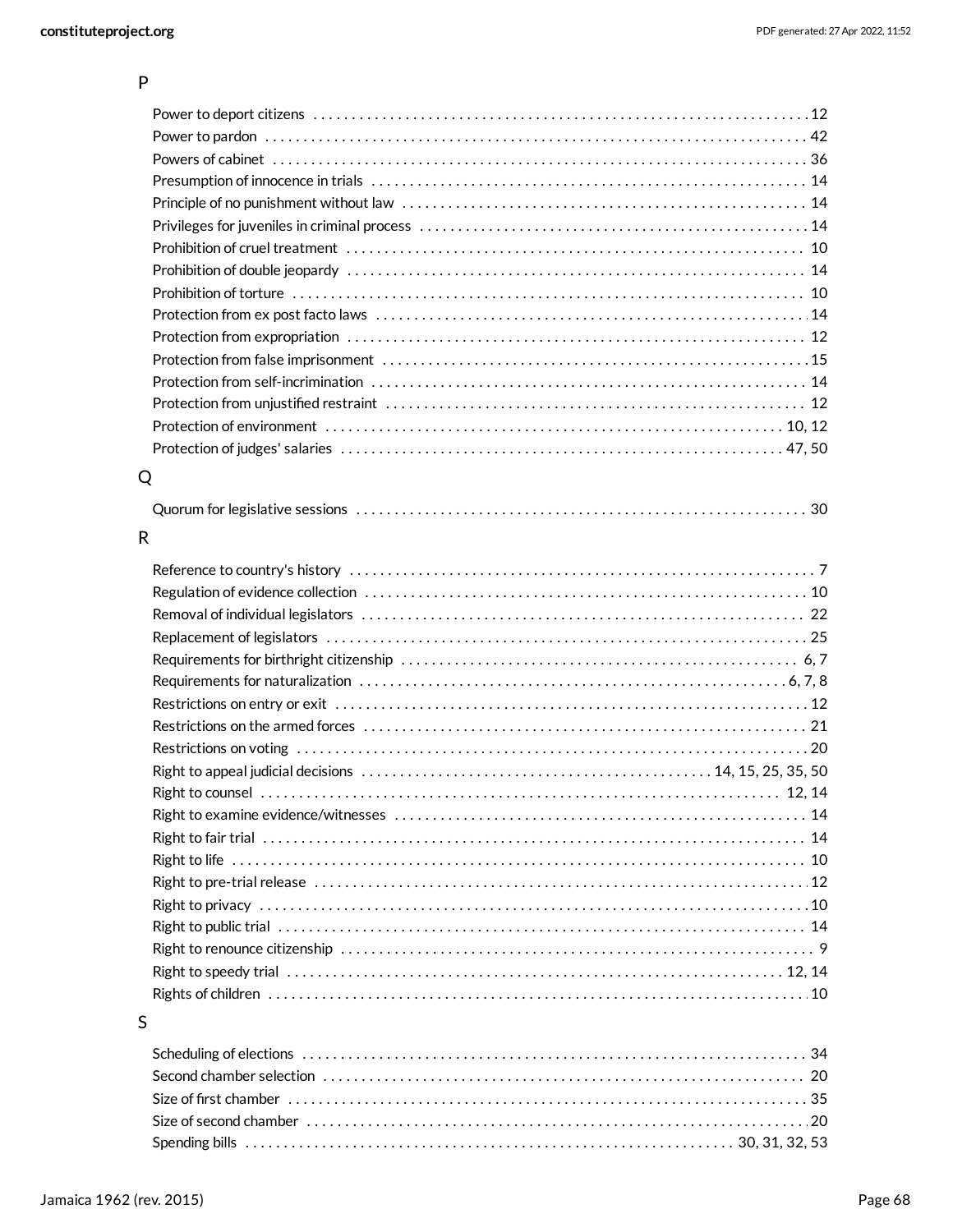## P

- Power to deport citizens . . . . . . . . . . 12
- Power to pardon . . . . . . . . . . 42
- Powers of cabinet . . . . . . . . . . 36
- Presumption of innocence in trials . . . . . . . . . . 14
- Principle of no punishment without law . . . . . . . . . . 14
- Privileges for juveniles in criminal process . . . . . . . . . . 14
- Prohibition of cruel treatment . . . . . . . . . . 10
- Prohibition of double jeopardy . . . . . . . . . . 14
- Prohibition of torture . . . . . . . . . . 10
- Protection from ex post facto laws . . . . . . . . . . 14
- Protection from expropriation . . . . . . . . . . 12
- Protection from false imprisonment . . . . . . . . . . 15
- Protection from self-incrimination . . . . . . . . . . 14
- Protection from unjustified restraint . . . . . . . . . . 12
- Protection of environment . . . . . . . . . . 10, 12
- Protection of judges' salaries . . . . . . . . . . 47, 50

## Q

- Quorum for legislative sessions . . . . . . . . . . 30

## R

- Reference to country's history . . . . . . . . . . 7
- Regulation of evidence collection . . . . . . . . . . 10
- Removal of individual legislators . . . . . . . . . . 22
- Replacement of legislators . . . . . . . . . . 25
- Requirements for birthright citizenship . . . . . . . . . . 6, 7
- Requirements for naturalization . . . . . . . . . . 6, 7, 8
- Restrictions on entry or exit . . . . . . . . . . 12
- Restrictions on the armed forces . . . . . . . . . . 21
- Restrictions on voting . . . . . . . . . . 20
- Right to appeal judicial decisions . . . . . . . . . . 14, 15, 25, 35, 50
- Right to counsel . . . . . . . . . . 12, 14
- Right to examine evidence/witnesses . . . . . . . . . . 14
- Right to fair trial . . . . . . . . . . 14
- Right to life . . . . . . . . . . 10
- Right to pre-trial release . . . . . . . . . . 12
- Right to privacy . . . . . . . . . . 10
- Right to public trial . . . . . . . . . . 14
- Right to renounce citizenship . . . . . . . . . . 9
- Right to speedy trial . . . . . . . . . . 12, 14
- Rights of children . . . . . . . . . . 10

## S

- Scheduling of elections . . . . . . . . . . 34
- Second chamber selection . . . . . . . . . . 20
- Size of first chamber . . . . . . . . . . 35
- Size of second chamber . . . . . . . . . . 20
- Spending bills . . . . . . . . . . 30, 31, 32, 53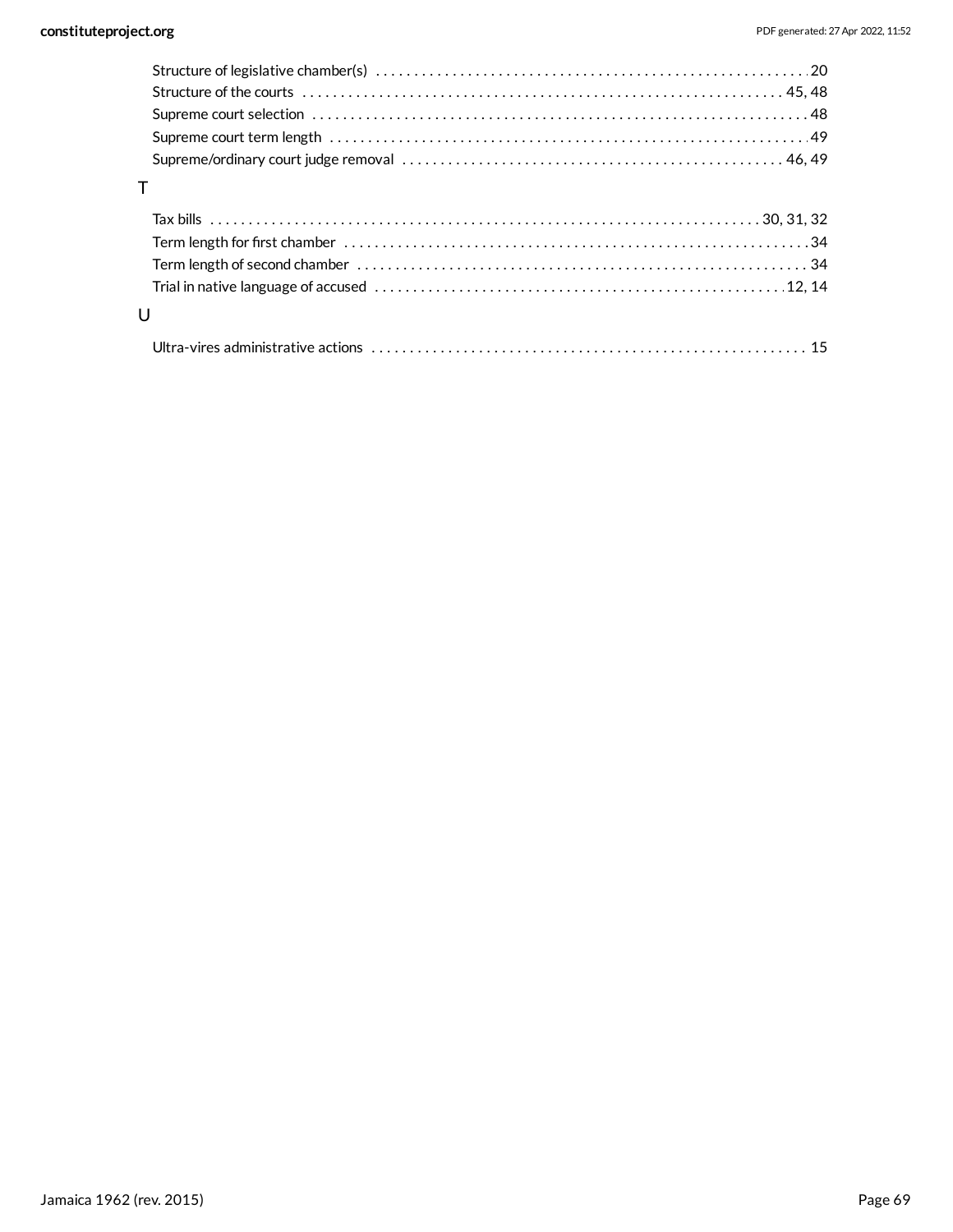Structure of legislative chamber(s) . . . . . . . . . . . . . . . . . . . . . . . . . . . . . . . . . . . . . . . . . . . . . . . . . . . . . . . . . 20
Structure of the courts . . . . . . . . . . . . . . . . . . . . . . . . . . . . . . . . . . . . . . . . . . . . . . . . . . . . . . . . . . . . . . . 45, 48
Supreme court selection . . . . . . . . . . . . . . . . . . . . . . . . . . . . . . . . . . . . . . . . . . . . . . . . . . . . . . . . . . . . . . . . 48
Supreme court term length . . . . . . . . . . . . . . . . . . . . . . . . . . . . . . . . . . . . . . . . . . . . . . . . . . . . . . . . . . . . . . 49
Supreme/ordinary court judge removal . . . . . . . . . . . . . . . . . . . . . . . . . . . . . . . . . . . . . . . . . . . . . . . . . . 46, 49

T

Tax bills . . . . . . . . . . . . . . . . . . . . . . . . . . . . . . . . . . . . . . . . . . . . . . . . . . . . . . . . . . . . . . . . . . . . . . . . 30, 31, 32
Term length for first chamber . . . . . . . . . . . . . . . . . . . . . . . . . . . . . . . . . . . . . . . . . . . . . . . . . . . . . . . . . . . . . 34
Term length of second chamber . . . . . . . . . . . . . . . . . . . . . . . . . . . . . . . . . . . . . . . . . . . . . . . . . . . . . . . . . . . 34
Trial in native language of accused . . . . . . . . . . . . . . . . . . . . . . . . . . . . . . . . . . . . . . . . . . . . . . . . . . . . . 12, 14

U

Ultra-vires administrative actions . . . . . . . . . . . . . . . . . . . . . . . . . . . . . . . . . . . . . . . . . . . . . . . . . . . . . . . . . 15